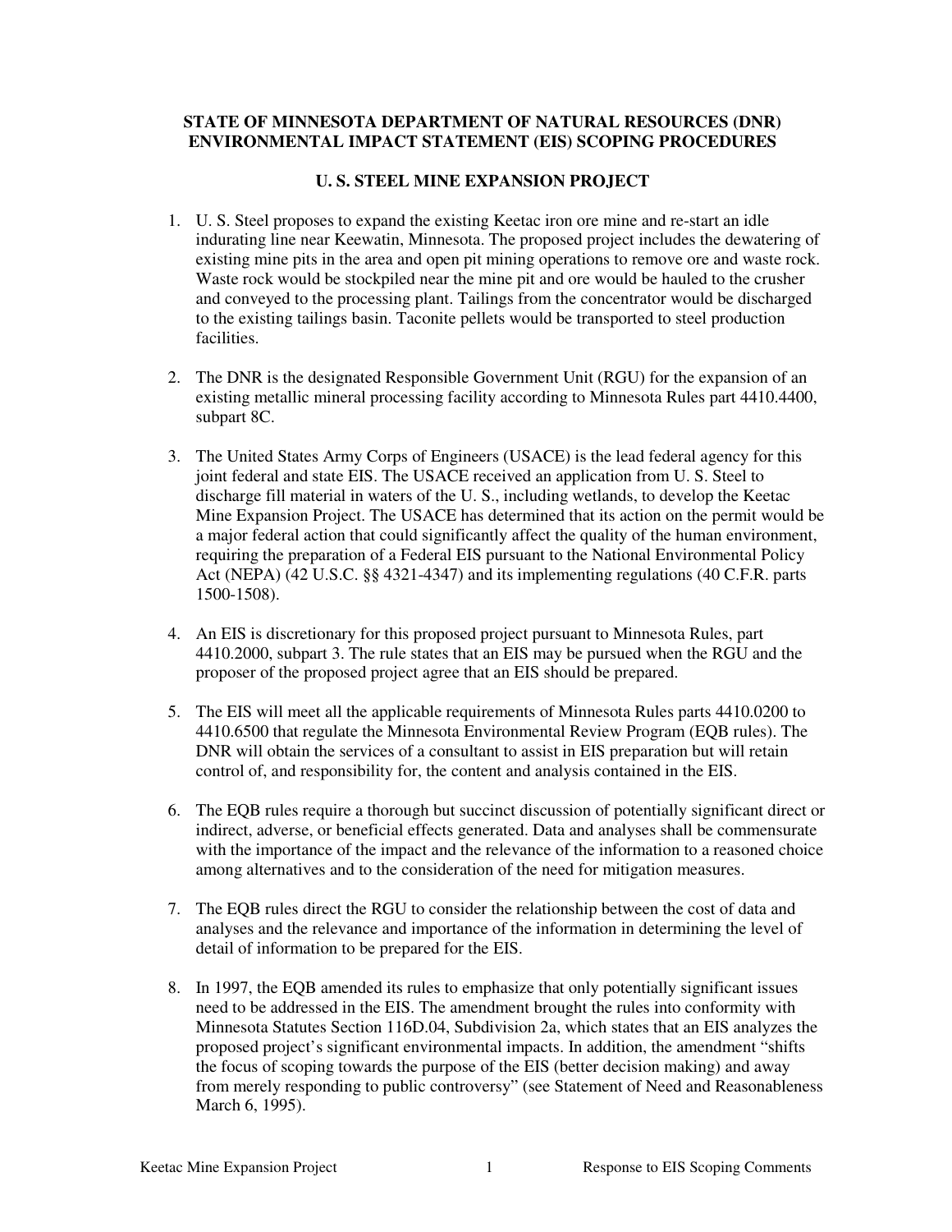# STATE OF MINNESOTA DEPARTMENT OF NATURAL RESOURCES (DNR) ENVIRONMENTAL IMPACT STATEMENT (EIS) SCOPING PROCEDURES

## U. S. STEEL MINE EXPANSION PROJECT

1. U. S. Steel proposes to expand the existing Keetac iron ore mine and re-start an idle indurating line near Keewatin, Minnesota. The proposed project includes the dewatering of existing mine pits in the area and open pit mining operations to remove ore and waste rock. Waste rock would be stockpiled near the mine pit and ore would be hauled to the crusher and conveyed to the processing plant. Tailings from the concentrator would be discharged to the existing tailings basin. Taconite pellets would be transported to steel production facilities.

2. The DNR is the designated Responsible Government Unit (RGU) for the expansion of an existing metallic mineral processing facility according to Minnesota Rules part 4410.4400, subpart 8C.

3. The United States Army Corps of Engineers (USACE) is the lead federal agency for this joint federal and state EIS. The USACE received an application from U. S. Steel to discharge fill material in waters of the U. S., including wetlands, to develop the Keetac Mine Expansion Project. The USACE has determined that its action on the permit would be a major federal action that could significantly affect the quality of the human environment, requiring the preparation of a Federal EIS pursuant to the National Environmental Policy Act (NEPA) (42 U.S.C. §§ 4321-4347) and its implementing regulations (40 C.F.R. parts 1500-1508).

4. An EIS is discretionary for this proposed project pursuant to Minnesota Rules, part 4410.2000, subpart 3. The rule states that an EIS may be pursued when the RGU and the proposer of the proposed project agree that an EIS should be prepared.

5. The EIS will meet all the applicable requirements of Minnesota Rules parts 4410.0200 to 4410.6500 that regulate the Minnesota Environmental Review Program (EQB rules). The DNR will obtain the services of a consultant to assist in EIS preparation but will retain control of, and responsibility for, the content and analysis contained in the EIS.

6. The EQB rules require a thorough but succinct discussion of potentially significant direct or indirect, adverse, or beneficial effects generated. Data and analyses shall be commensurate with the importance of the impact and the relevance of the information to a reasoned choice among alternatives and to the consideration of the need for mitigation measures.

7. The EQB rules direct the RGU to consider the relationship between the cost of data and analyses and the relevance and importance of the information in determining the level of detail of information to be prepared for the EIS.

8. In 1997, the EQB amended its rules to emphasize that only potentially significant issues need to be addressed in the EIS. The amendment brought the rules into conformity with Minnesota Statutes Section 116D.04, Subdivision 2a, which states that an EIS analyzes the proposed project's significant environmental impacts. In addition, the amendment "shifts the focus of scoping towards the purpose of the EIS (better decision making) and away from merely responding to public controversy" (see Statement of Need and Reasonableness March 6, 1995).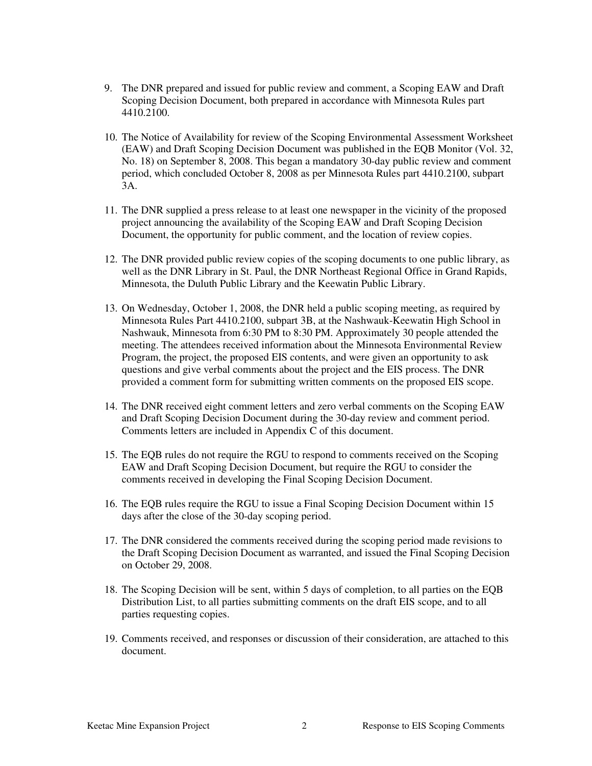9. The DNR prepared and issued for public review and comment, a Scoping EAW and Draft Scoping Decision Document, both prepared in accordance with Minnesota Rules part 4410.2100.

10. The Notice of Availability for review of the Scoping Environmental Assessment Worksheet (EAW) and Draft Scoping Decision Document was published in the EQB Monitor (Vol. 32, No. 18) on September 8, 2008. This began a mandatory 30-day public review and comment period, which concluded October 8, 2008 as per Minnesota Rules part 4410.2100, subpart 3A.

11. The DNR supplied a press release to at least one newspaper in the vicinity of the proposed project announcing the availability of the Scoping EAW and Draft Scoping Decision Document, the opportunity for public comment, and the location of review copies.

12. The DNR provided public review copies of the scoping documents to one public library, as well as the DNR Library in St. Paul, the DNR Northeast Regional Office in Grand Rapids, Minnesota, the Duluth Public Library and the Keewatin Public Library.

13. On Wednesday, October 1, 2008, the DNR held a public scoping meeting, as required by Minnesota Rules Part 4410.2100, subpart 3B, at the Nashwauk-Keewatin High School in Nashwauk, Minnesota from 6:30 PM to 8:30 PM. Approximately 30 people attended the meeting. The attendees received information about the Minnesota Environmental Review Program, the project, the proposed EIS contents, and were given an opportunity to ask questions and give verbal comments about the project and the EIS process. The DNR provided a comment form for submitting written comments on the proposed EIS scope.

14. The DNR received eight comment letters and zero verbal comments on the Scoping EAW and Draft Scoping Decision Document during the 30-day review and comment period. Comments letters are included in Appendix C of this document.

15. The EQB rules do not require the RGU to respond to comments received on the Scoping EAW and Draft Scoping Decision Document, but require the RGU to consider the comments received in developing the Final Scoping Decision Document.

16. The EQB rules require the RGU to issue a Final Scoping Decision Document within 15 days after the close of the 30-day scoping period.

17. The DNR considered the comments received during the scoping period made revisions to the Draft Scoping Decision Document as warranted, and issued the Final Scoping Decision on October 29, 2008.

18. The Scoping Decision will be sent, within 5 days of completion, to all parties on the EQB Distribution List, to all parties submitting comments on the draft EIS scope, and to all parties requesting copies.

19. Comments received, and responses or discussion of their consideration, are attached to this document.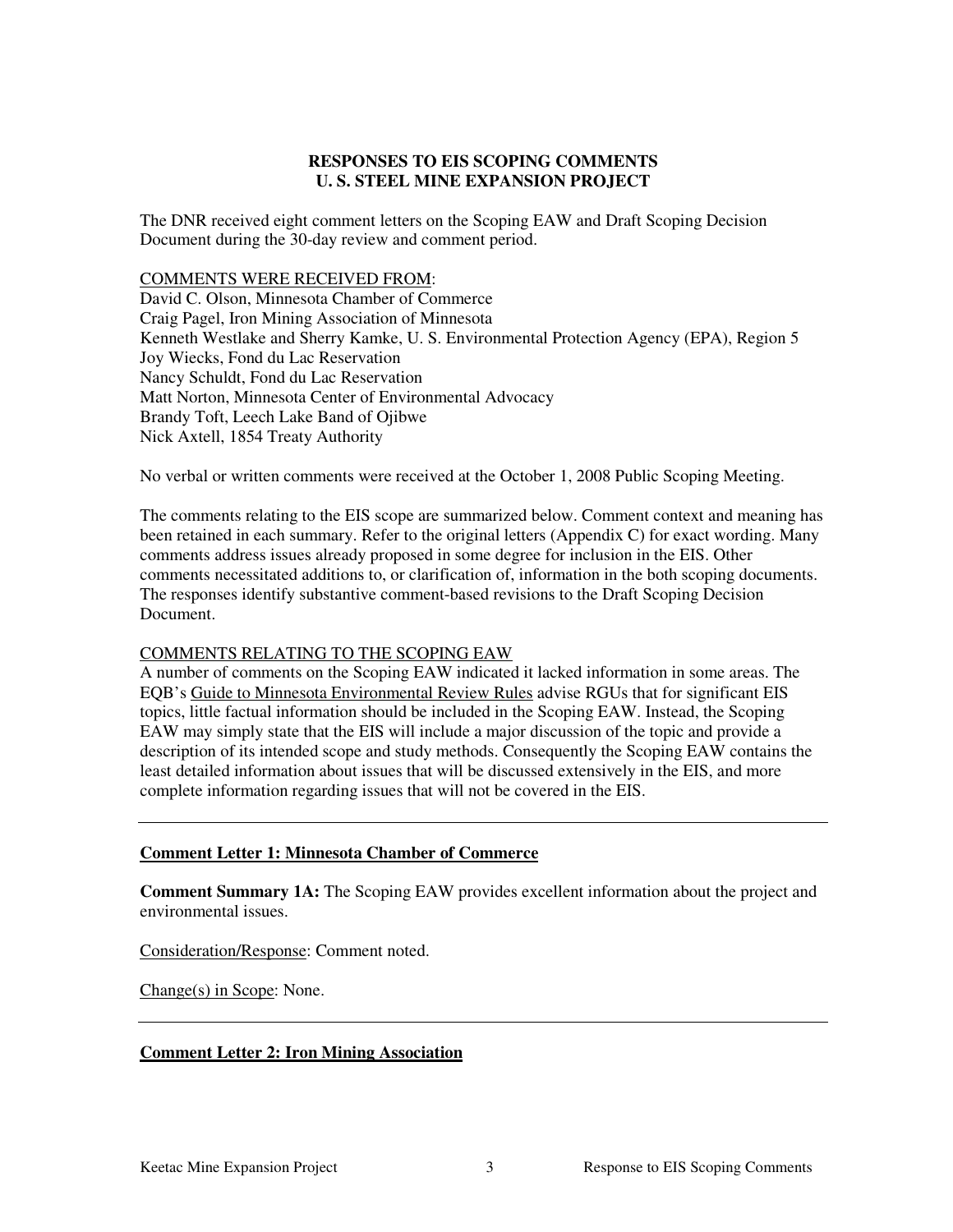# RESPONSES TO EIS SCOPING COMMENTS
# U. S. STEEL MINE EXPANSION PROJECT

The DNR received eight comment letters on the Scoping EAW and Draft Scoping Decision Document during the 30-day review and comment period.

COMMENTS WERE RECEIVED FROM:
David C. Olson, Minnesota Chamber of Commerce
Craig Pagel, Iron Mining Association of Minnesota
Kenneth Westlake and Sherry Kamke, U. S. Environmental Protection Agency (EPA), Region 5
Joy Wiecks, Fond du Lac Reservation
Nancy Schuldt, Fond du Lac Reservation
Matt Norton, Minnesota Center of Environmental Advocacy
Brandy Toft, Leech Lake Band of Ojibwe
Nick Axtell, 1854 Treaty Authority

No verbal or written comments were received at the October 1, 2008 Public Scoping Meeting.

The comments relating to the EIS scope are summarized below. Comment context and meaning has been retained in each summary. Refer to the original letters (Appendix C) for exact wording. Many comments address issues already proposed in some degree for inclusion in the EIS. Other comments necessitated additions to, or clarification of, information in the both scoping documents. The responses identify substantive comment-based revisions to the Draft Scoping Decision Document.

COMMENTS RELATING TO THE SCOPING EAW
A number of comments on the Scoping EAW indicated it lacked information in some areas. The EQB's Guide to Minnesota Environmental Review Rules advise RGUs that for significant EIS topics, little factual information should be included in the Scoping EAW. Instead, the Scoping EAW may simply state that the EIS will include a major discussion of the topic and provide a description of its intended scope and study methods. Consequently the Scoping EAW contains the least detailed information about issues that will be discussed extensively in the EIS, and more complete information regarding issues that will not be covered in the EIS.

---

**Comment Letter 1: Minnesota Chamber of Commerce**

**Comment Summary 1A:** The Scoping EAW provides excellent information about the project and environmental issues.

Consideration/Response: Comment noted.

Change(s) in Scope: None.

---

**Comment Letter 2: Iron Mining Association**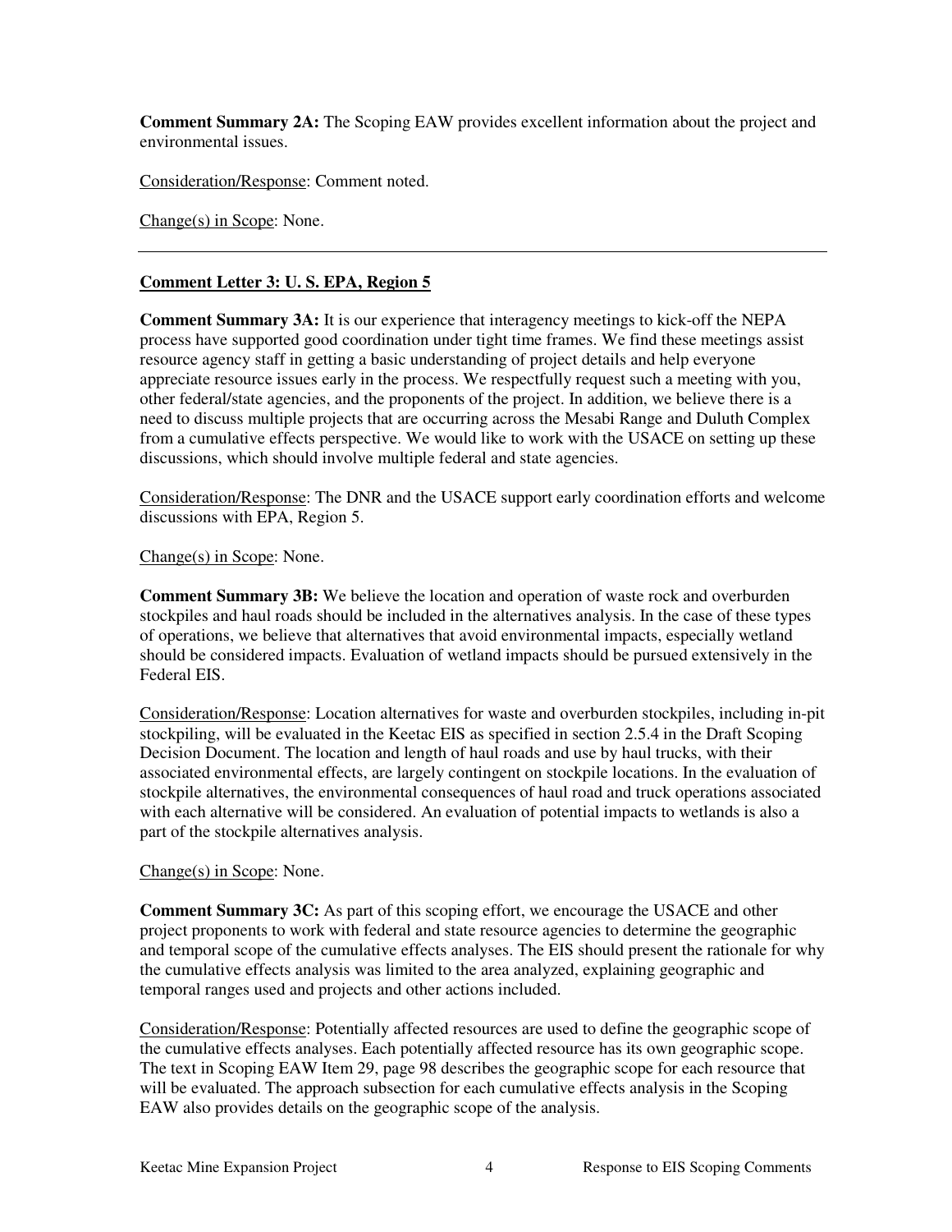**Comment Summary 2A:** The Scoping EAW provides excellent information about the project and environmental issues.

<u>Consideration/Response</u>: Comment noted.

<u>Change(s) in Scope</u>: None.

---

**<u>Comment Letter 3: U. S. EPA, Region 5</u>**

**Comment Summary 3A:** It is our experience that interagency meetings to kick-off the NEPA process have supported good coordination under tight time frames. We find these meetings assist resource agency staff in getting a basic understanding of project details and help everyone appreciate resource issues early in the process. We respectfully request such a meeting with you, other federal/state agencies, and the proponents of the project. In addition, we believe there is a need to discuss multiple projects that are occurring across the Mesabi Range and Duluth Complex from a cumulative effects perspective. We would like to work with the USACE on setting up these discussions, which should involve multiple federal and state agencies.

<u>Consideration/Response</u>: The DNR and the USACE support early coordination efforts and welcome discussions with EPA, Region 5.

<u>Change(s) in Scope</u>: None.

**Comment Summary 3B:** We believe the location and operation of waste rock and overburden stockpiles and haul roads should be included in the alternatives analysis. In the case of these types of operations, we believe that alternatives that avoid environmental impacts, especially wetland should be considered impacts. Evaluation of wetland impacts should be pursued extensively in the Federal EIS.

<u>Consideration/Response</u>: Location alternatives for waste and overburden stockpiles, including in-pit stockpiling, will be evaluated in the Keetac EIS as specified in section 2.5.4 in the Draft Scoping Decision Document. The location and length of haul roads and use by haul trucks, with their associated environmental effects, are largely contingent on stockpile locations. In the evaluation of stockpile alternatives, the environmental consequences of haul road and truck operations associated with each alternative will be considered. An evaluation of potential impacts to wetlands is also a part of the stockpile alternatives analysis.

<u>Change(s) in Scope</u>: None.

**Comment Summary 3C:** As part of this scoping effort, we encourage the USACE and other project proponents to work with federal and state resource agencies to determine the geographic and temporal scope of the cumulative effects analyses. The EIS should present the rationale for why the cumulative effects analysis was limited to the area analyzed, explaining geographic and temporal ranges used and projects and other actions included.

<u>Consideration/Response</u>: Potentially affected resources are used to define the geographic scope of the cumulative effects analyses. Each potentially affected resource has its own geographic scope. The text in Scoping EAW Item 29, page 98 describes the geographic scope for each resource that will be evaluated. The approach subsection for each cumulative effects analysis in the Scoping EAW also provides details on the geographic scope of the analysis.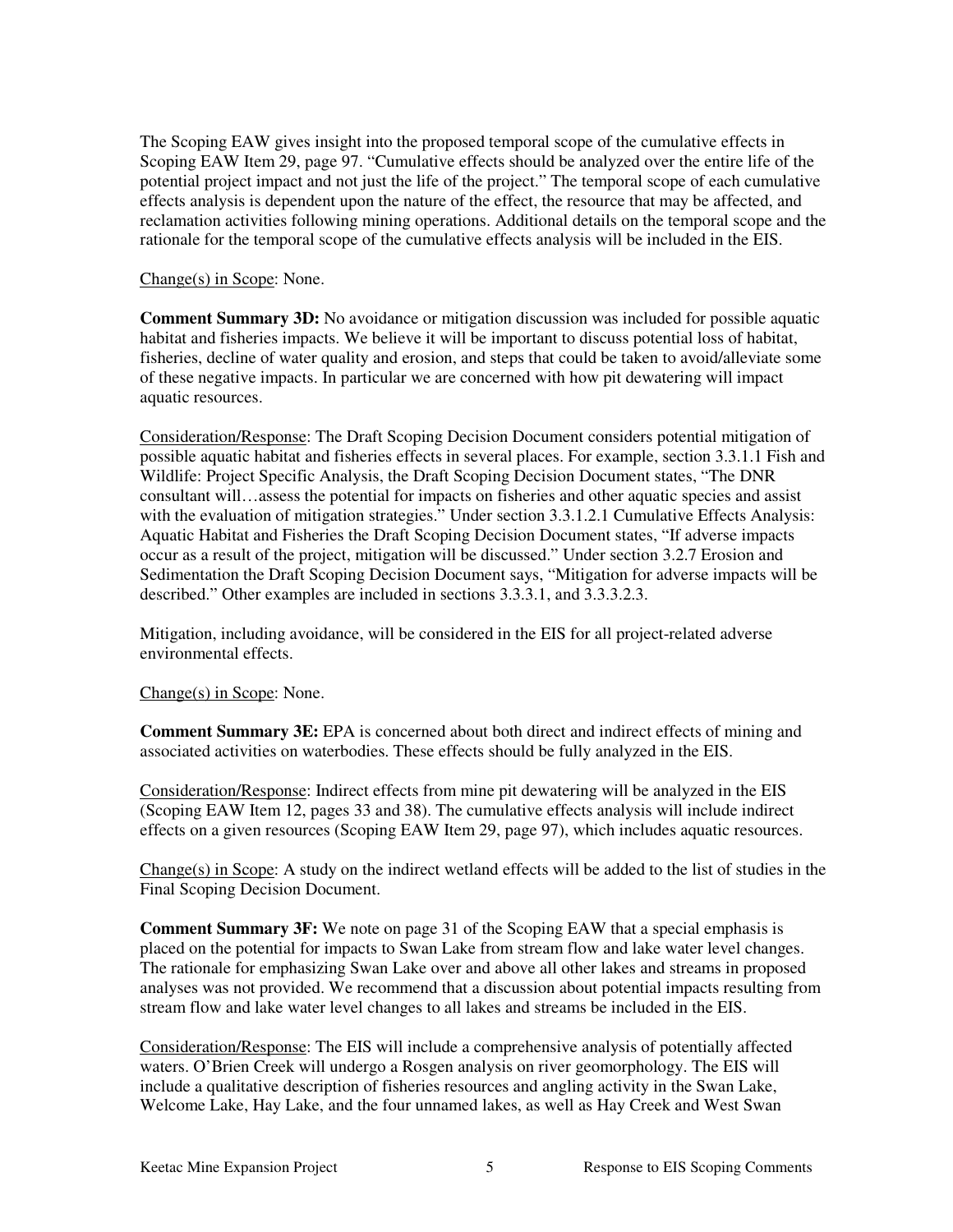The Scoping EAW gives insight into the proposed temporal scope of the cumulative effects in Scoping EAW Item 29, page 97. "Cumulative effects should be analyzed over the entire life of the potential project impact and not just the life of the project." The temporal scope of each cumulative effects analysis is dependent upon the nature of the effect, the resource that may be affected, and reclamation activities following mining operations. Additional details on the temporal scope and the rationale for the temporal scope of the cumulative effects analysis will be included in the EIS.

Change(s) in Scope: None.

**Comment Summary 3D:** No avoidance or mitigation discussion was included for possible aquatic habitat and fisheries impacts. We believe it will be important to discuss potential loss of habitat, fisheries, decline of water quality and erosion, and steps that could be taken to avoid/alleviate some of these negative impacts. In particular we are concerned with how pit dewatering will impact aquatic resources.

Consideration/Response: The Draft Scoping Decision Document considers potential mitigation of possible aquatic habitat and fisheries effects in several places. For example, section 3.3.1.1 Fish and Wildlife: Project Specific Analysis, the Draft Scoping Decision Document states, "The DNR consultant will…assess the potential for impacts on fisheries and other aquatic species and assist with the evaluation of mitigation strategies." Under section 3.3.1.2.1 Cumulative Effects Analysis: Aquatic Habitat and Fisheries the Draft Scoping Decision Document states, "If adverse impacts occur as a result of the project, mitigation will be discussed." Under section 3.2.7 Erosion and Sedimentation the Draft Scoping Decision Document says, "Mitigation for adverse impacts will be described." Other examples are included in sections 3.3.3.1, and 3.3.3.2.3.

Mitigation, including avoidance, will be considered in the EIS for all project-related adverse environmental effects.

Change(s) in Scope: None.

**Comment Summary 3E:** EPA is concerned about both direct and indirect effects of mining and associated activities on waterbodies. These effects should be fully analyzed in the EIS.

Consideration/Response: Indirect effects from mine pit dewatering will be analyzed in the EIS (Scoping EAW Item 12, pages 33 and 38). The cumulative effects analysis will include indirect effects on a given resources (Scoping EAW Item 29, page 97), which includes aquatic resources.

Change(s) in Scope: A study on the indirect wetland effects will be added to the list of studies in the Final Scoping Decision Document.

**Comment Summary 3F:** We note on page 31 of the Scoping EAW that a special emphasis is placed on the potential for impacts to Swan Lake from stream flow and lake water level changes. The rationale for emphasizing Swan Lake over and above all other lakes and streams in proposed analyses was not provided. We recommend that a discussion about potential impacts resulting from stream flow and lake water level changes to all lakes and streams be included in the EIS.

Consideration/Response: The EIS will include a comprehensive analysis of potentially affected waters. O'Brien Creek will undergo a Rosgen analysis on river geomorphology. The EIS will include a qualitative description of fisheries resources and angling activity in the Swan Lake, Welcome Lake, Hay Lake, and the four unnamed lakes, as well as Hay Creek and West Swan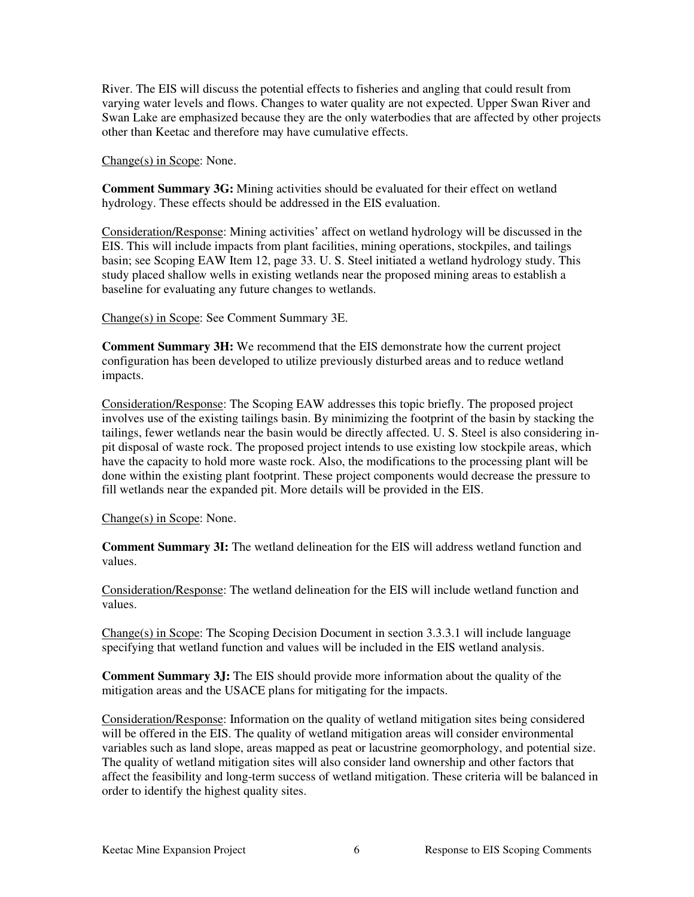River. The EIS will discuss the potential effects to fisheries and angling that could result from varying water levels and flows. Changes to water quality are not expected. Upper Swan River and Swan Lake are emphasized because they are the only waterbodies that are affected by other projects other than Keetac and therefore may have cumulative effects.

Change(s) in Scope: None.

**Comment Summary 3G:** Mining activities should be evaluated for their effect on wetland hydrology. These effects should be addressed in the EIS evaluation.

Consideration/Response: Mining activities' affect on wetland hydrology will be discussed in the EIS. This will include impacts from plant facilities, mining operations, stockpiles, and tailings basin; see Scoping EAW Item 12, page 33. U. S. Steel initiated a wetland hydrology study. This study placed shallow wells in existing wetlands near the proposed mining areas to establish a baseline for evaluating any future changes to wetlands.

Change(s) in Scope: See Comment Summary 3E.

**Comment Summary 3H:** We recommend that the EIS demonstrate how the current project configuration has been developed to utilize previously disturbed areas and to reduce wetland impacts.

Consideration/Response: The Scoping EAW addresses this topic briefly. The proposed project involves use of the existing tailings basin. By minimizing the footprint of the basin by stacking the tailings, fewer wetlands near the basin would be directly affected. U. S. Steel is also considering in-pit disposal of waste rock. The proposed project intends to use existing low stockpile areas, which have the capacity to hold more waste rock. Also, the modifications to the processing plant will be done within the existing plant footprint. These project components would decrease the pressure to fill wetlands near the expanded pit. More details will be provided in the EIS.

Change(s) in Scope: None.

**Comment Summary 3I:** The wetland delineation for the EIS will address wetland function and values.

Consideration/Response: The wetland delineation for the EIS will include wetland function and values.

Change(s) in Scope: The Scoping Decision Document in section 3.3.3.1 will include language specifying that wetland function and values will be included in the EIS wetland analysis.

**Comment Summary 3J:** The EIS should provide more information about the quality of the mitigation areas and the USACE plans for mitigating for the impacts.

Consideration/Response: Information on the quality of wetland mitigation sites being considered will be offered in the EIS. The quality of wetland mitigation areas will consider environmental variables such as land slope, areas mapped as peat or lacustrine geomorphology, and potential size. The quality of wetland mitigation sites will also consider land ownership and other factors that affect the feasibility and long-term success of wetland mitigation. These criteria will be balanced in order to identify the highest quality sites.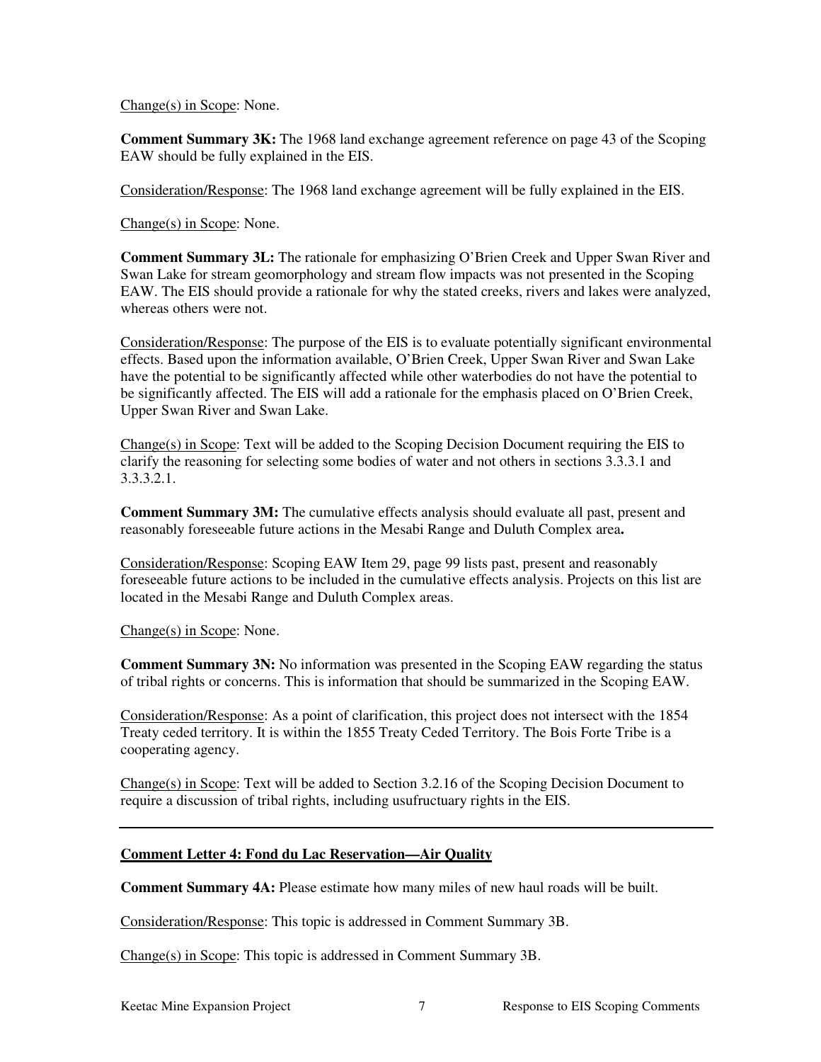Change(s) in Scope: None.

**Comment Summary 3K:** The 1968 land exchange agreement reference on page 43 of the Scoping EAW should be fully explained in the EIS.

Consideration/Response: The 1968 land exchange agreement will be fully explained in the EIS.

Change(s) in Scope: None.

**Comment Summary 3L:** The rationale for emphasizing O'Brien Creek and Upper Swan River and Swan Lake for stream geomorphology and stream flow impacts was not presented in the Scoping EAW. The EIS should provide a rationale for why the stated creeks, rivers and lakes were analyzed, whereas others were not.

Consideration/Response: The purpose of the EIS is to evaluate potentially significant environmental effects. Based upon the information available, O'Brien Creek, Upper Swan River and Swan Lake have the potential to be significantly affected while other waterbodies do not have the potential to be significantly affected. The EIS will add a rationale for the emphasis placed on O'Brien Creek, Upper Swan River and Swan Lake.

Change(s) in Scope: Text will be added to the Scoping Decision Document requiring the EIS to clarify the reasoning for selecting some bodies of water and not others in sections 3.3.3.1 and 3.3.3.2.1.

**Comment Summary 3M:** The cumulative effects analysis should evaluate all past, present and reasonably foreseeable future actions in the Mesabi Range and Duluth Complex area**.**

Consideration/Response: Scoping EAW Item 29, page 99 lists past, present and reasonably foreseeable future actions to be included in the cumulative effects analysis. Projects on this list are located in the Mesabi Range and Duluth Complex areas.

Change(s) in Scope: None.

**Comment Summary 3N:** No information was presented in the Scoping EAW regarding the status of tribal rights or concerns. This is information that should be summarized in the Scoping EAW.

Consideration/Response: As a point of clarification, this project does not intersect with the 1854 Treaty ceded territory. It is within the 1855 Treaty Ceded Territory. The Bois Forte Tribe is a cooperating agency.

Change(s) in Scope: Text will be added to Section 3.2.16 of the Scoping Decision Document to require a discussion of tribal rights, including usufructuary rights in the EIS.

---

**Comment Letter 4: Fond du Lac Reservation—Air Quality**

**Comment Summary 4A:** Please estimate how many miles of new haul roads will be built.

Consideration/Response: This topic is addressed in Comment Summary 3B.

Change(s) in Scope: This topic is addressed in Comment Summary 3B.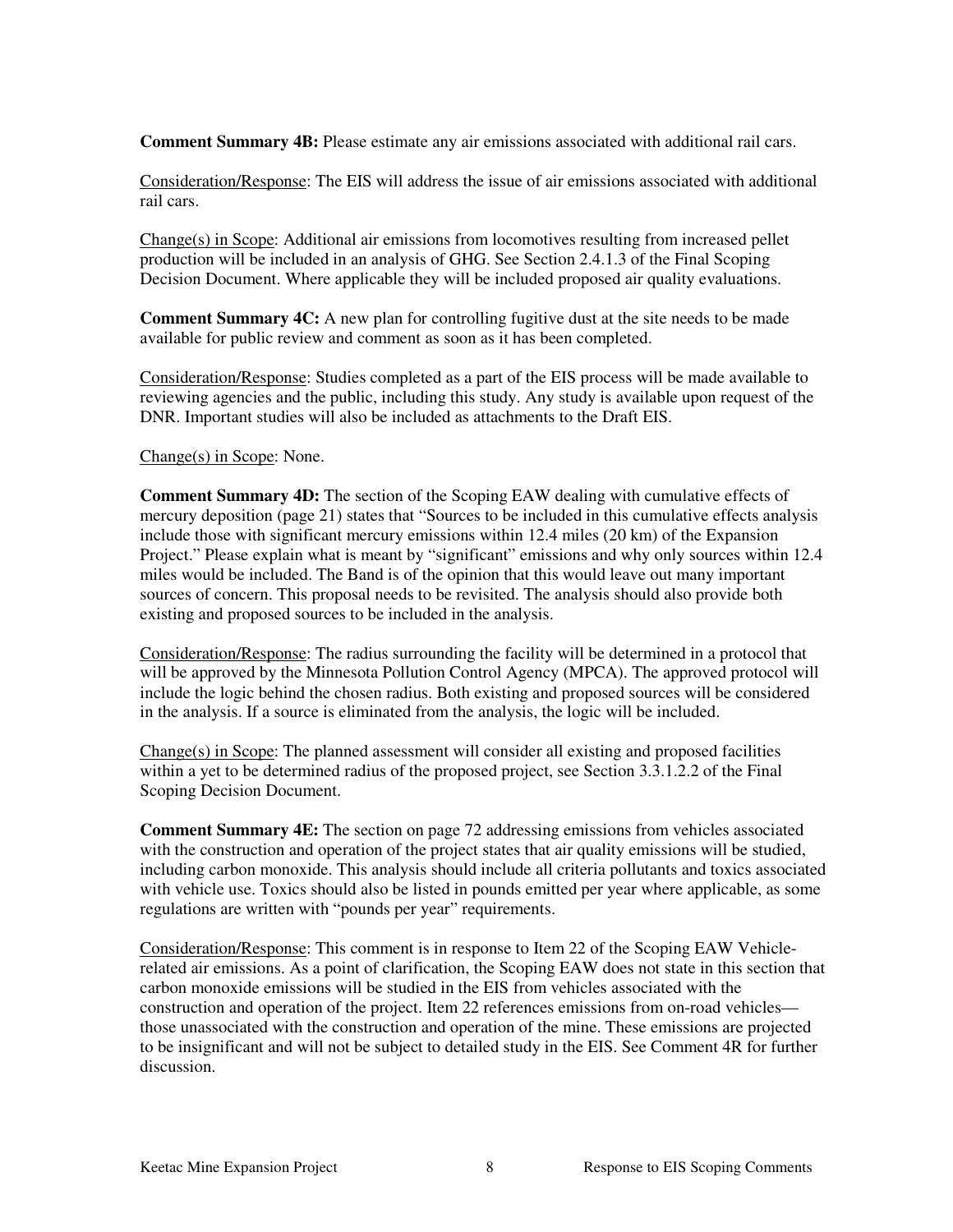**Comment Summary 4B:** Please estimate any air emissions associated with additional rail cars.

Consideration/Response: The EIS will address the issue of air emissions associated with additional rail cars.

Change(s) in Scope: Additional air emissions from locomotives resulting from increased pellet production will be included in an analysis of GHG. See Section 2.4.1.3 of the Final Scoping Decision Document. Where applicable they will be included proposed air quality evaluations.

**Comment Summary 4C:** A new plan for controlling fugitive dust at the site needs to be made available for public review and comment as soon as it has been completed.

Consideration/Response: Studies completed as a part of the EIS process will be made available to reviewing agencies and the public, including this study. Any study is available upon request of the DNR. Important studies will also be included as attachments to the Draft EIS.

Change(s) in Scope: None.

**Comment Summary 4D:** The section of the Scoping EAW dealing with cumulative effects of mercury deposition (page 21) states that "Sources to be included in this cumulative effects analysis include those with significant mercury emissions within 12.4 miles (20 km) of the Expansion Project." Please explain what is meant by "significant" emissions and why only sources within 12.4 miles would be included. The Band is of the opinion that this would leave out many important sources of concern. This proposal needs to be revisited. The analysis should also provide both existing and proposed sources to be included in the analysis.

Consideration/Response: The radius surrounding the facility will be determined in a protocol that will be approved by the Minnesota Pollution Control Agency (MPCA). The approved protocol will include the logic behind the chosen radius. Both existing and proposed sources will be considered in the analysis. If a source is eliminated from the analysis, the logic will be included.

Change(s) in Scope: The planned assessment will consider all existing and proposed facilities within a yet to be determined radius of the proposed project, see Section 3.3.1.2.2 of the Final Scoping Decision Document.

**Comment Summary 4E:** The section on page 72 addressing emissions from vehicles associated with the construction and operation of the project states that air quality emissions will be studied, including carbon monoxide. This analysis should include all criteria pollutants and toxics associated with vehicle use. Toxics should also be listed in pounds emitted per year where applicable, as some regulations are written with "pounds per year" requirements.

Consideration/Response: This comment is in response to Item 22 of the Scoping EAW Vehicle-related air emissions. As a point of clarification, the Scoping EAW does not state in this section that carbon monoxide emissions will be studied in the EIS from vehicles associated with the construction and operation of the project. Item 22 references emissions from on-road vehicles—those unassociated with the construction and operation of the mine. These emissions are projected to be insignificant and will not be subject to detailed study in the EIS. See Comment 4R for further discussion.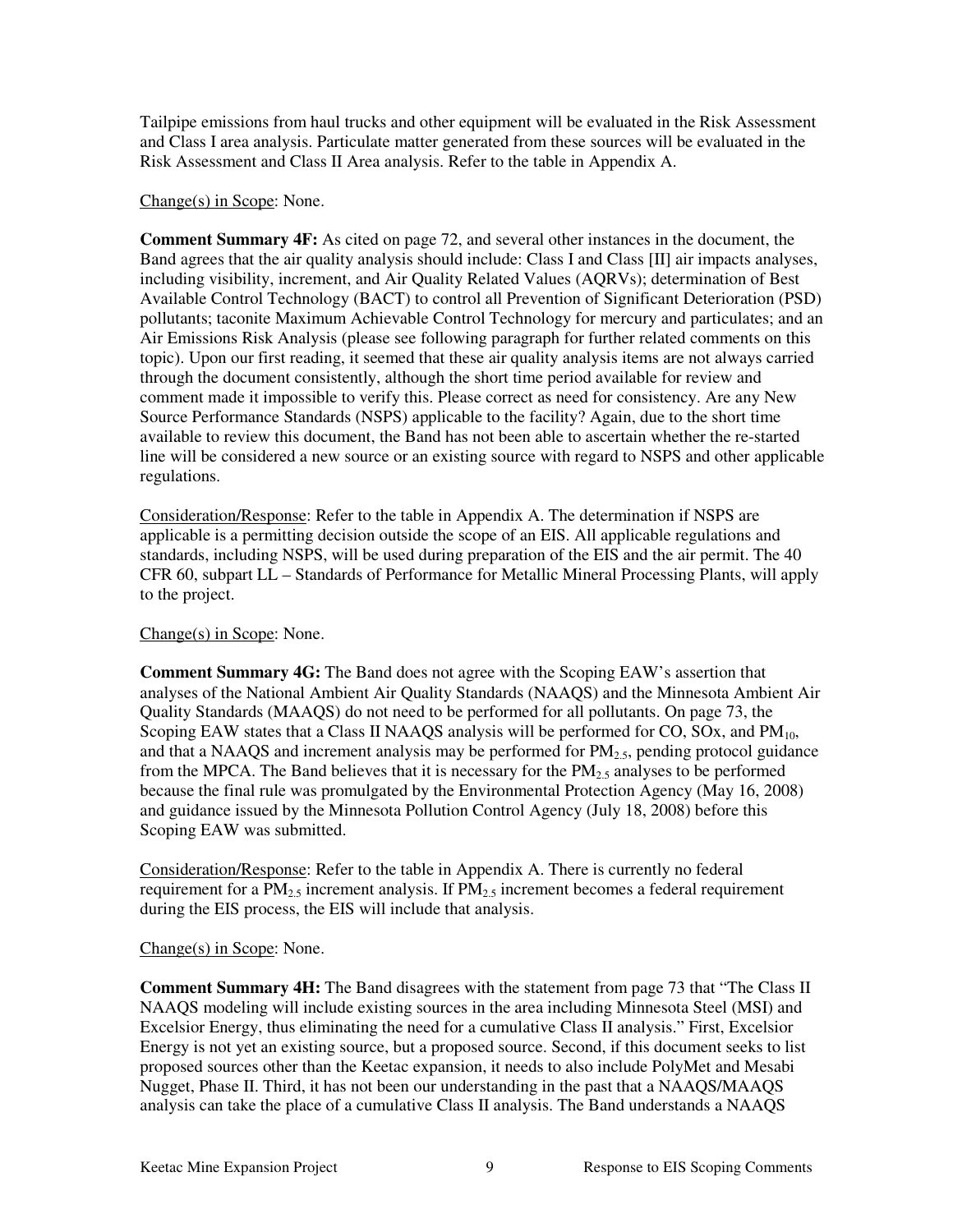Tailpipe emissions from haul trucks and other equipment will be evaluated in the Risk Assessment and Class I area analysis. Particulate matter generated from these sources will be evaluated in the Risk Assessment and Class II Area analysis. Refer to the table in Appendix A.

Change(s) in Scope: None.

**Comment Summary 4F:** As cited on page 72, and several other instances in the document, the Band agrees that the air quality analysis should include: Class I and Class [II] air impacts analyses, including visibility, increment, and Air Quality Related Values (AQRVs); determination of Best Available Control Technology (BACT) to control all Prevention of Significant Deterioration (PSD) pollutants; taconite Maximum Achievable Control Technology for mercury and particulates; and an Air Emissions Risk Analysis (please see following paragraph for further related comments on this topic). Upon our first reading, it seemed that these air quality analysis items are not always carried through the document consistently, although the short time period available for review and comment made it impossible to verify this. Please correct as need for consistency. Are any New Source Performance Standards (NSPS) applicable to the facility? Again, due to the short time available to review this document, the Band has not been able to ascertain whether the re-started line will be considered a new source or an existing source with regard to NSPS and other applicable regulations.

Consideration/Response: Refer to the table in Appendix A. The determination if NSPS are applicable is a permitting decision outside the scope of an EIS. All applicable regulations and standards, including NSPS, will be used during preparation of the EIS and the air permit. The 40 CFR 60, subpart LL – Standards of Performance for Metallic Mineral Processing Plants, will apply to the project.

Change(s) in Scope: None.

**Comment Summary 4G:** The Band does not agree with the Scoping EAW's assertion that analyses of the National Ambient Air Quality Standards (NAAQS) and the Minnesota Ambient Air Quality Standards (MAAQS) do not need to be performed for all pollutants. On page 73, the Scoping EAW states that a Class II NAAQS analysis will be performed for CO, SOx, and $PM_{10}$, and that a NAAQS and increment analysis may be performed for $PM_{2.5}$, pending protocol guidance from the MPCA. The Band believes that it is necessary for the $PM_{2.5}$ analyses to be performed because the final rule was promulgated by the Environmental Protection Agency (May 16, 2008) and guidance issued by the Minnesota Pollution Control Agency (July 18, 2008) before this Scoping EAW was submitted.

Consideration/Response: Refer to the table in Appendix A. There is currently no federal requirement for a $PM_{2.5}$ increment analysis. If $PM_{2.5}$ increment becomes a federal requirement during the EIS process, the EIS will include that analysis.

Change(s) in Scope: None.

**Comment Summary 4H:** The Band disagrees with the statement from page 73 that "The Class II NAAQS modeling will include existing sources in the area including Minnesota Steel (MSI) and Excelsior Energy, thus eliminating the need for a cumulative Class II analysis." First, Excelsior Energy is not yet an existing source, but a proposed source. Second, if this document seeks to list proposed sources other than the Keetac expansion, it needs to also include PolyMet and Mesabi Nugget, Phase II. Third, it has not been our understanding in the past that a NAAQS/MAAQS analysis can take the place of a cumulative Class II analysis. The Band understands a NAAQS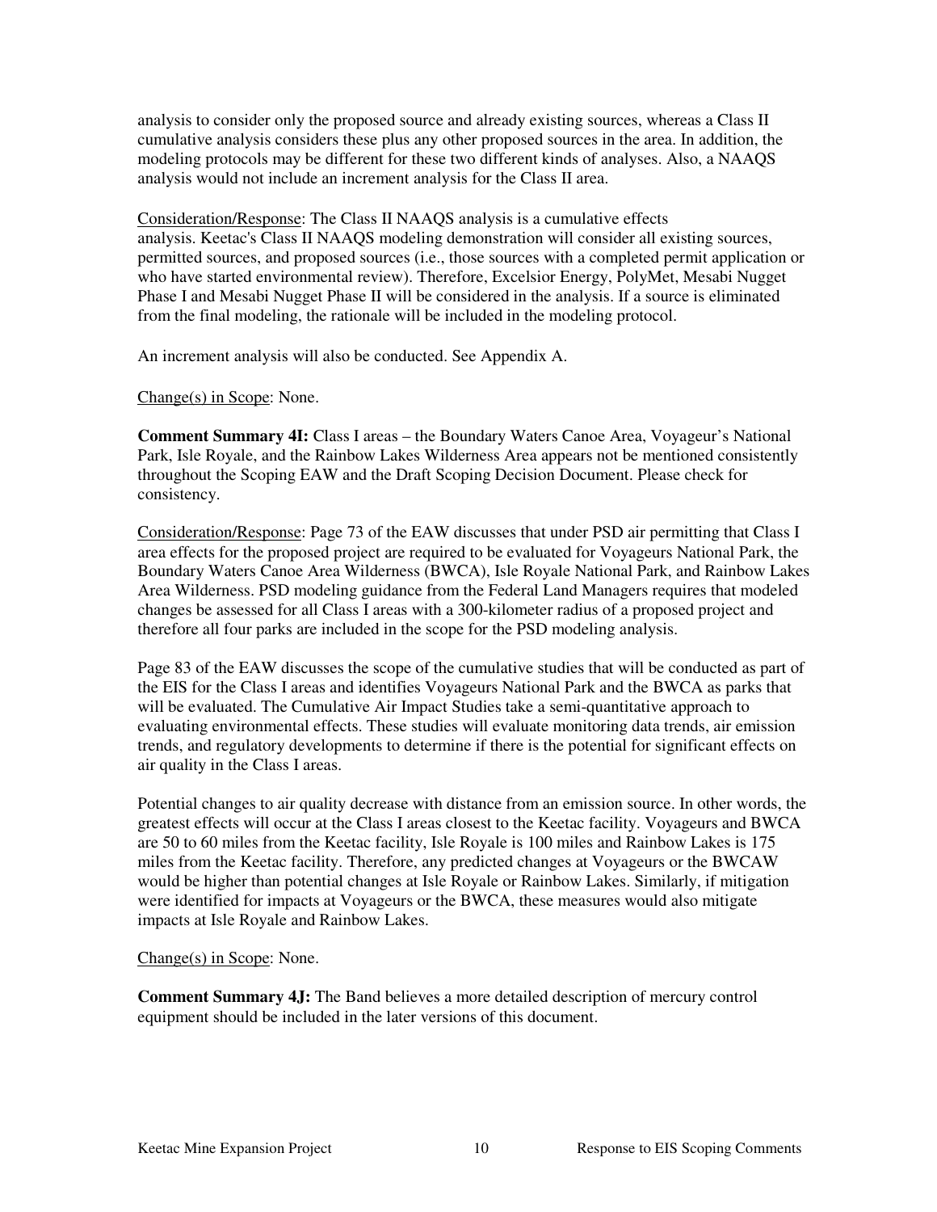analysis to consider only the proposed source and already existing sources, whereas a Class II cumulative analysis considers these plus any other proposed sources in the area. In addition, the modeling protocols may be different for these two different kinds of analyses. Also, a NAAQS analysis would not include an increment analysis for the Class II area.

Consideration/Response: The Class II NAAQS analysis is a cumulative effects analysis. Keetac's Class II NAAQS modeling demonstration will consider all existing sources, permitted sources, and proposed sources (i.e., those sources with a completed permit application or who have started environmental review). Therefore, Excelsior Energy, PolyMet, Mesabi Nugget Phase I and Mesabi Nugget Phase II will be considered in the analysis. If a source is eliminated from the final modeling, the rationale will be included in the modeling protocol.

An increment analysis will also be conducted. See Appendix A.

Change(s) in Scope: None.

**Comment Summary 4I:** Class I areas – the Boundary Waters Canoe Area, Voyageur's National Park, Isle Royale, and the Rainbow Lakes Wilderness Area appears not be mentioned consistently throughout the Scoping EAW and the Draft Scoping Decision Document. Please check for consistency.

Consideration/Response: Page 73 of the EAW discusses that under PSD air permitting that Class I area effects for the proposed project are required to be evaluated for Voyageurs National Park, the Boundary Waters Canoe Area Wilderness (BWCA), Isle Royale National Park, and Rainbow Lakes Area Wilderness. PSD modeling guidance from the Federal Land Managers requires that modeled changes be assessed for all Class I areas with a 300-kilometer radius of a proposed project and therefore all four parks are included in the scope for the PSD modeling analysis.

Page 83 of the EAW discusses the scope of the cumulative studies that will be conducted as part of the EIS for the Class I areas and identifies Voyageurs National Park and the BWCA as parks that will be evaluated. The Cumulative Air Impact Studies take a semi-quantitative approach to evaluating environmental effects. These studies will evaluate monitoring data trends, air emission trends, and regulatory developments to determine if there is the potential for significant effects on air quality in the Class I areas.

Potential changes to air quality decrease with distance from an emission source. In other words, the greatest effects will occur at the Class I areas closest to the Keetac facility. Voyageurs and BWCA are 50 to 60 miles from the Keetac facility, Isle Royale is 100 miles and Rainbow Lakes is 175 miles from the Keetac facility. Therefore, any predicted changes at Voyageurs or the BWCAW would be higher than potential changes at Isle Royale or Rainbow Lakes. Similarly, if mitigation were identified for impacts at Voyageurs or the BWCA, these measures would also mitigate impacts at Isle Royale and Rainbow Lakes.

Change(s) in Scope: None.

**Comment Summary 4J:** The Band believes a more detailed description of mercury control equipment should be included in the later versions of this document.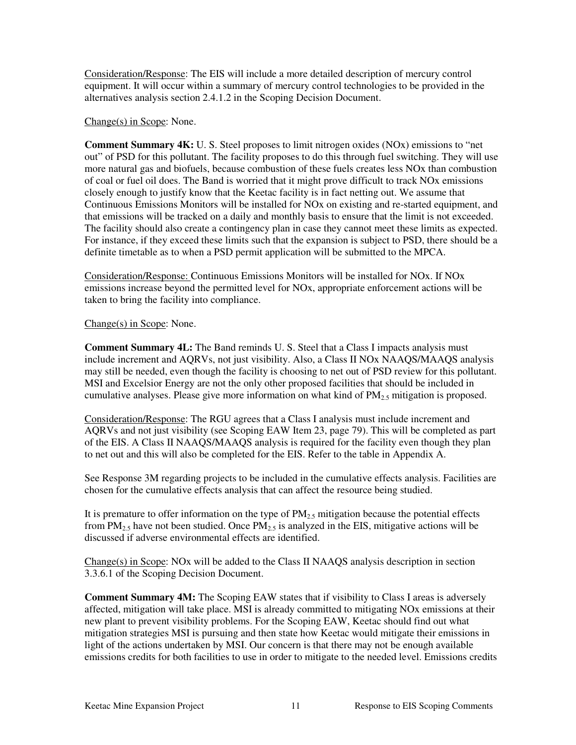Consideration/Response: The EIS will include a more detailed description of mercury control equipment. It will occur within a summary of mercury control technologies to be provided in the alternatives analysis section 2.4.1.2 in the Scoping Decision Document.

Change(s) in Scope: None.

**Comment Summary 4K:** U. S. Steel proposes to limit nitrogen oxides (NOx) emissions to "net out" of PSD for this pollutant. The facility proposes to do this through fuel switching. They will use more natural gas and biofuels, because combustion of these fuels creates less NOx than combustion of coal or fuel oil does. The Band is worried that it might prove difficult to track NOx emissions closely enough to justify know that the Keetac facility is in fact netting out. We assume that Continuous Emissions Monitors will be installed for NOx on existing and re-started equipment, and that emissions will be tracked on a daily and monthly basis to ensure that the limit is not exceeded. The facility should also create a contingency plan in case they cannot meet these limits as expected. For instance, if they exceed these limits such that the expansion is subject to PSD, there should be a definite timetable as to when a PSD permit application will be submitted to the MPCA.

Consideration/Response: Continuous Emissions Monitors will be installed for NOx. If NOx emissions increase beyond the permitted level for NOx, appropriate enforcement actions will be taken to bring the facility into compliance.

Change(s) in Scope: None.

**Comment Summary 4L:** The Band reminds U. S. Steel that a Class I impacts analysis must include increment and AQRVs, not just visibility. Also, a Class II NOx NAAQS/MAAQS analysis may still be needed, even though the facility is choosing to net out of PSD review for this pollutant. MSI and Excelsior Energy are not the only other proposed facilities that should be included in cumulative analyses. Please give more information on what kind of $PM_{2.5}$ mitigation is proposed.

Consideration/Response: The RGU agrees that a Class I analysis must include increment and AQRVs and not just visibility (see Scoping EAW Item 23, page 79). This will be completed as part of the EIS. A Class II NAAQS/MAAQS analysis is required for the facility even though they plan to net out and this will also be completed for the EIS. Refer to the table in Appendix A.

See Response 3M regarding projects to be included in the cumulative effects analysis. Facilities are chosen for the cumulative effects analysis that can affect the resource being studied.

It is premature to offer information on the type of $PM_{2.5}$ mitigation because the potential effects from $PM_{2.5}$ have not been studied. Once $PM_{2.5}$ is analyzed in the EIS, mitigative actions will be discussed if adverse environmental effects are identified.

Change(s) in Scope: NOx will be added to the Class II NAAQS analysis description in section 3.3.6.1 of the Scoping Decision Document.

**Comment Summary 4M:** The Scoping EAW states that if visibility to Class I areas is adversely affected, mitigation will take place. MSI is already committed to mitigating NOx emissions at their new plant to prevent visibility problems. For the Scoping EAW, Keetac should find out what mitigation strategies MSI is pursuing and then state how Keetac would mitigate their emissions in light of the actions undertaken by MSI. Our concern is that there may not be enough available emissions credits for both facilities to use in order to mitigate to the needed level. Emissions credits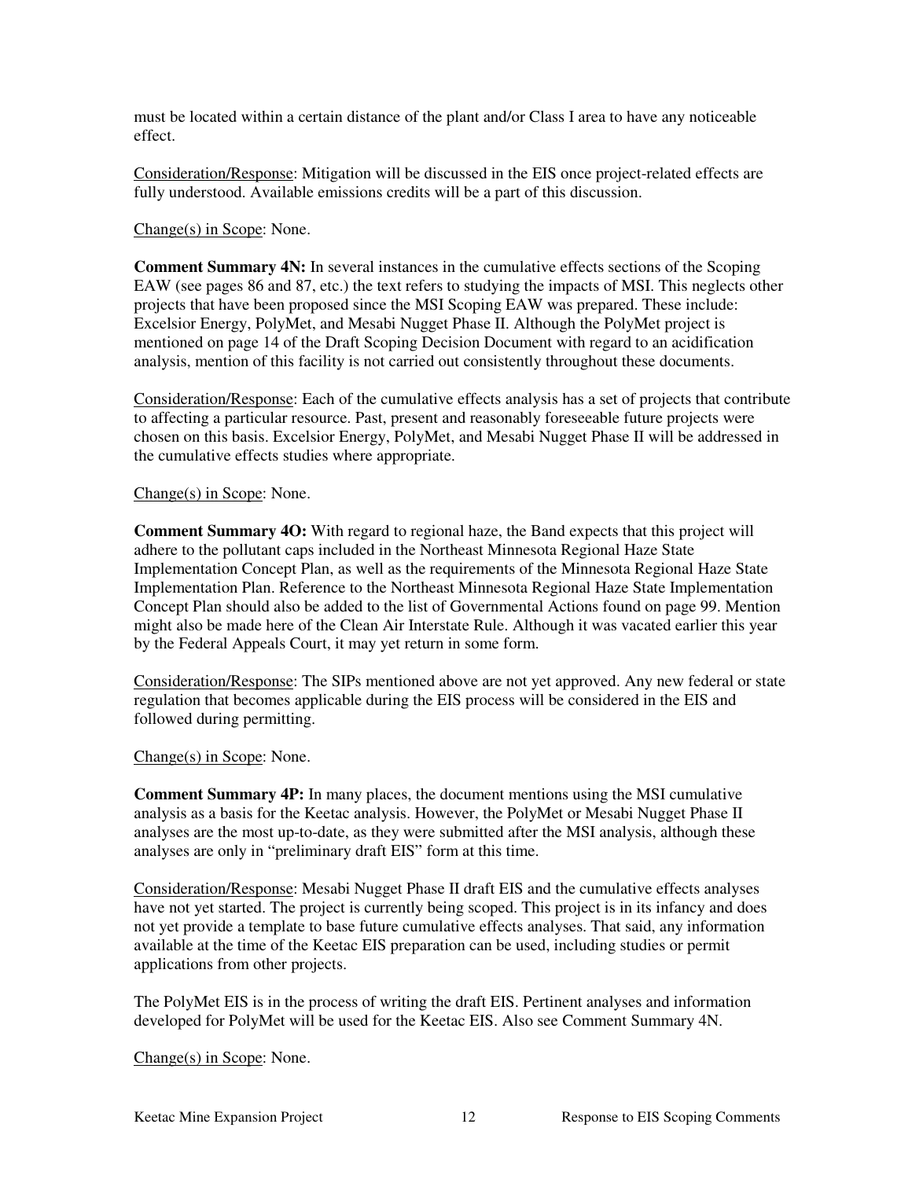must be located within a certain distance of the plant and/or Class I area to have any noticeable effect.

Consideration/Response: Mitigation will be discussed in the EIS once project-related effects are fully understood. Available emissions credits will be a part of this discussion.

Change(s) in Scope: None.

**Comment Summary 4N:** In several instances in the cumulative effects sections of the Scoping EAW (see pages 86 and 87, etc.) the text refers to studying the impacts of MSI. This neglects other projects that have been proposed since the MSI Scoping EAW was prepared. These include: Excelsior Energy, PolyMet, and Mesabi Nugget Phase II. Although the PolyMet project is mentioned on page 14 of the Draft Scoping Decision Document with regard to an acidification analysis, mention of this facility is not carried out consistently throughout these documents.

Consideration/Response: Each of the cumulative effects analysis has a set of projects that contribute to affecting a particular resource. Past, present and reasonably foreseeable future projects were chosen on this basis. Excelsior Energy, PolyMet, and Mesabi Nugget Phase II will be addressed in the cumulative effects studies where appropriate.

Change(s) in Scope: None.

**Comment Summary 4O:** With regard to regional haze, the Band expects that this project will adhere to the pollutant caps included in the Northeast Minnesota Regional Haze State Implementation Concept Plan, as well as the requirements of the Minnesota Regional Haze State Implementation Plan. Reference to the Northeast Minnesota Regional Haze State Implementation Concept Plan should also be added to the list of Governmental Actions found on page 99. Mention might also be made here of the Clean Air Interstate Rule. Although it was vacated earlier this year by the Federal Appeals Court, it may yet return in some form.

Consideration/Response: The SIPs mentioned above are not yet approved. Any new federal or state regulation that becomes applicable during the EIS process will be considered in the EIS and followed during permitting.

Change(s) in Scope: None.

**Comment Summary 4P:** In many places, the document mentions using the MSI cumulative analysis as a basis for the Keetac analysis. However, the PolyMet or Mesabi Nugget Phase II analyses are the most up-to-date, as they were submitted after the MSI analysis, although these analyses are only in "preliminary draft EIS" form at this time.

Consideration/Response: Mesabi Nugget Phase II draft EIS and the cumulative effects analyses have not yet started. The project is currently being scoped. This project is in its infancy and does not yet provide a template to base future cumulative effects analyses. That said, any information available at the time of the Keetac EIS preparation can be used, including studies or permit applications from other projects.

The PolyMet EIS is in the process of writing the draft EIS. Pertinent analyses and information developed for PolyMet will be used for the Keetac EIS. Also see Comment Summary 4N.

Change(s) in Scope: None.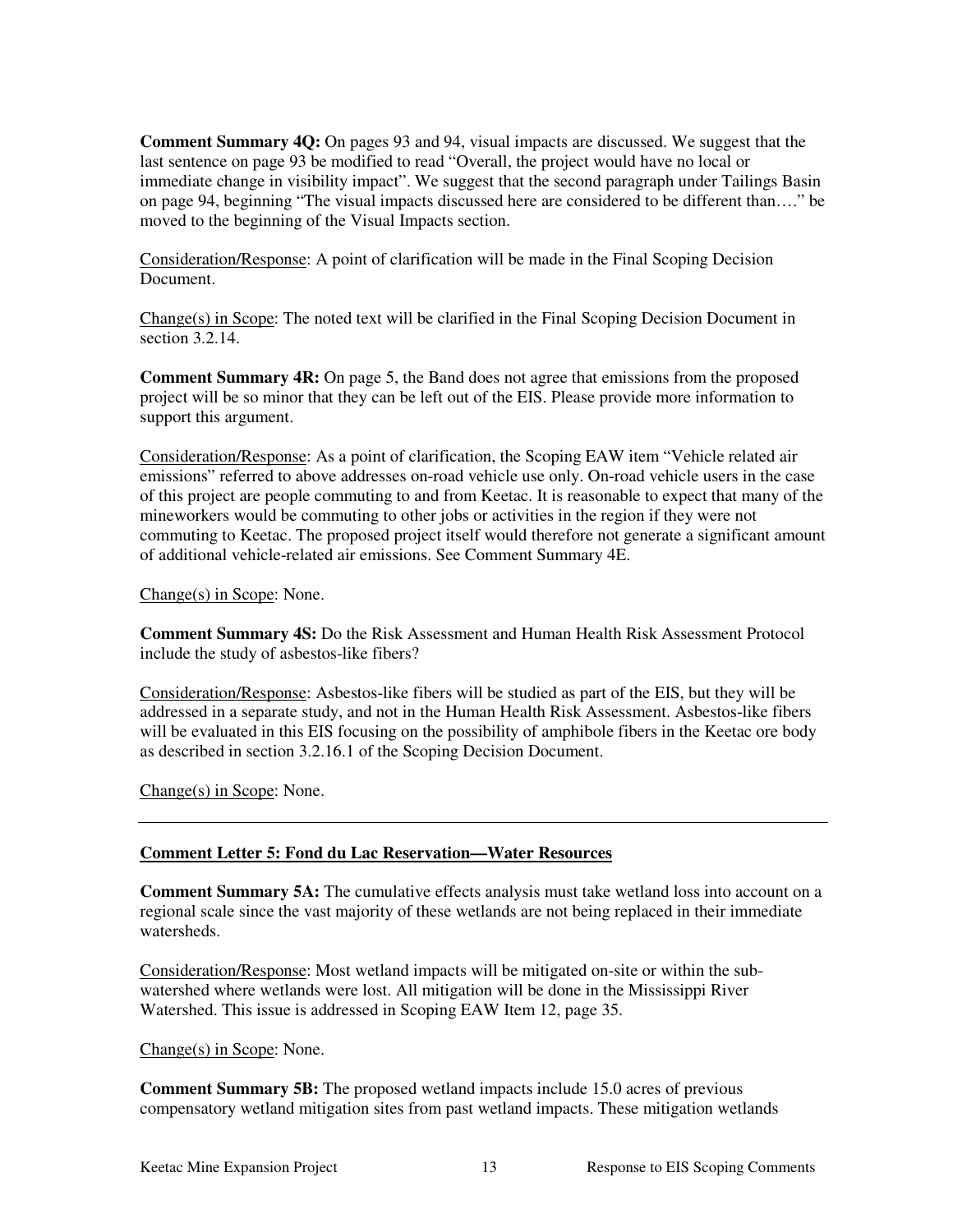**Comment Summary 4Q:** On pages 93 and 94, visual impacts are discussed. We suggest that the last sentence on page 93 be modified to read "Overall, the project would have no local or immediate change in visibility impact". We suggest that the second paragraph under Tailings Basin on page 94, beginning "The visual impacts discussed here are considered to be different than…." be moved to the beginning of the Visual Impacts section.

Consideration/Response: A point of clarification will be made in the Final Scoping Decision Document.

Change(s) in Scope: The noted text will be clarified in the Final Scoping Decision Document in section 3.2.14.

**Comment Summary 4R:** On page 5, the Band does not agree that emissions from the proposed project will be so minor that they can be left out of the EIS. Please provide more information to support this argument.

Consideration/Response: As a point of clarification, the Scoping EAW item "Vehicle related air emissions" referred to above addresses on-road vehicle use only. On-road vehicle users in the case of this project are people commuting to and from Keetac. It is reasonable to expect that many of the mineworkers would be commuting to other jobs or activities in the region if they were not commuting to Keetac. The proposed project itself would therefore not generate a significant amount of additional vehicle-related air emissions. See Comment Summary 4E.

Change(s) in Scope: None.

**Comment Summary 4S:** Do the Risk Assessment and Human Health Risk Assessment Protocol include the study of asbestos-like fibers?

Consideration/Response: Asbestos-like fibers will be studied as part of the EIS, but they will be addressed in a separate study, and not in the Human Health Risk Assessment. Asbestos-like fibers will be evaluated in this EIS focusing on the possibility of amphibole fibers in the Keetac ore body as described in section 3.2.16.1 of the Scoping Decision Document.

Change(s) in Scope: None.

---

**Comment Letter 5: Fond du Lac Reservation—Water Resources**

**Comment Summary 5A:** The cumulative effects analysis must take wetland loss into account on a regional scale since the vast majority of these wetlands are not being replaced in their immediate watersheds.

Consideration/Response: Most wetland impacts will be mitigated on-site or within the sub-watershed where wetlands were lost. All mitigation will be done in the Mississippi River Watershed. This issue is addressed in Scoping EAW Item 12, page 35.

Change(s) in Scope: None.

**Comment Summary 5B:** The proposed wetland impacts include 15.0 acres of previous compensatory wetland mitigation sites from past wetland impacts. These mitigation wetlands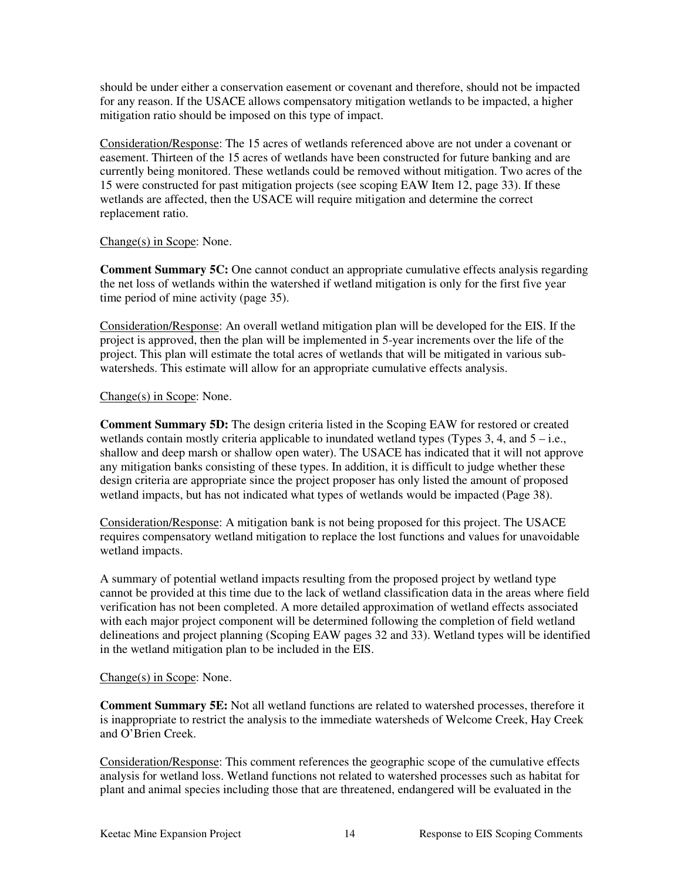should be under either a conservation easement or covenant and therefore, should not be impacted for any reason. If the USACE allows compensatory mitigation wetlands to be impacted, a higher mitigation ratio should be imposed on this type of impact.

Consideration/Response: The 15 acres of wetlands referenced above are not under a covenant or easement. Thirteen of the 15 acres of wetlands have been constructed for future banking and are currently being monitored. These wetlands could be removed without mitigation. Two acres of the 15 were constructed for past mitigation projects (see scoping EAW Item 12, page 33). If these wetlands are affected, then the USACE will require mitigation and determine the correct replacement ratio.

Change(s) in Scope: None.

**Comment Summary 5C:** One cannot conduct an appropriate cumulative effects analysis regarding the net loss of wetlands within the watershed if wetland mitigation is only for the first five year time period of mine activity (page 35).

Consideration/Response: An overall wetland mitigation plan will be developed for the EIS. If the project is approved, then the plan will be implemented in 5-year increments over the life of the project. This plan will estimate the total acres of wetlands that will be mitigated in various sub-watersheds. This estimate will allow for an appropriate cumulative effects analysis.

Change(s) in Scope: None.

**Comment Summary 5D:** The design criteria listed in the Scoping EAW for restored or created wetlands contain mostly criteria applicable to inundated wetland types (Types 3, 4, and 5 – i.e., shallow and deep marsh or shallow open water). The USACE has indicated that it will not approve any mitigation banks consisting of these types. In addition, it is difficult to judge whether these design criteria are appropriate since the project proposer has only listed the amount of proposed wetland impacts, but has not indicated what types of wetlands would be impacted (Page 38).

Consideration/Response: A mitigation bank is not being proposed for this project. The USACE requires compensatory wetland mitigation to replace the lost functions and values for unavoidable wetland impacts.

A summary of potential wetland impacts resulting from the proposed project by wetland type cannot be provided at this time due to the lack of wetland classification data in the areas where field verification has not been completed. A more detailed approximation of wetland effects associated with each major project component will be determined following the completion of field wetland delineations and project planning (Scoping EAW pages 32 and 33). Wetland types will be identified in the wetland mitigation plan to be included in the EIS.

Change(s) in Scope: None.

**Comment Summary 5E:** Not all wetland functions are related to watershed processes, therefore it is inappropriate to restrict the analysis to the immediate watersheds of Welcome Creek, Hay Creek and O'Brien Creek.

Consideration/Response: This comment references the geographic scope of the cumulative effects analysis for wetland loss. Wetland functions not related to watershed processes such as habitat for plant and animal species including those that are threatened, endangered will be evaluated in the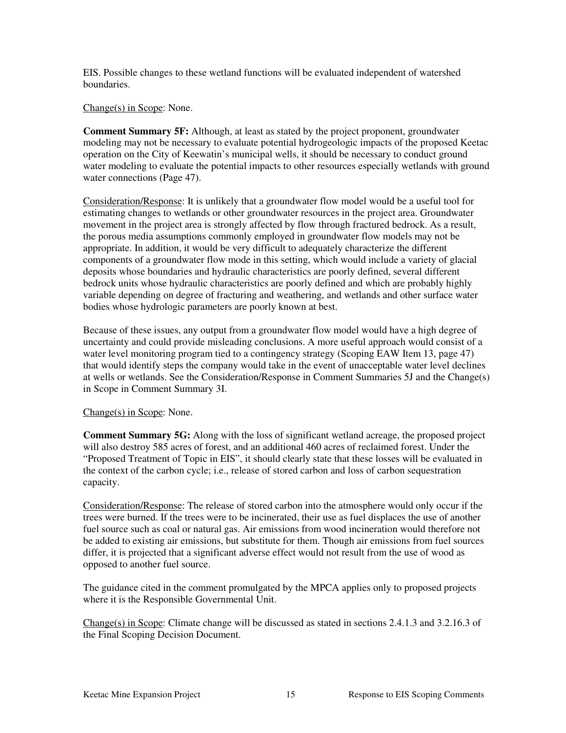EIS. Possible changes to these wetland functions will be evaluated independent of watershed boundaries.

Change(s) in Scope: None.

**Comment Summary 5F:** Although, at least as stated by the project proponent, groundwater modeling may not be necessary to evaluate potential hydrogeologic impacts of the proposed Keetac operation on the City of Keewatin's municipal wells, it should be necessary to conduct ground water modeling to evaluate the potential impacts to other resources especially wetlands with ground water connections (Page 47).

Consideration/Response: It is unlikely that a groundwater flow model would be a useful tool for estimating changes to wetlands or other groundwater resources in the project area. Groundwater movement in the project area is strongly affected by flow through fractured bedrock. As a result, the porous media assumptions commonly employed in groundwater flow models may not be appropriate. In addition, it would be very difficult to adequately characterize the different components of a groundwater flow mode in this setting, which would include a variety of glacial deposits whose boundaries and hydraulic characteristics are poorly defined, several different bedrock units whose hydraulic characteristics are poorly defined and which are probably highly variable depending on degree of fracturing and weathering, and wetlands and other surface water bodies whose hydrologic parameters are poorly known at best.

Because of these issues, any output from a groundwater flow model would have a high degree of uncertainty and could provide misleading conclusions. A more useful approach would consist of a water level monitoring program tied to a contingency strategy (Scoping EAW Item 13, page 47) that would identify steps the company would take in the event of unacceptable water level declines at wells or wetlands. See the Consideration/Response in Comment Summaries 5J and the Change(s) in Scope in Comment Summary 3I.

Change(s) in Scope: None.

**Comment Summary 5G:** Along with the loss of significant wetland acreage, the proposed project will also destroy 585 acres of forest, and an additional 460 acres of reclaimed forest. Under the "Proposed Treatment of Topic in EIS", it should clearly state that these losses will be evaluated in the context of the carbon cycle; i.e., release of stored carbon and loss of carbon sequestration capacity.

Consideration/Response: The release of stored carbon into the atmosphere would only occur if the trees were burned. If the trees were to be incinerated, their use as fuel displaces the use of another fuel source such as coal or natural gas. Air emissions from wood incineration would therefore not be added to existing air emissions, but substitute for them. Though air emissions from fuel sources differ, it is projected that a significant adverse effect would not result from the use of wood as opposed to another fuel source.

The guidance cited in the comment promulgated by the MPCA applies only to proposed projects where it is the Responsible Governmental Unit.

Change(s) in Scope: Climate change will be discussed as stated in sections 2.4.1.3 and 3.2.16.3 of the Final Scoping Decision Document.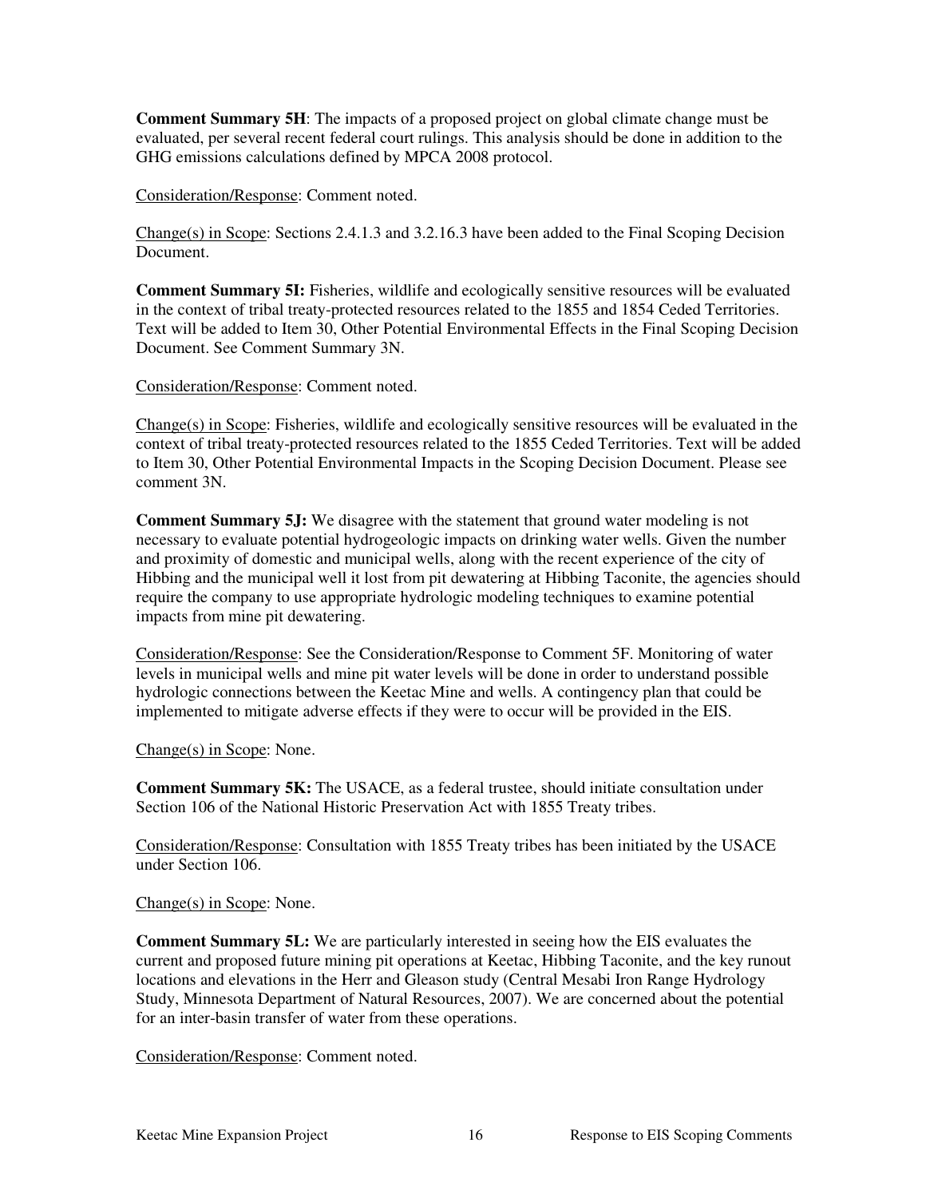**Comment Summary 5H**: The impacts of a proposed project on global climate change must be evaluated, per several recent federal court rulings. This analysis should be done in addition to the GHG emissions calculations defined by MPCA 2008 protocol.

Consideration/Response: Comment noted.

Change(s) in Scope: Sections 2.4.1.3 and 3.2.16.3 have been added to the Final Scoping Decision Document.

**Comment Summary 5I:** Fisheries, wildlife and ecologically sensitive resources will be evaluated in the context of tribal treaty-protected resources related to the 1855 and 1854 Ceded Territories. Text will be added to Item 30, Other Potential Environmental Effects in the Final Scoping Decision Document. See Comment Summary 3N.

Consideration/Response: Comment noted.

Change(s) in Scope: Fisheries, wildlife and ecologically sensitive resources will be evaluated in the context of tribal treaty-protected resources related to the 1855 Ceded Territories. Text will be added to Item 30, Other Potential Environmental Impacts in the Scoping Decision Document. Please see comment 3N.

**Comment Summary 5J:** We disagree with the statement that ground water modeling is not necessary to evaluate potential hydrogeologic impacts on drinking water wells. Given the number and proximity of domestic and municipal wells, along with the recent experience of the city of Hibbing and the municipal well it lost from pit dewatering at Hibbing Taconite, the agencies should require the company to use appropriate hydrologic modeling techniques to examine potential impacts from mine pit dewatering.

Consideration/Response: See the Consideration/Response to Comment 5F. Monitoring of water levels in municipal wells and mine pit water levels will be done in order to understand possible hydrologic connections between the Keetac Mine and wells. A contingency plan that could be implemented to mitigate adverse effects if they were to occur will be provided in the EIS.

Change(s) in Scope: None.

**Comment Summary 5K:** The USACE, as a federal trustee, should initiate consultation under Section 106 of the National Historic Preservation Act with 1855 Treaty tribes.

Consideration/Response: Consultation with 1855 Treaty tribes has been initiated by the USACE under Section 106.

Change(s) in Scope: None.

**Comment Summary 5L:** We are particularly interested in seeing how the EIS evaluates the current and proposed future mining pit operations at Keetac, Hibbing Taconite, and the key runout locations and elevations in the Herr and Gleason study (Central Mesabi Iron Range Hydrology Study, Minnesota Department of Natural Resources, 2007). We are concerned about the potential for an inter-basin transfer of water from these operations.

Consideration/Response: Comment noted.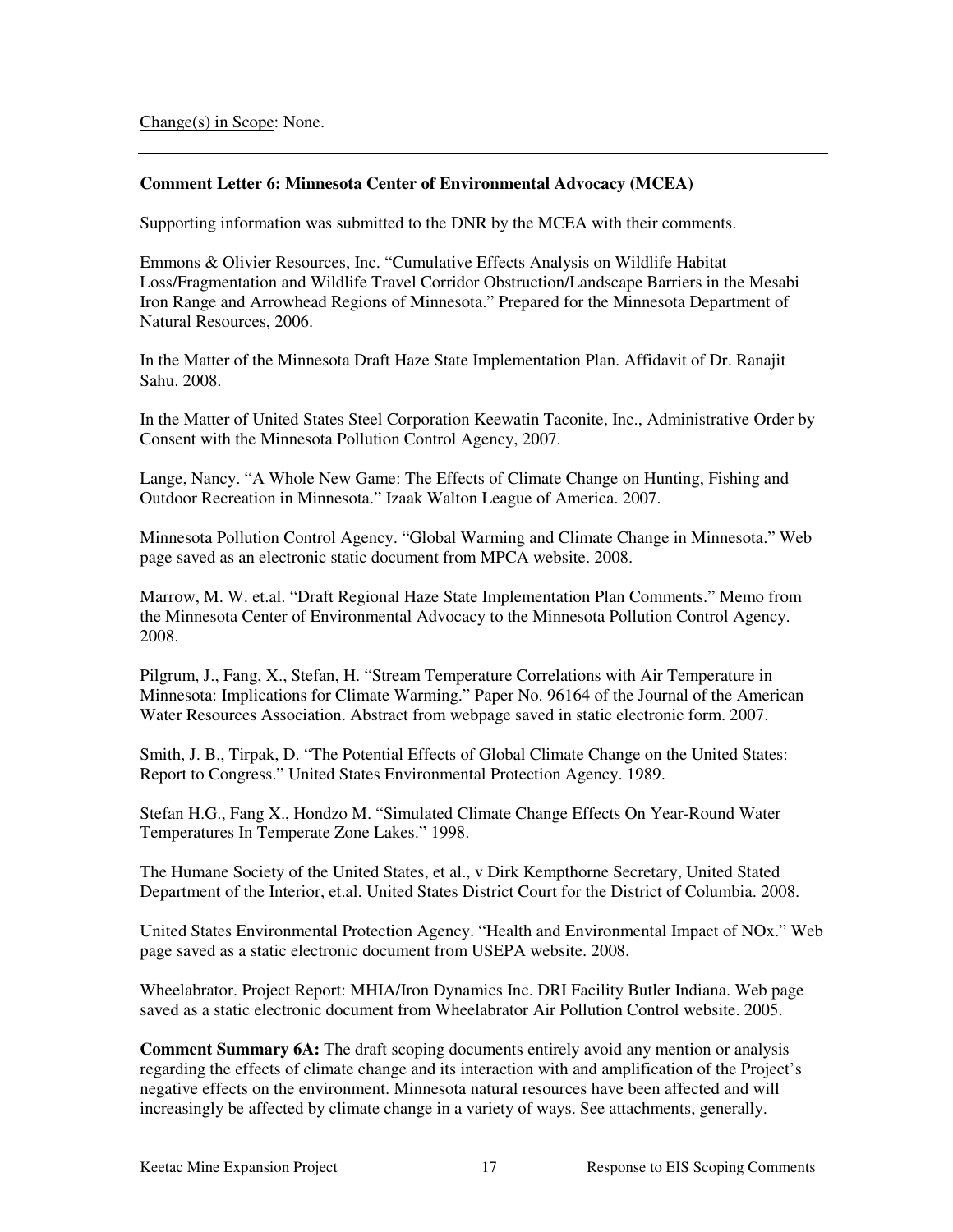Change(s) in Scope: None.

---

**Comment Letter 6: Minnesota Center of Environmental Advocacy (MCEA)**

Supporting information was submitted to the DNR by the MCEA with their comments.

Emmons & Olivier Resources, Inc. "Cumulative Effects Analysis on Wildlife Habitat Loss/Fragmentation and Wildlife Travel Corridor Obstruction/Landscape Barriers in the Mesabi Iron Range and Arrowhead Regions of Minnesota." Prepared for the Minnesota Department of Natural Resources, 2006.

In the Matter of the Minnesota Draft Haze State Implementation Plan. Affidavit of Dr. Ranajit Sahu. 2008.

In the Matter of United States Steel Corporation Keewatin Taconite, Inc., Administrative Order by Consent with the Minnesota Pollution Control Agency, 2007.

Lange, Nancy. "A Whole New Game: The Effects of Climate Change on Hunting, Fishing and Outdoor Recreation in Minnesota." Izaak Walton League of America. 2007.

Minnesota Pollution Control Agency. "Global Warming and Climate Change in Minnesota." Web page saved as an electronic static document from MPCA website. 2008.

Marrow, M. W. et.al. "Draft Regional Haze State Implementation Plan Comments." Memo from the Minnesota Center of Environmental Advocacy to the Minnesota Pollution Control Agency. 2008.

Pilgrum, J., Fang, X., Stefan, H. "Stream Temperature Correlations with Air Temperature in Minnesota: Implications for Climate Warming." Paper No. 96164 of the Journal of the American Water Resources Association. Abstract from webpage saved in static electronic form. 2007.

Smith, J. B., Tirpak, D. "The Potential Effects of Global Climate Change on the United States: Report to Congress." United States Environmental Protection Agency. 1989.

Stefan H.G., Fang X., Hondzo M. "Simulated Climate Change Effects On Year-Round Water Temperatures In Temperate Zone Lakes." 1998.

The Humane Society of the United States, et al., v Dirk Kempthorne Secretary, United Stated Department of the Interior, et.al. United States District Court for the District of Columbia. 2008.

United States Environmental Protection Agency. "Health and Environmental Impact of NOx." Web page saved as a static electronic document from USEPA website. 2008.

Wheelabrator. Project Report: MHIA/Iron Dynamics Inc. DRI Facility Butler Indiana. Web page saved as a static electronic document from Wheelabrator Air Pollution Control website. 2005.

**Comment Summary 6A:** The draft scoping documents entirely avoid any mention or analysis regarding the effects of climate change and its interaction with and amplification of the Project's negative effects on the environment. Minnesota natural resources have been affected and will increasingly be affected by climate change in a variety of ways. See attachments, generally.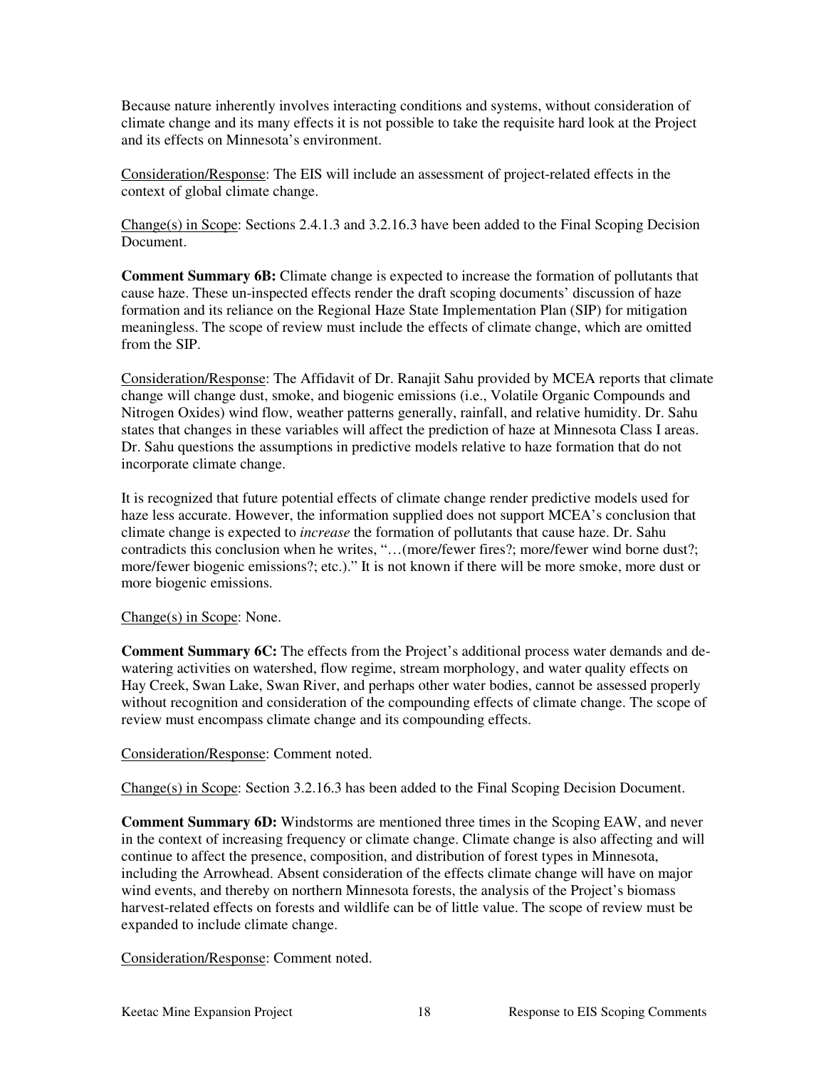Because nature inherently involves interacting conditions and systems, without consideration of climate change and its many effects it is not possible to take the requisite hard look at the Project and its effects on Minnesota's environment.

Consideration/Response: The EIS will include an assessment of project-related effects in the context of global climate change.

Change(s) in Scope: Sections 2.4.1.3 and 3.2.16.3 have been added to the Final Scoping Decision Document.

**Comment Summary 6B:** Climate change is expected to increase the formation of pollutants that cause haze. These un-inspected effects render the draft scoping documents' discussion of haze formation and its reliance on the Regional Haze State Implementation Plan (SIP) for mitigation meaningless. The scope of review must include the effects of climate change, which are omitted from the SIP.

Consideration/Response: The Affidavit of Dr. Ranajit Sahu provided by MCEA reports that climate change will change dust, smoke, and biogenic emissions (i.e., Volatile Organic Compounds and Nitrogen Oxides) wind flow, weather patterns generally, rainfall, and relative humidity. Dr. Sahu states that changes in these variables will affect the prediction of haze at Minnesota Class I areas. Dr. Sahu questions the assumptions in predictive models relative to haze formation that do not incorporate climate change.

It is recognized that future potential effects of climate change render predictive models used for haze less accurate. However, the information supplied does not support MCEA's conclusion that climate change is expected to *increase* the formation of pollutants that cause haze. Dr. Sahu contradicts this conclusion when he writes, "…(more/fewer fires?; more/fewer wind borne dust?; more/fewer biogenic emissions?; etc.)." It is not known if there will be more smoke, more dust or more biogenic emissions.

Change(s) in Scope: None.

**Comment Summary 6C:** The effects from the Project's additional process water demands and de-watering activities on watershed, flow regime, stream morphology, and water quality effects on Hay Creek, Swan Lake, Swan River, and perhaps other water bodies, cannot be assessed properly without recognition and consideration of the compounding effects of climate change. The scope of review must encompass climate change and its compounding effects.

Consideration/Response: Comment noted.

Change(s) in Scope: Section 3.2.16.3 has been added to the Final Scoping Decision Document.

**Comment Summary 6D:** Windstorms are mentioned three times in the Scoping EAW, and never in the context of increasing frequency or climate change. Climate change is also affecting and will continue to affect the presence, composition, and distribution of forest types in Minnesota, including the Arrowhead. Absent consideration of the effects climate change will have on major wind events, and thereby on northern Minnesota forests, the analysis of the Project's biomass harvest-related effects on forests and wildlife can be of little value. The scope of review must be expanded to include climate change.

Consideration/Response: Comment noted.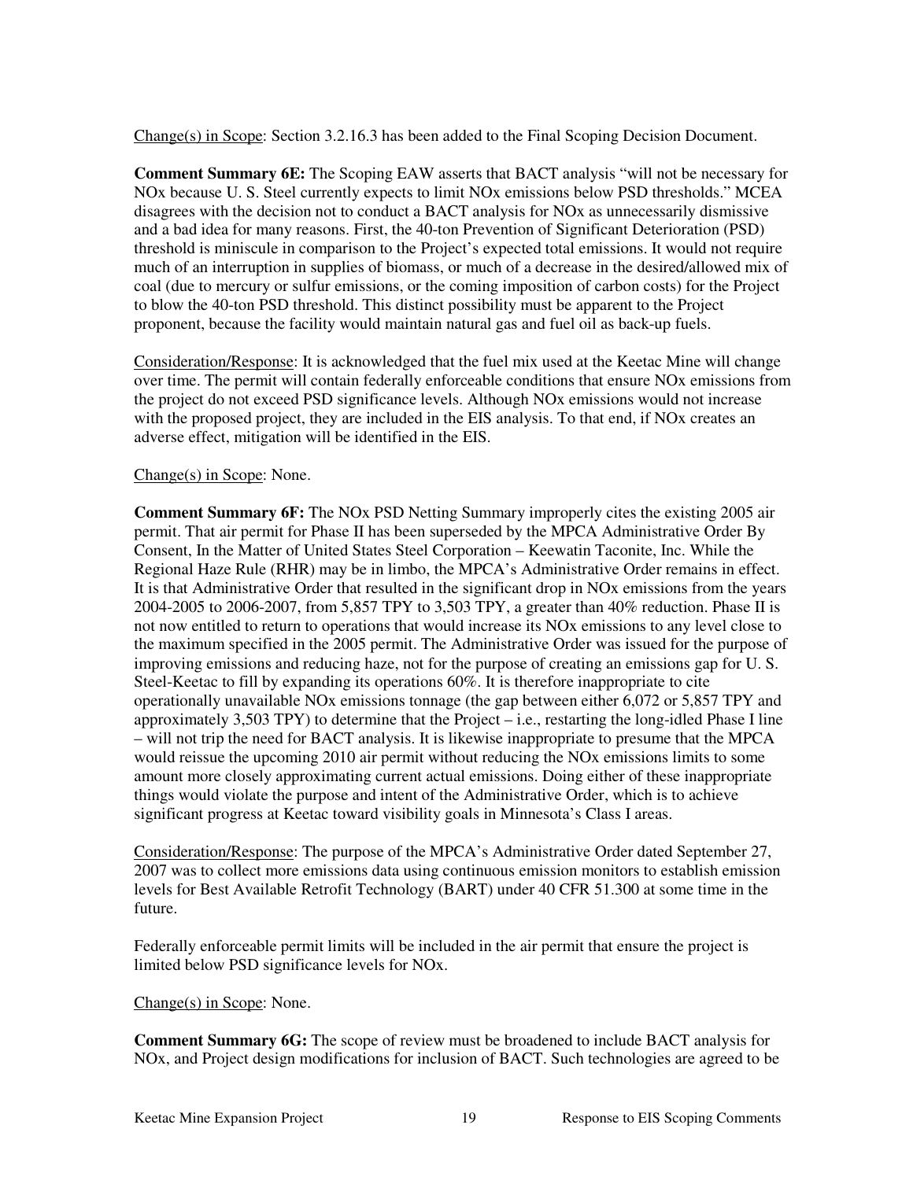Change(s) in Scope: Section 3.2.16.3 has been added to the Final Scoping Decision Document.

**Comment Summary 6E:** The Scoping EAW asserts that BACT analysis "will not be necessary for NOx because U. S. Steel currently expects to limit NOx emissions below PSD thresholds." MCEA disagrees with the decision not to conduct a BACT analysis for NOx as unnecessarily dismissive and a bad idea for many reasons. First, the 40-ton Prevention of Significant Deterioration (PSD) threshold is miniscule in comparison to the Project's expected total emissions. It would not require much of an interruption in supplies of biomass, or much of a decrease in the desired/allowed mix of coal (due to mercury or sulfur emissions, or the coming imposition of carbon costs) for the Project to blow the 40-ton PSD threshold. This distinct possibility must be apparent to the Project proponent, because the facility would maintain natural gas and fuel oil as back-up fuels.

Consideration/Response: It is acknowledged that the fuel mix used at the Keetac Mine will change over time. The permit will contain federally enforceable conditions that ensure NOx emissions from the project do not exceed PSD significance levels. Although NOx emissions would not increase with the proposed project, they are included in the EIS analysis. To that end, if NOx creates an adverse effect, mitigation will be identified in the EIS.

Change(s) in Scope: None.

**Comment Summary 6F:** The NOx PSD Netting Summary improperly cites the existing 2005 air permit. That air permit for Phase II has been superseded by the MPCA Administrative Order By Consent, In the Matter of United States Steel Corporation – Keewatin Taconite, Inc. While the Regional Haze Rule (RHR) may be in limbo, the MPCA's Administrative Order remains in effect. It is that Administrative Order that resulted in the significant drop in NOx emissions from the years 2004-2005 to 2006-2007, from 5,857 TPY to 3,503 TPY, a greater than 40% reduction. Phase II is not now entitled to return to operations that would increase its NOx emissions to any level close to the maximum specified in the 2005 permit. The Administrative Order was issued for the purpose of improving emissions and reducing haze, not for the purpose of creating an emissions gap for U. S. Steel-Keetac to fill by expanding its operations 60%. It is therefore inappropriate to cite operationally unavailable NOx emissions tonnage (the gap between either 6,072 or 5,857 TPY and approximately 3,503 TPY) to determine that the Project – i.e., restarting the long-idled Phase I line – will not trip the need for BACT analysis. It is likewise inappropriate to presume that the MPCA would reissue the upcoming 2010 air permit without reducing the NOx emissions limits to some amount more closely approximating current actual emissions. Doing either of these inappropriate things would violate the purpose and intent of the Administrative Order, which is to achieve significant progress at Keetac toward visibility goals in Minnesota's Class I areas.

Consideration/Response: The purpose of the MPCA's Administrative Order dated September 27, 2007 was to collect more emissions data using continuous emission monitors to establish emission levels for Best Available Retrofit Technology (BART) under 40 CFR 51.300 at some time in the future.

Federally enforceable permit limits will be included in the air permit that ensure the project is limited below PSD significance levels for NOx.

Change(s) in Scope: None.

**Comment Summary 6G:** The scope of review must be broadened to include BACT analysis for NOx, and Project design modifications for inclusion of BACT. Such technologies are agreed to be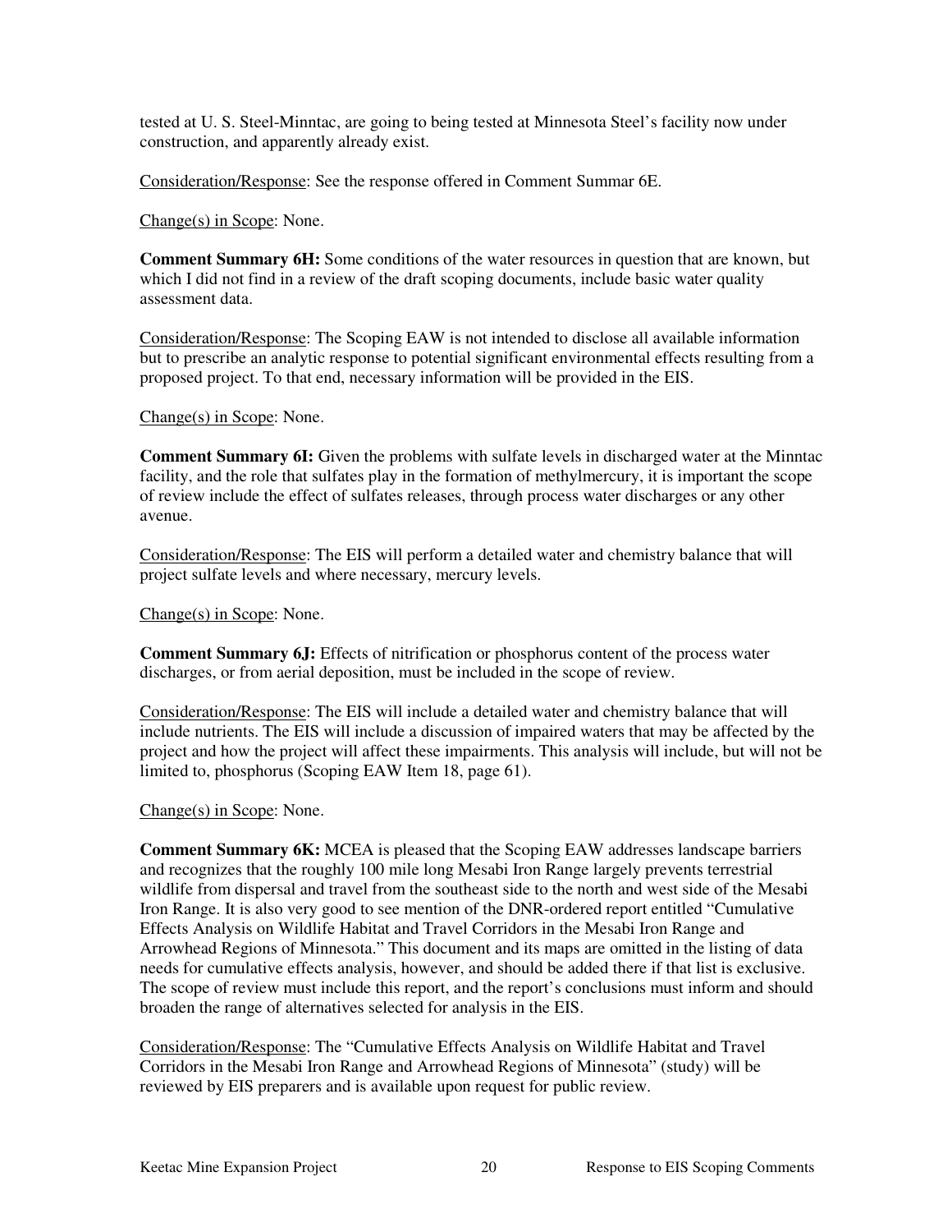tested at U. S. Steel-Minntac, are going to being tested at Minnesota Steel's facility now under construction, and apparently already exist.

Consideration/Response: See the response offered in Comment Summar 6E.

Change(s) in Scope: None.

**Comment Summary 6H:** Some conditions of the water resources in question that are known, but which I did not find in a review of the draft scoping documents, include basic water quality assessment data.

Consideration/Response: The Scoping EAW is not intended to disclose all available information but to prescribe an analytic response to potential significant environmental effects resulting from a proposed project. To that end, necessary information will be provided in the EIS.

Change(s) in Scope: None.

**Comment Summary 6I:** Given the problems with sulfate levels in discharged water at the Minntac facility, and the role that sulfates play in the formation of methylmercury, it is important the scope of review include the effect of sulfates releases, through process water discharges or any other avenue.

Consideration/Response: The EIS will perform a detailed water and chemistry balance that will project sulfate levels and where necessary, mercury levels.

Change(s) in Scope: None.

**Comment Summary 6J:** Effects of nitrification or phosphorus content of the process water discharges, or from aerial deposition, must be included in the scope of review.

Consideration/Response: The EIS will include a detailed water and chemistry balance that will include nutrients. The EIS will include a discussion of impaired waters that may be affected by the project and how the project will affect these impairments. This analysis will include, but will not be limited to, phosphorus (Scoping EAW Item 18, page 61).

Change(s) in Scope: None.

**Comment Summary 6K:** MCEA is pleased that the Scoping EAW addresses landscape barriers and recognizes that the roughly 100 mile long Mesabi Iron Range largely prevents terrestrial wildlife from dispersal and travel from the southeast side to the north and west side of the Mesabi Iron Range. It is also very good to see mention of the DNR-ordered report entitled "Cumulative Effects Analysis on Wildlife Habitat and Travel Corridors in the Mesabi Iron Range and Arrowhead Regions of Minnesota." This document and its maps are omitted in the listing of data needs for cumulative effects analysis, however, and should be added there if that list is exclusive. The scope of review must include this report, and the report's conclusions must inform and should broaden the range of alternatives selected for analysis in the EIS.

Consideration/Response: The "Cumulative Effects Analysis on Wildlife Habitat and Travel Corridors in the Mesabi Iron Range and Arrowhead Regions of Minnesota" (study) will be reviewed by EIS preparers and is available upon request for public review.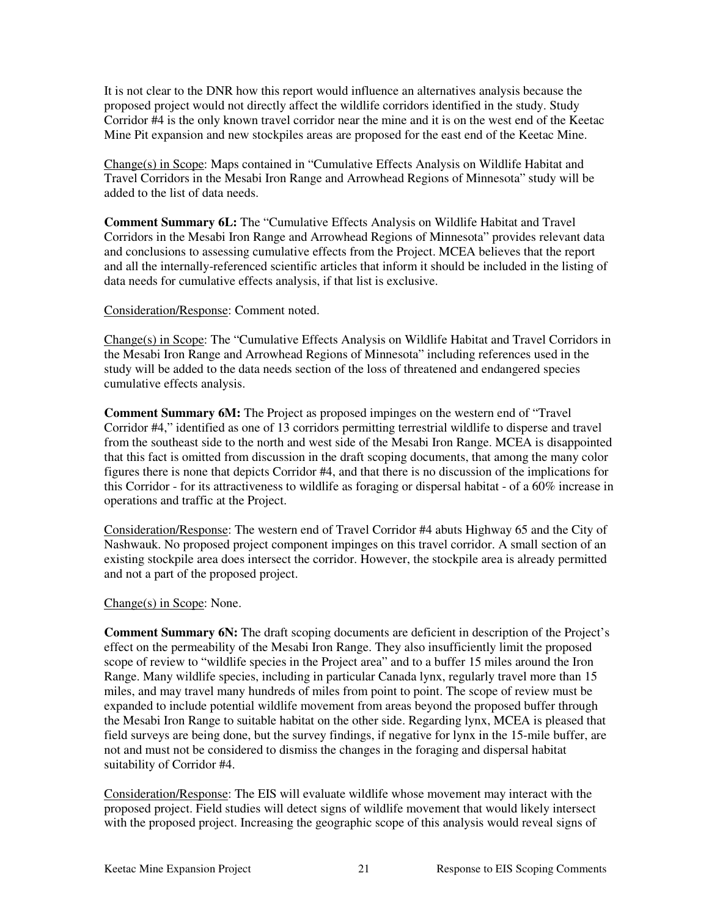It is not clear to the DNR how this report would influence an alternatives analysis because the proposed project would not directly affect the wildlife corridors identified in the study. Study Corridor #4 is the only known travel corridor near the mine and it is on the west end of the Keetac Mine Pit expansion and new stockpiles areas are proposed for the east end of the Keetac Mine.

Change(s) in Scope: Maps contained in "Cumulative Effects Analysis on Wildlife Habitat and Travel Corridors in the Mesabi Iron Range and Arrowhead Regions of Minnesota" study will be added to the list of data needs.

**Comment Summary 6L:** The "Cumulative Effects Analysis on Wildlife Habitat and Travel Corridors in the Mesabi Iron Range and Arrowhead Regions of Minnesota" provides relevant data and conclusions to assessing cumulative effects from the Project. MCEA believes that the report and all the internally-referenced scientific articles that inform it should be included in the listing of data needs for cumulative effects analysis, if that list is exclusive.

Consideration/Response: Comment noted.

Change(s) in Scope: The "Cumulative Effects Analysis on Wildlife Habitat and Travel Corridors in the Mesabi Iron Range and Arrowhead Regions of Minnesota" including references used in the study will be added to the data needs section of the loss of threatened and endangered species cumulative effects analysis.

**Comment Summary 6M:** The Project as proposed impinges on the western end of "Travel Corridor #4," identified as one of 13 corridors permitting terrestrial wildlife to disperse and travel from the southeast side to the north and west side of the Mesabi Iron Range. MCEA is disappointed that this fact is omitted from discussion in the draft scoping documents, that among the many color figures there is none that depicts Corridor #4, and that there is no discussion of the implications for this Corridor - for its attractiveness to wildlife as foraging or dispersal habitat - of a 60% increase in operations and traffic at the Project.

Consideration/Response: The western end of Travel Corridor #4 abuts Highway 65 and the City of Nashwauk. No proposed project component impinges on this travel corridor. A small section of an existing stockpile area does intersect the corridor. However, the stockpile area is already permitted and not a part of the proposed project.

Change(s) in Scope: None.

**Comment Summary 6N:** The draft scoping documents are deficient in description of the Project's effect on the permeability of the Mesabi Iron Range. They also insufficiently limit the proposed scope of review to "wildlife species in the Project area" and to a buffer 15 miles around the Iron Range. Many wildlife species, including in particular Canada lynx, regularly travel more than 15 miles, and may travel many hundreds of miles from point to point. The scope of review must be expanded to include potential wildlife movement from areas beyond the proposed buffer through the Mesabi Iron Range to suitable habitat on the other side. Regarding lynx, MCEA is pleased that field surveys are being done, but the survey findings, if negative for lynx in the 15-mile buffer, are not and must not be considered to dismiss the changes in the foraging and dispersal habitat suitability of Corridor #4.

Consideration/Response: The EIS will evaluate wildlife whose movement may interact with the proposed project. Field studies will detect signs of wildlife movement that would likely intersect with the proposed project. Increasing the geographic scope of this analysis would reveal signs of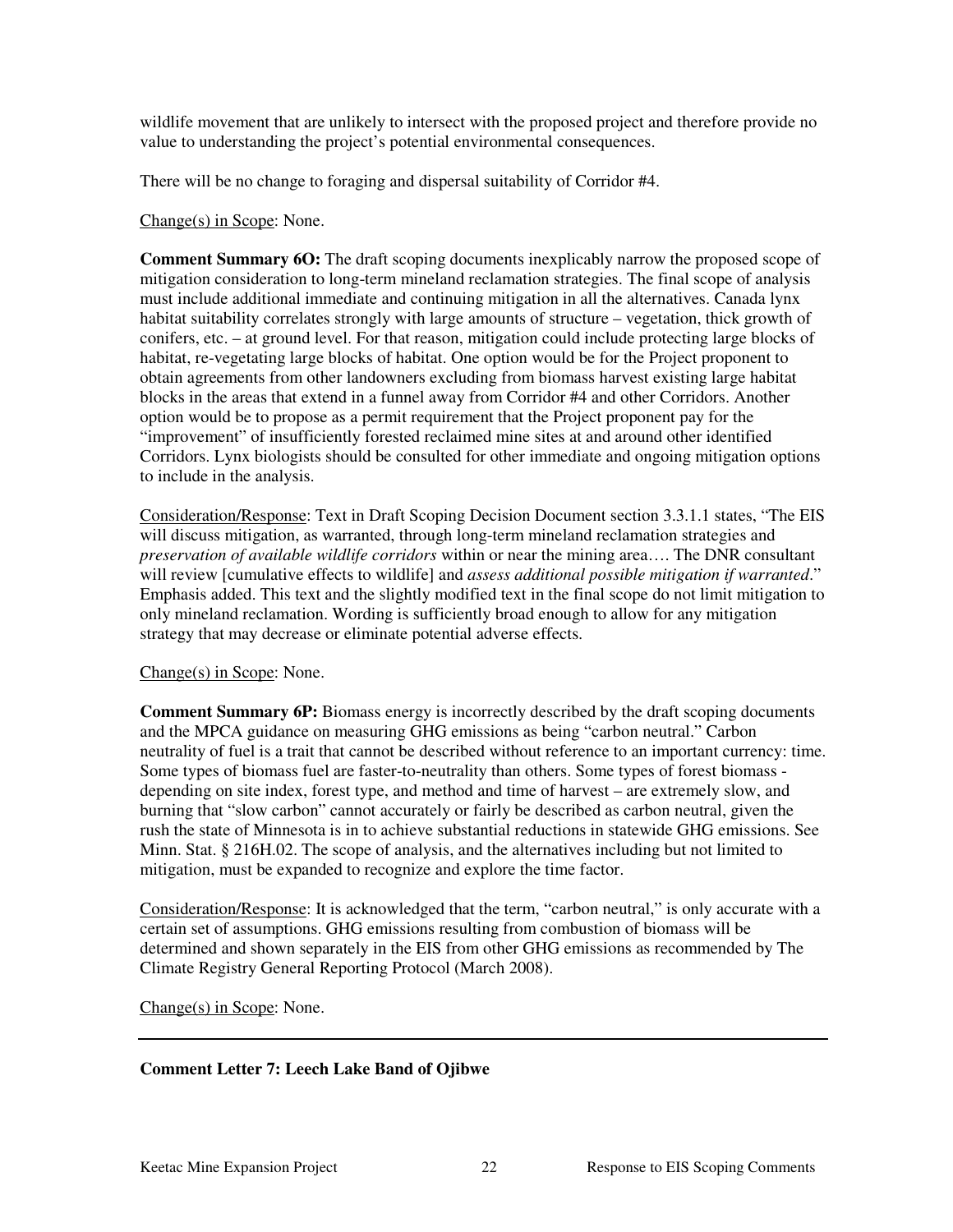wildlife movement that are unlikely to intersect with the proposed project and therefore provide no value to understanding the project's potential environmental consequences.

There will be no change to foraging and dispersal suitability of Corridor #4.

Change(s) in Scope: None.

**Comment Summary 6O:** The draft scoping documents inexplicably narrow the proposed scope of mitigation consideration to long-term mineland reclamation strategies. The final scope of analysis must include additional immediate and continuing mitigation in all the alternatives. Canada lynx habitat suitability correlates strongly with large amounts of structure – vegetation, thick growth of conifers, etc. – at ground level. For that reason, mitigation could include protecting large blocks of habitat, re-vegetating large blocks of habitat. One option would be for the Project proponent to obtain agreements from other landowners excluding from biomass harvest existing large habitat blocks in the areas that extend in a funnel away from Corridor #4 and other Corridors. Another option would be to propose as a permit requirement that the Project proponent pay for the "improvement" of insufficiently forested reclaimed mine sites at and around other identified Corridors. Lynx biologists should be consulted for other immediate and ongoing mitigation options to include in the analysis.

Consideration/Response: Text in Draft Scoping Decision Document section 3.3.1.1 states, "The EIS will discuss mitigation, as warranted, through long-term mineland reclamation strategies and *preservation of available wildlife corridors* within or near the mining area…. The DNR consultant will review [cumulative effects to wildlife] and *assess additional possible mitigation if warranted*." Emphasis added. This text and the slightly modified text in the final scope do not limit mitigation to only mineland reclamation. Wording is sufficiently broad enough to allow for any mitigation strategy that may decrease or eliminate potential adverse effects.

Change(s) in Scope: None.

**Comment Summary 6P:** Biomass energy is incorrectly described by the draft scoping documents and the MPCA guidance on measuring GHG emissions as being "carbon neutral." Carbon neutrality of fuel is a trait that cannot be described without reference to an important currency: time. Some types of biomass fuel are faster-to-neutrality than others. Some types of forest biomass - depending on site index, forest type, and method and time of harvest – are extremely slow, and burning that "slow carbon" cannot accurately or fairly be described as carbon neutral, given the rush the state of Minnesota is in to achieve substantial reductions in statewide GHG emissions. See Minn. Stat. § 216H.02. The scope of analysis, and the alternatives including but not limited to mitigation, must be expanded to recognize and explore the time factor.

Consideration/Response: It is acknowledged that the term, "carbon neutral," is only accurate with a certain set of assumptions. GHG emissions resulting from combustion of biomass will be determined and shown separately in the EIS from other GHG emissions as recommended by The Climate Registry General Reporting Protocol (March 2008).

Change(s) in Scope: None.

---

**Comment Letter 7: Leech Lake Band of Ojibwe**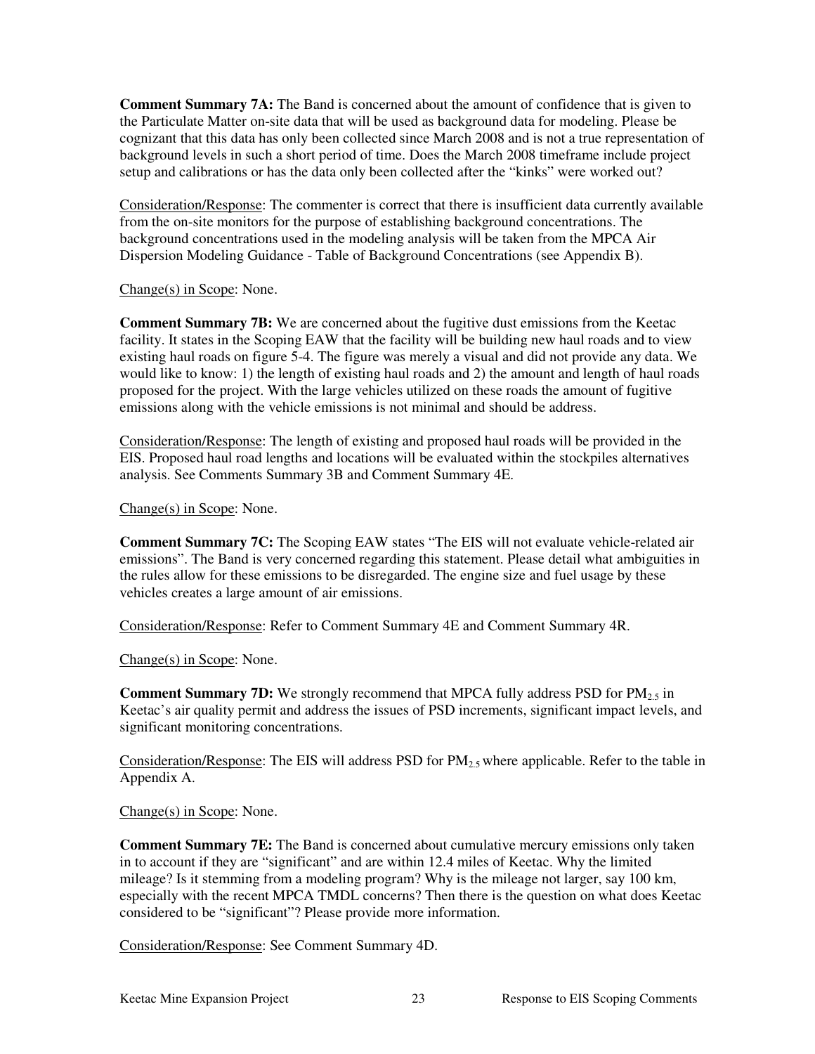**Comment Summary 7A:** The Band is concerned about the amount of confidence that is given to the Particulate Matter on-site data that will be used as background data for modeling. Please be cognizant that this data has only been collected since March 2008 and is not a true representation of background levels in such a short period of time. Does the March 2008 timeframe include project setup and calibrations or has the data only been collected after the "kinks" were worked out?

Consideration/Response: The commenter is correct that there is insufficient data currently available from the on-site monitors for the purpose of establishing background concentrations. The background concentrations used in the modeling analysis will be taken from the MPCA Air Dispersion Modeling Guidance - Table of Background Concentrations (see Appendix B).

Change(s) in Scope: None.

**Comment Summary 7B:** We are concerned about the fugitive dust emissions from the Keetac facility. It states in the Scoping EAW that the facility will be building new haul roads and to view existing haul roads on figure 5-4. The figure was merely a visual and did not provide any data. We would like to know: 1) the length of existing haul roads and 2) the amount and length of haul roads proposed for the project. With the large vehicles utilized on these roads the amount of fugitive emissions along with the vehicle emissions is not minimal and should be address.

Consideration/Response: The length of existing and proposed haul roads will be provided in the EIS. Proposed haul road lengths and locations will be evaluated within the stockpiles alternatives analysis. See Comments Summary 3B and Comment Summary 4E.

Change(s) in Scope: None.

**Comment Summary 7C:** The Scoping EAW states "The EIS will not evaluate vehicle-related air emissions". The Band is very concerned regarding this statement. Please detail what ambiguities in the rules allow for these emissions to be disregarded. The engine size and fuel usage by these vehicles creates a large amount of air emissions.

Consideration/Response: Refer to Comment Summary 4E and Comment Summary 4R.

Change(s) in Scope: None.

**Comment Summary 7D:** We strongly recommend that MPCA fully address PSD for $PM_{2.5}$ in Keetac's air quality permit and address the issues of PSD increments, significant impact levels, and significant monitoring concentrations.

Consideration/Response: The EIS will address PSD for $PM_{2.5}$ where applicable. Refer to the table in Appendix A.

Change(s) in Scope: None.

**Comment Summary 7E:** The Band is concerned about cumulative mercury emissions only taken in to account if they are "significant" and are within 12.4 miles of Keetac. Why the limited mileage? Is it stemming from a modeling program? Why is the mileage not larger, say 100 km, especially with the recent MPCA TMDL concerns? Then there is the question on what does Keetac considered to be "significant"? Please provide more information.

Consideration/Response: See Comment Summary 4D.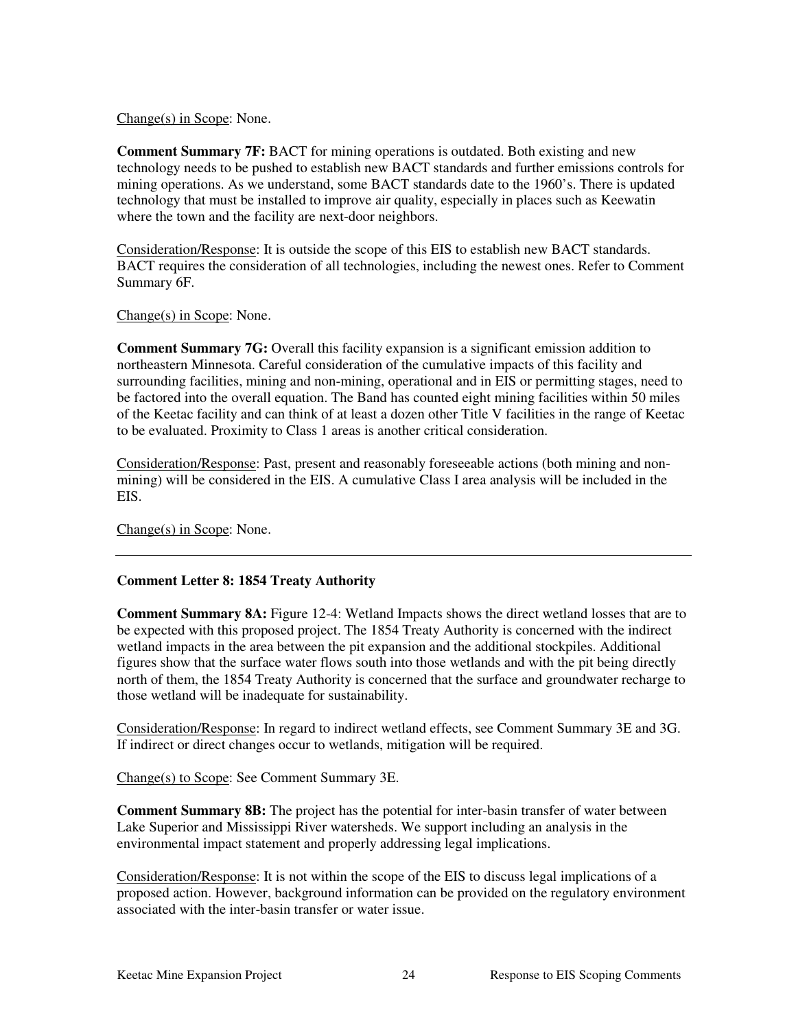Change(s) in Scope: None.

**Comment Summary 7F:** BACT for mining operations is outdated. Both existing and new technology needs to be pushed to establish new BACT standards and further emissions controls for mining operations. As we understand, some BACT standards date to the 1960's. There is updated technology that must be installed to improve air quality, especially in places such as Keewatin where the town and the facility are next-door neighbors.

Consideration/Response: It is outside the scope of this EIS to establish new BACT standards. BACT requires the consideration of all technologies, including the newest ones. Refer to Comment Summary 6F.

Change(s) in Scope: None.

**Comment Summary 7G:** Overall this facility expansion is a significant emission addition to northeastern Minnesota. Careful consideration of the cumulative impacts of this facility and surrounding facilities, mining and non-mining, operational and in EIS or permitting stages, need to be factored into the overall equation. The Band has counted eight mining facilities within 50 miles of the Keetac facility and can think of at least a dozen other Title V facilities in the range of Keetac to be evaluated. Proximity to Class 1 areas is another critical consideration.

Consideration/Response: Past, present and reasonably foreseeable actions (both mining and non-mining) will be considered in the EIS. A cumulative Class I area analysis will be included in the EIS.

Change(s) in Scope: None.

---

**Comment Letter 8: 1854 Treaty Authority**

**Comment Summary 8A:** Figure 12-4: Wetland Impacts shows the direct wetland losses that are to be expected with this proposed project. The 1854 Treaty Authority is concerned with the indirect wetland impacts in the area between the pit expansion and the additional stockpiles. Additional figures show that the surface water flows south into those wetlands and with the pit being directly north of them, the 1854 Treaty Authority is concerned that the surface and groundwater recharge to those wetland will be inadequate for sustainability.

Consideration/Response: In regard to indirect wetland effects, see Comment Summary 3E and 3G. If indirect or direct changes occur to wetlands, mitigation will be required.

Change(s) to Scope: See Comment Summary 3E.

**Comment Summary 8B:** The project has the potential for inter-basin transfer of water between Lake Superior and Mississippi River watersheds. We support including an analysis in the environmental impact statement and properly addressing legal implications.

Consideration/Response: It is not within the scope of the EIS to discuss legal implications of a proposed action. However, background information can be provided on the regulatory environment associated with the inter-basin transfer or water issue.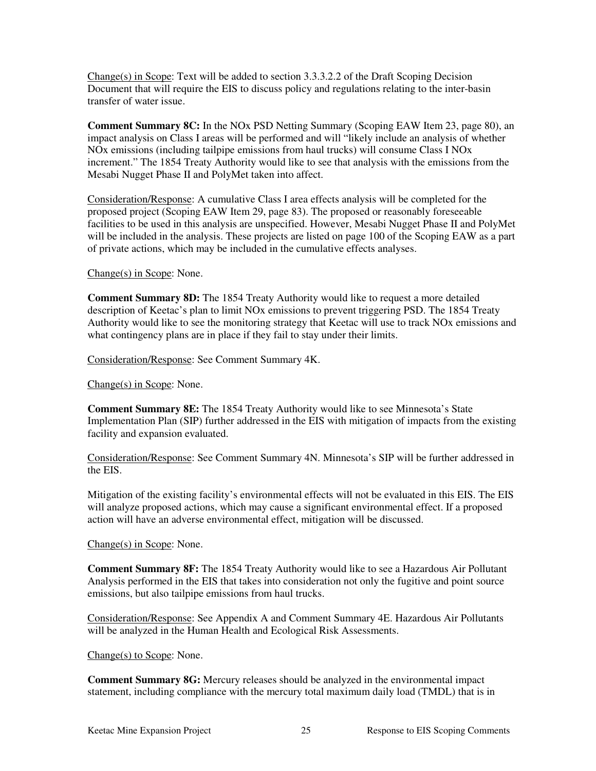Change(s) in Scope: Text will be added to section 3.3.3.2.2 of the Draft Scoping Decision Document that will require the EIS to discuss policy and regulations relating to the inter-basin transfer of water issue.

**Comment Summary 8C:** In the NOx PSD Netting Summary (Scoping EAW Item 23, page 80), an impact analysis on Class I areas will be performed and will "likely include an analysis of whether NOx emissions (including tailpipe emissions from haul trucks) will consume Class I NOx increment." The 1854 Treaty Authority would like to see that analysis with the emissions from the Mesabi Nugget Phase II and PolyMet taken into affect.

Consideration/Response: A cumulative Class I area effects analysis will be completed for the proposed project (Scoping EAW Item 29, page 83). The proposed or reasonably foreseeable facilities to be used in this analysis are unspecified. However, Mesabi Nugget Phase II and PolyMet will be included in the analysis. These projects are listed on page 100 of the Scoping EAW as a part of private actions, which may be included in the cumulative effects analyses.

Change(s) in Scope: None.

**Comment Summary 8D:** The 1854 Treaty Authority would like to request a more detailed description of Keetac's plan to limit NOx emissions to prevent triggering PSD. The 1854 Treaty Authority would like to see the monitoring strategy that Keetac will use to track NOx emissions and what contingency plans are in place if they fail to stay under their limits.

Consideration/Response: See Comment Summary 4K.

Change(s) in Scope: None.

**Comment Summary 8E:** The 1854 Treaty Authority would like to see Minnesota's State Implementation Plan (SIP) further addressed in the EIS with mitigation of impacts from the existing facility and expansion evaluated.

Consideration/Response: See Comment Summary 4N. Minnesota's SIP will be further addressed in the EIS.

Mitigation of the existing facility's environmental effects will not be evaluated in this EIS. The EIS will analyze proposed actions, which may cause a significant environmental effect. If a proposed action will have an adverse environmental effect, mitigation will be discussed.

Change(s) in Scope: None.

**Comment Summary 8F:** The 1854 Treaty Authority would like to see a Hazardous Air Pollutant Analysis performed in the EIS that takes into consideration not only the fugitive and point source emissions, but also tailpipe emissions from haul trucks.

Consideration/Response: See Appendix A and Comment Summary 4E. Hazardous Air Pollutants will be analyzed in the Human Health and Ecological Risk Assessments.

Change(s) to Scope: None.

**Comment Summary 8G:** Mercury releases should be analyzed in the environmental impact statement, including compliance with the mercury total maximum daily load (TMDL) that is in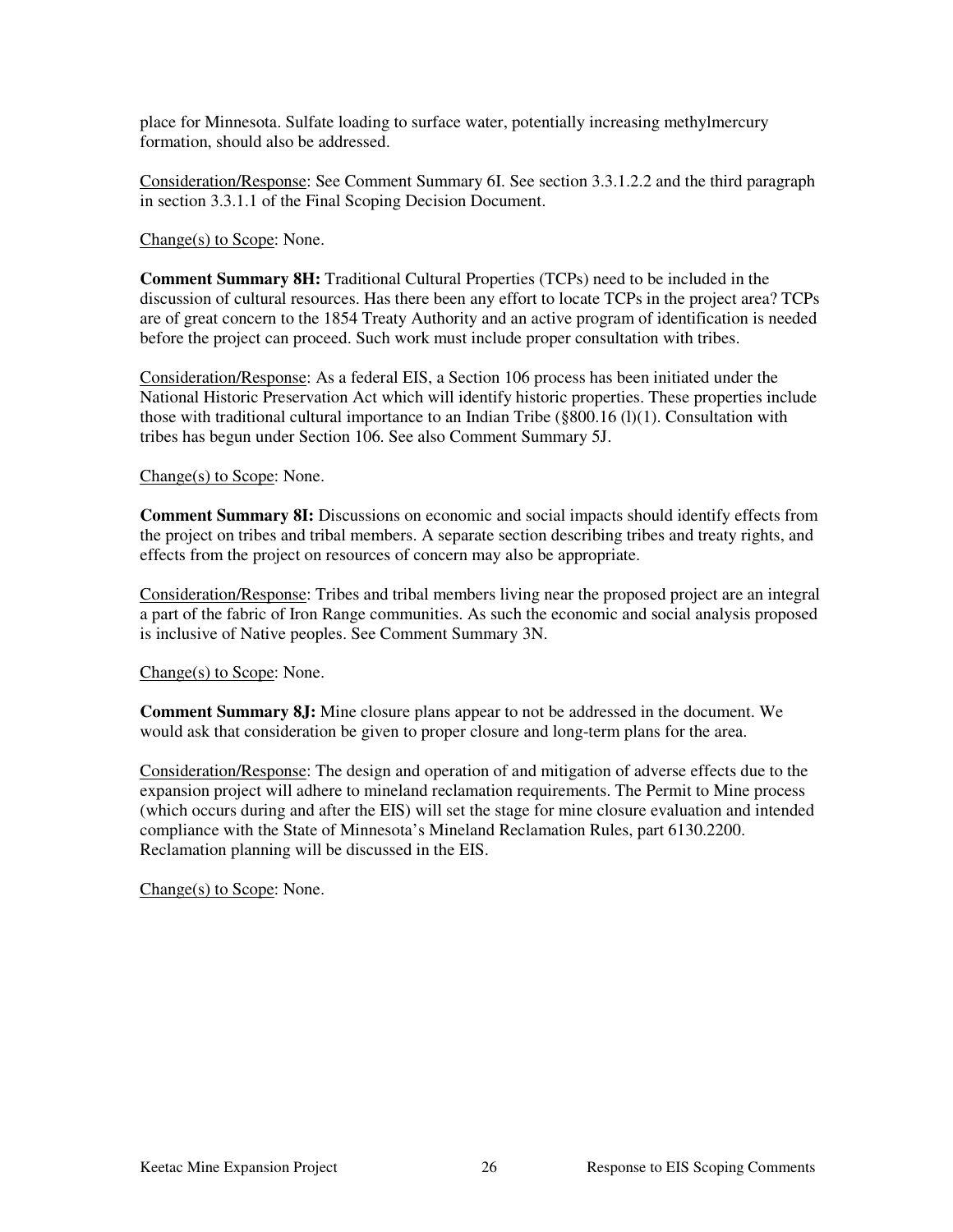place for Minnesota. Sulfate loading to surface water, potentially increasing methylmercury formation, should also be addressed.

Consideration/Response: See Comment Summary 6I. See section 3.3.1.2.2 and the third paragraph in section 3.3.1.1 of the Final Scoping Decision Document.

Change(s) to Scope: None.

**Comment Summary 8H:** Traditional Cultural Properties (TCPs) need to be included in the discussion of cultural resources. Has there been any effort to locate TCPs in the project area? TCPs are of great concern to the 1854 Treaty Authority and an active program of identification is needed before the project can proceed. Such work must include proper consultation with tribes.

Consideration/Response: As a federal EIS, a Section 106 process has been initiated under the National Historic Preservation Act which will identify historic properties. These properties include those with traditional cultural importance to an Indian Tribe (§800.16 (l)(1). Consultation with tribes has begun under Section 106. See also Comment Summary 5J.

Change(s) to Scope: None.

**Comment Summary 8I:** Discussions on economic and social impacts should identify effects from the project on tribes and tribal members. A separate section describing tribes and treaty rights, and effects from the project on resources of concern may also be appropriate.

Consideration/Response: Tribes and tribal members living near the proposed project are an integral a part of the fabric of Iron Range communities. As such the economic and social analysis proposed is inclusive of Native peoples. See Comment Summary 3N.

Change(s) to Scope: None.

**Comment Summary 8J:** Mine closure plans appear to not be addressed in the document. We would ask that consideration be given to proper closure and long-term plans for the area.

Consideration/Response: The design and operation of and mitigation of adverse effects due to the expansion project will adhere to mineland reclamation requirements. The Permit to Mine process (which occurs during and after the EIS) will set the stage for mine closure evaluation and intended compliance with the State of Minnesota's Mineland Reclamation Rules, part 6130.2200. Reclamation planning will be discussed in the EIS.

Change(s) to Scope: None.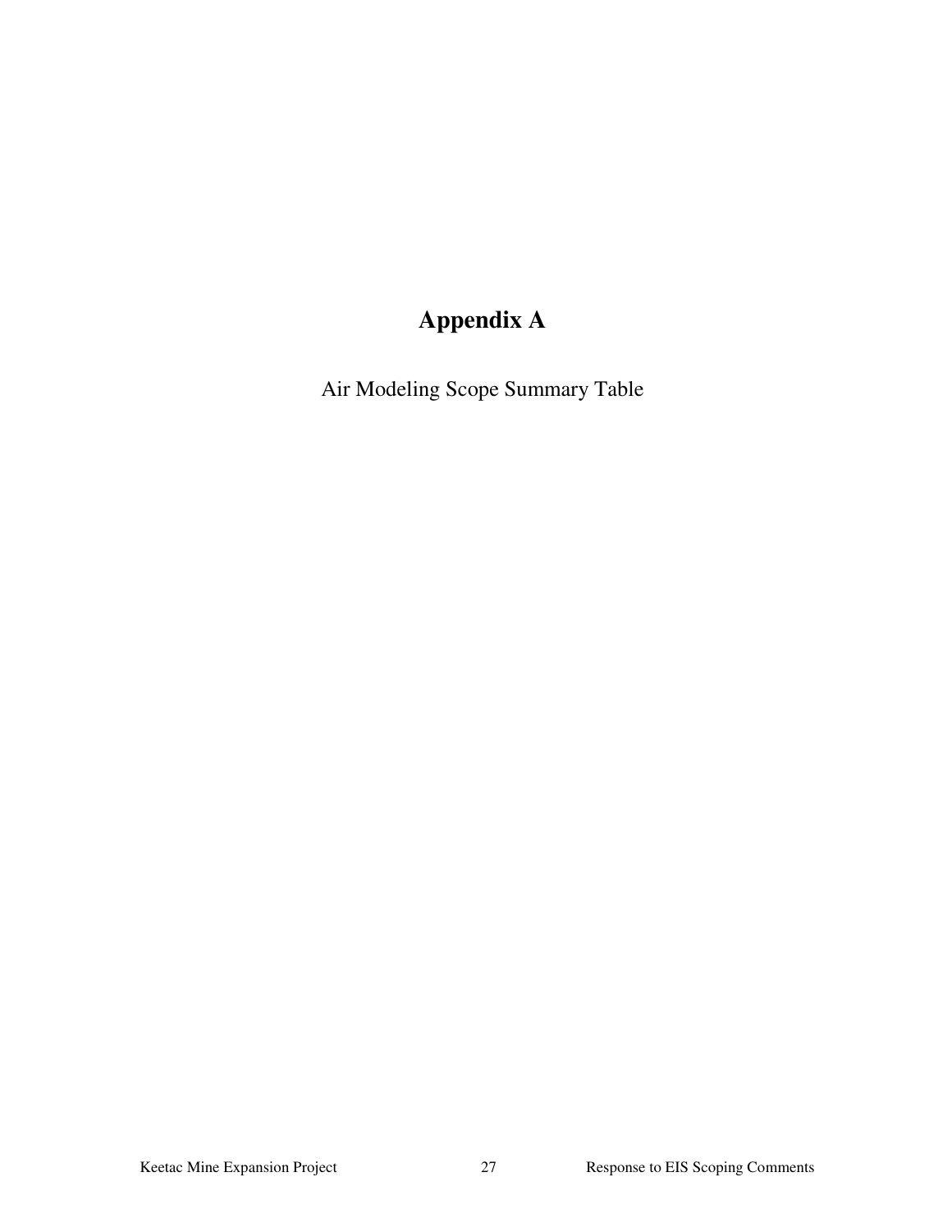# Appendix A

Air Modeling Scope Summary Table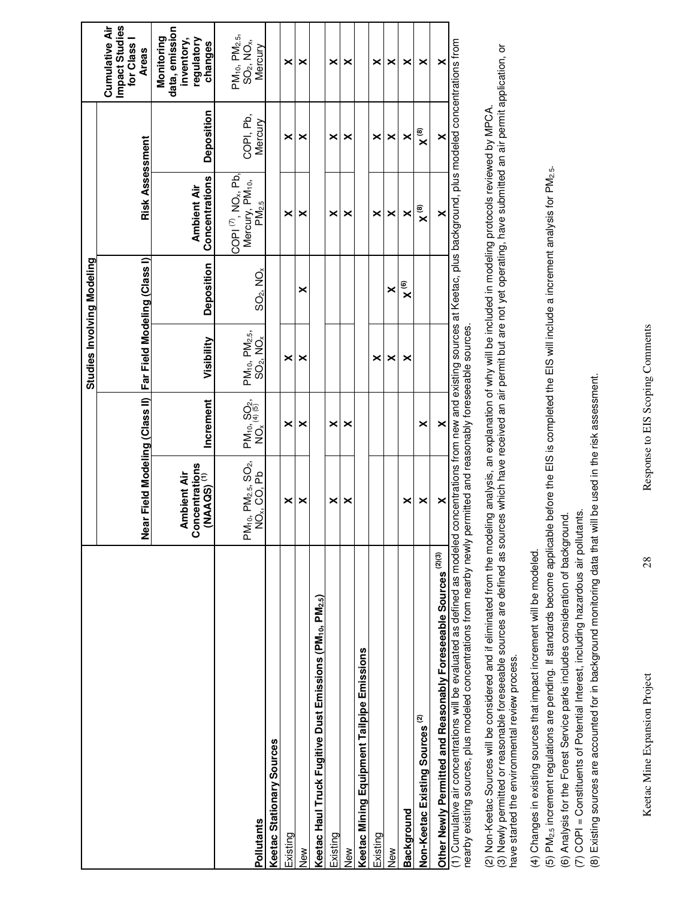| | Studies Involving Modeling | | | | | | |
|---|---|---|---|---|---|---|---|
| | Near Field Modeling (Class II) | | Far Field Modeling (Class I) | | Risk Assessment | | Cumulative Air Impact Studies for Class I Areas |
| **Pollutants** | **Ambient Air Concentrations (NAAQS)** (1) | **Increment** | **Visibility** | **Deposition** | **Ambient Air Concentrations** | **Deposition** | **Monitoring data, emission inventory, regulatory changes** |
| | $PM_{10}$, $PM_{2.5}$, $SO_2$, $NO_x$, CO, Pb | $PM_{10}$, $SO_2$, $NO_x$ (4) (5) | $PM_{10}$, $PM_{2.5}$, $SO_2$, $NO_x$ | $SO_2$, $NO_x$ | COPI (7), $NO_x$, Pb, Mercury, $PM_{10}$, $PM_{2.5}$ | COPI, Pb, Mercury | $PM_{10}$, $PM_{2.5}$, $SO_2$, $NO_x$, Mercury |
| **Keetac Stationary Sources** | | | | | | | |
| Existing | X | X | X | | X | X | X |
| New | X | X | X | X | X | X | X |
| **Keetac Haul Truck Fugitive Dust Emissions ($PM_{10}$, $PM_{2.5}$)** | | | | | | | |
| Existing | X | X | | | X | X | X |
| New | X | X | | | X | X | X |
| **Keetac Mining Equipment Tailpipe Emissions** | | | | | | | |
| Existing | | | X | | X | X | X |
| New | | | X | X | X | X | X |
| **Background** | X | | X | X (6) | X | X | X |
| **Non-Keetac Existing Sources** (2) | X | X | | | X (8) | X (8) | X |
| **Other Newly Permitted and Reasonably Foreseeable Sources** (2)(3) | X | X | | | X | X | X |

(1) Cumulative air concentrations will be evaluated as defined as modeled concentrations from new and existing sources at Keetac, plus background, plus modeled concentrations from nearby existing sources, plus modeled concentrations from nearby newly permitted and reasonably foreseeable sources.

(2) Non-Keetac Sources will be considered and if eliminated from the modeling analysis, an explanation of why will be included in modeling protocols reviewed by MPCA.

(3) Newly permitted or reasonable foreseeable sources are defined as sources which have received an air permit but are not yet operating, have submitted an air permit application, or have started the environmental review process.

(4) Changes in existing sources that impact increment will be modeled.

(5) $PM_{2.5}$ increment regulations are pending. If standards become applicable before the EIS is completed the EIS will include a increment analysis for $PM_{2.5}$.

(6) Analysis for the Forest Service parks includes consideration of background.

(7) COPI = Constituents of Potential Interest, including hazardous air pollutants.

(8) Existing sources are accounted for in background monitoring data that will be used in the risk assessment.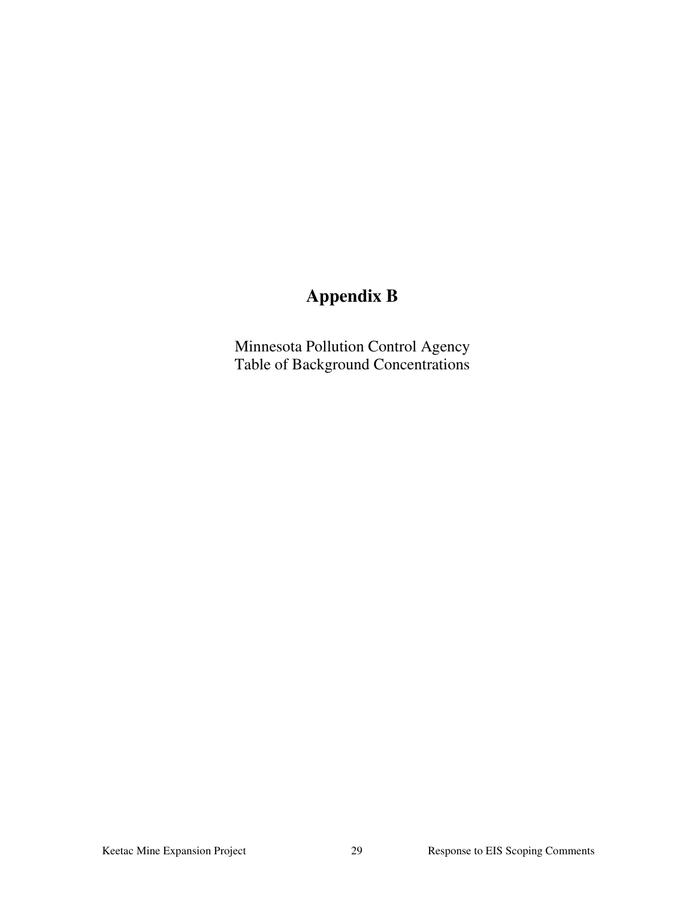# Appendix B

Minnesota Pollution Control Agency
Table of Background Concentrations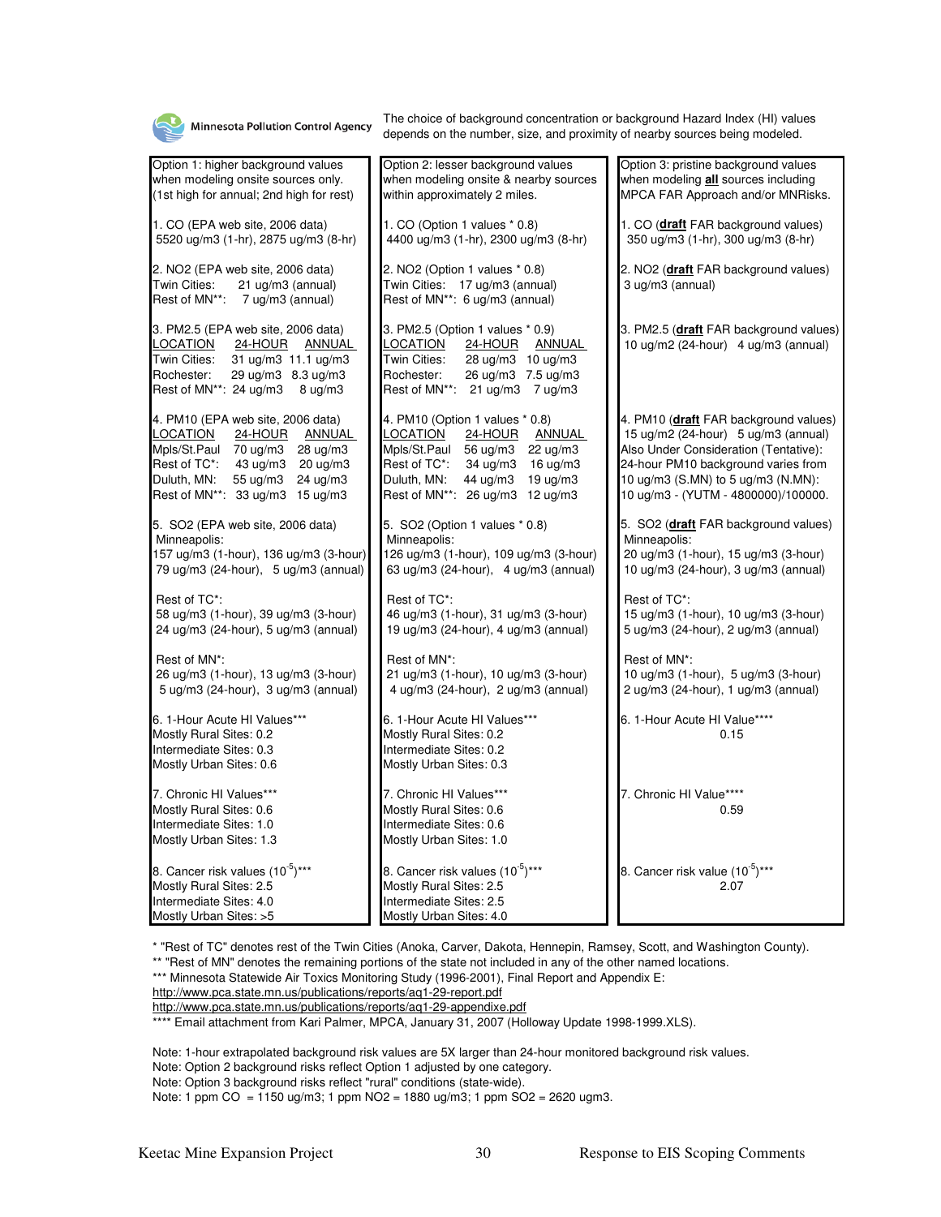Minnesota Pollution Control Agency

The choice of background concentration or background Hazard Index (HI) values depends on the number, size, and proximity of nearby sources being modeled.

| Option 1: higher background values when modeling onsite sources only. (1st high for annual; 2nd high for rest) | Option 2: lesser background values when modeling onsite & nearby sources within approximately 2 miles. | Option 3: pristine background values when modeling **all** sources including MPCA FAR Approach and/or MNRisks. |
|---|---|---|
| 1. CO (EPA web site, 2006 data)<br>5520 ug/m3 (1-hr), 2875 ug/m3 (8-hr) | 1. CO (Option 1 values * 0.8)<br>4400 ug/m3 (1-hr), 2300 ug/m3 (8-hr) | 1. CO (**draft** FAR background values)<br>350 ug/m3 (1-hr), 300 ug/m3 (8-hr) |
| 2. NO2 (EPA web site, 2006 data)<br>Twin Cities: 21 ug/m3 (annual)<br>Rest of MN**: 7 ug/m3 (annual) | 2. NO2 (Option 1 values * 0.8)<br>Twin Cities: 17 ug/m3 (annual)<br>Rest of MN**: 6 ug/m3 (annual) | 2. NO2 (**draft** FAR background values)<br>3 ug/m3 (annual) |
| 3. PM2.5 (EPA web site, 2006 data)<br>LOCATION / 24-HOUR / ANNUAL<br>Twin Cities: 31 ug/m3, 11.1 ug/m3<br>Rochester: 29 ug/m3, 8.3 ug/m3<br>Rest of MN**: 24 ug/m3, 8 ug/m3 | 3. PM2.5 (Option 1 values * 0.9)<br>LOCATION / 24-HOUR / ANNUAL<br>Twin Cities: 28 ug/m3, 10 ug/m3<br>Rochester: 26 ug/m3, 7.5 ug/m3<br>Rest of MN**: 21 ug/m3, 7 ug/m3 | 3. PM2.5 (**draft** FAR background values)<br>10 ug/m2 (24-hour) 4 ug/m3 (annual) |
| 4. PM10 (EPA web site, 2006 data)<br>LOCATION / 24-HOUR / ANNUAL<br>Mpls/St.Paul: 70 ug/m3, 28 ug/m3<br>Rest of TC*: 43 ug/m3, 20 ug/m3<br>Duluth, MN: 55 ug/m3, 24 ug/m3<br>Rest of MN**: 33 ug/m3, 15 ug/m3 | 4. PM10 (Option 1 values * 0.8)<br>LOCATION / 24-HOUR / ANNUAL<br>Mpls/St.Paul: 56 ug/m3, 22 ug/m3<br>Rest of TC*: 34 ug/m3, 16 ug/m3<br>Duluth, MN: 44 ug/m3, 19 ug/m3<br>Rest of MN**: 26 ug/m3, 12 ug/m3 | 4. PM10 (**draft** FAR background values)<br>15 ug/m2 (24-hour) 5 ug/m3 (annual)<br>Also Under Consideration (Tentative):<br>24-hour PM10 background varies from 10 ug/m3 (S.MN) to 5 ug/m3 (N.MN):<br>10 ug/m3 - (YUTM - 4800000)/100000. |
| 5. SO2 (EPA web site, 2006 data)<br>Minneapolis:<br>157 ug/m3 (1-hour), 136 ug/m3 (3-hour)<br>79 ug/m3 (24-hour), 5 ug/m3 (annual)<br><br>Rest of TC*:<br>58 ug/m3 (1-hour), 39 ug/m3 (3-hour)<br>24 ug/m3 (24-hour), 5 ug/m3 (annual)<br><br>Rest of MN*:<br>26 ug/m3 (1-hour), 13 ug/m3 (3-hour)<br>5 ug/m3 (24-hour), 3 ug/m3 (annual) | 5. SO2 (Option 1 values * 0.8)<br>Minneapolis:<br>126 ug/m3 (1-hour), 109 ug/m3 (3-hour)<br>63 ug/m3 (24-hour), 4 ug/m3 (annual)<br><br>Rest of TC*:<br>46 ug/m3 (1-hour), 31 ug/m3 (3-hour)<br>19 ug/m3 (24-hour), 4 ug/m3 (annual)<br><br>Rest of MN*:<br>21 ug/m3 (1-hour), 10 ug/m3 (3-hour)<br>4 ug/m3 (24-hour), 2 ug/m3 (annual) | 5. SO2 (**draft** FAR background values)<br>Minneapolis:<br>20 ug/m3 (1-hour), 15 ug/m3 (3-hour)<br>10 ug/m3 (24-hour), 3 ug/m3 (annual)<br><br>Rest of TC*:<br>15 ug/m3 (1-hour), 10 ug/m3 (3-hour)<br>5 ug/m3 (24-hour), 2 ug/m3 (annual)<br><br>Rest of MN*:<br>10 ug/m3 (1-hour), 5 ug/m3 (3-hour)<br>2 ug/m3 (24-hour), 1 ug/m3 (annual) |
| 6. 1-Hour Acute HI Values***<br>Mostly Rural Sites: 0.2<br>Intermediate Sites: 0.3<br>Mostly Urban Sites: 0.6 | 6. 1-Hour Acute HI Values***<br>Mostly Rural Sites: 0.2<br>Intermediate Sites: 0.2<br>Mostly Urban Sites: 0.3 | 6. 1-Hour Acute HI Value****<br>0.15 |
| 7. Chronic HI Values***<br>Mostly Rural Sites: 0.6<br>Intermediate Sites: 1.0<br>Mostly Urban Sites: 1.3 | 7. Chronic HI Values***<br>Mostly Rural Sites: 0.6<br>Intermediate Sites: 0.6<br>Mostly Urban Sites: 1.0 | 7. Chronic HI Value****<br>0.59 |
| 8. Cancer risk values ($10^{-5}$)***<br>Mostly Rural Sites: 2.5<br>Intermediate Sites: 4.0<br>Mostly Urban Sites: >5 | 8. Cancer risk values ($10^{-5}$)***<br>Mostly Rural Sites: 2.5<br>Intermediate Sites: 2.5<br>Mostly Urban Sites: 4.0 | 8. Cancer risk value ($10^{-5}$)***<br>2.07 |

\* "Rest of TC" denotes rest of the Twin Cities (Anoka, Carver, Dakota, Hennepin, Ramsey, Scott, and Washington County).

** "Rest of MN" denotes the remaining portions of the state not included in any of the other named locations.

*** Minnesota Statewide Air Toxics Monitoring Study (1996-2001), Final Report and Appendix E:
http://www.pca.state.mn.us/publications/reports/aq1-29-report.pdf
http://www.pca.state.mn.us/publications/reports/aq1-29-appendixe.pdf

**** Email attachment from Kari Palmer, MPCA, January 31, 2007 (Holloway Update 1998-1999.XLS).

Note: 1-hour extrapolated background risk values are 5X larger than 24-hour monitored background risk values.
Note: Option 2 background risks reflect Option 1 adjusted by one category.
Note: Option 3 background risks reflect "rural" conditions (state-wide).
Note: 1 ppm CO = 1150 ug/m3; 1 ppm NO2 = 1880 ug/m3; 1 ppm SO2 = 2620 ugm3.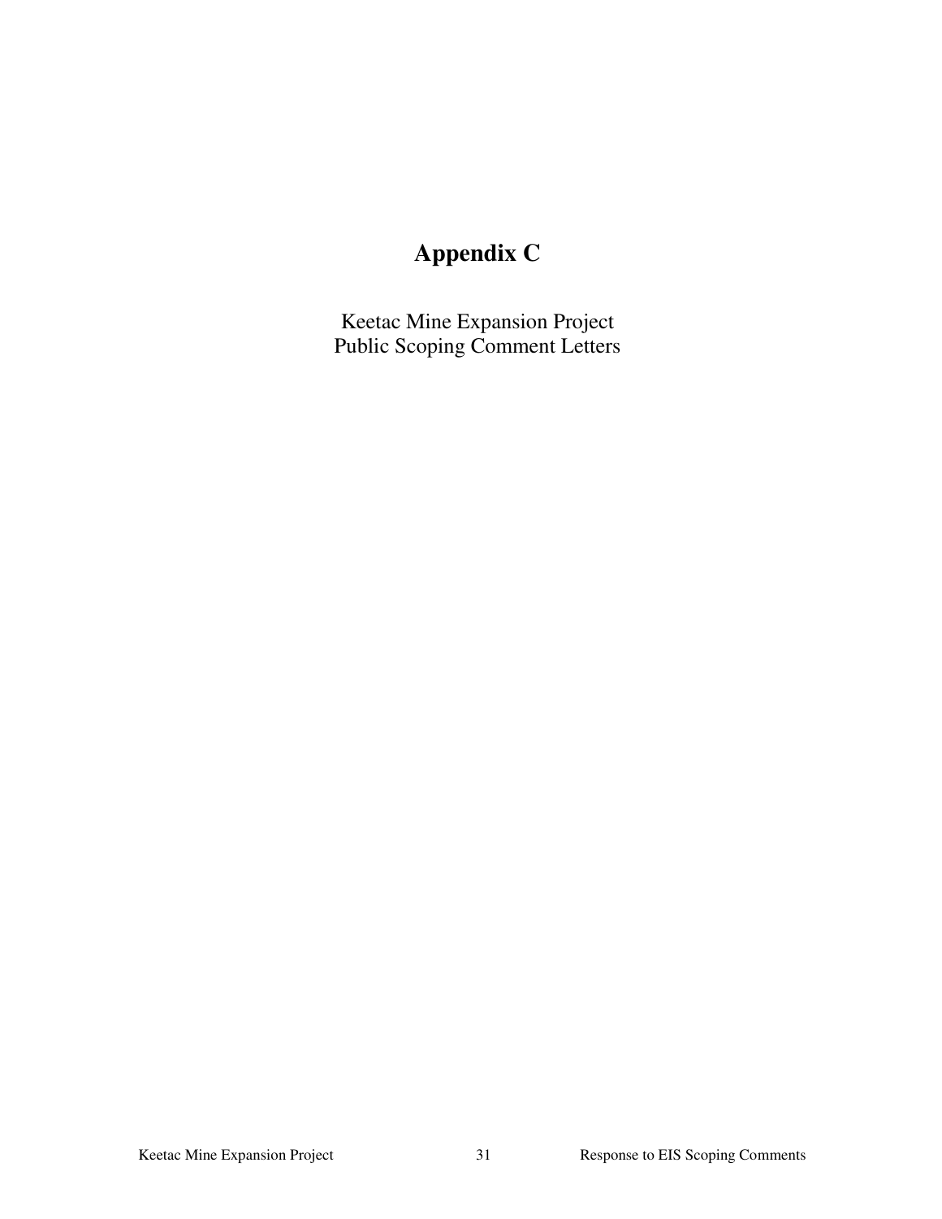# Appendix C

Keetac Mine Expansion Project
Public Scoping Comment Letters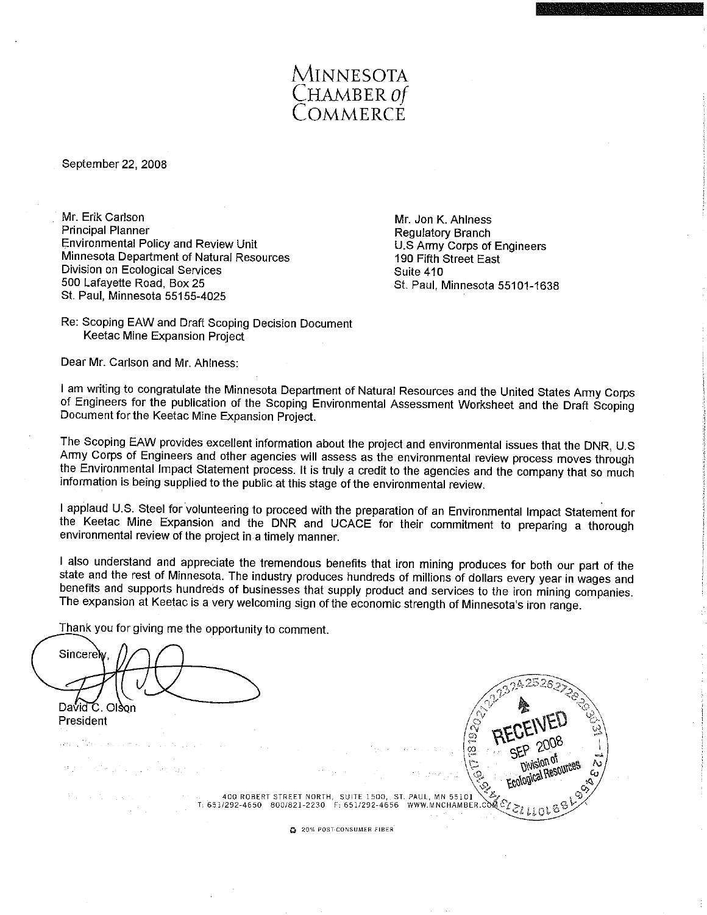# MINNESOTA CHAMBER *of* COMMERCE

September 22, 2008

Mr. Erik Carlson
Principal Planner
Environmental Policy and Review Unit
Minnesota Department of Natural Resources
Division on Ecological Services
500 Lafayette Road, Box 25
St. Paul, Minnesota 55155-4025

Mr. Jon K. Ahlness
Regulatory Branch
U.S Army Corps of Engineers
190 Fifth Street East
Suite 410
St. Paul, Minnesota 55101-1638

Re: Scoping EAW and Draft Scoping Decision Document
Keetac Mine Expansion Project

Dear Mr. Carlson and Mr. Ahlness:

I am writing to congratulate the Minnesota Department of Natural Resources and the United States Army Corps of Engineers for the publication of the Scoping Environmental Assessment Worksheet and the Draft Scoping Document for the Keetac Mine Expansion Project.

The Scoping EAW provides excellent information about the project and environmental issues that the DNR, U.S Army Corps of Engineers and other agencies will assess as the environmental review process moves through the Environmental Impact Statement process. It is truly a credit to the agencies and the company that so much information is being supplied to the public at this stage of the environmental review.

I applaud U.S. Steel for volunteering to proceed with the preparation of an Environmental Impact Statement for the Keetac Mine Expansion and the DNR and UCACE for their commitment to preparing a thorough environmental review of the project in a timely manner.

I also understand and appreciate the tremendous benefits that iron mining produces for both our part of the state and the rest of Minnesota. The industry produces hundreds of millions of dollars every year in wages and benefits and supports hundreds of businesses that supply product and services to the iron mining companies. The expansion at Keetac is a very welcoming sign of the economic strength of Minnesota's iron range.

Thank you for giving me the opportunity to comment.

Sincerely,

David C. Olson
President

RECEIVED
SEP 2008
Division of
Ecological Resources

400 ROBERT STREET NORTH, SUITE 1500, ST. PAUL, MN 55101
T: 651/292-4650 800/821-2230 F: 651/292-4656 WWW.MNCHAMBER.COM

20% POST-CONSUMER FIBER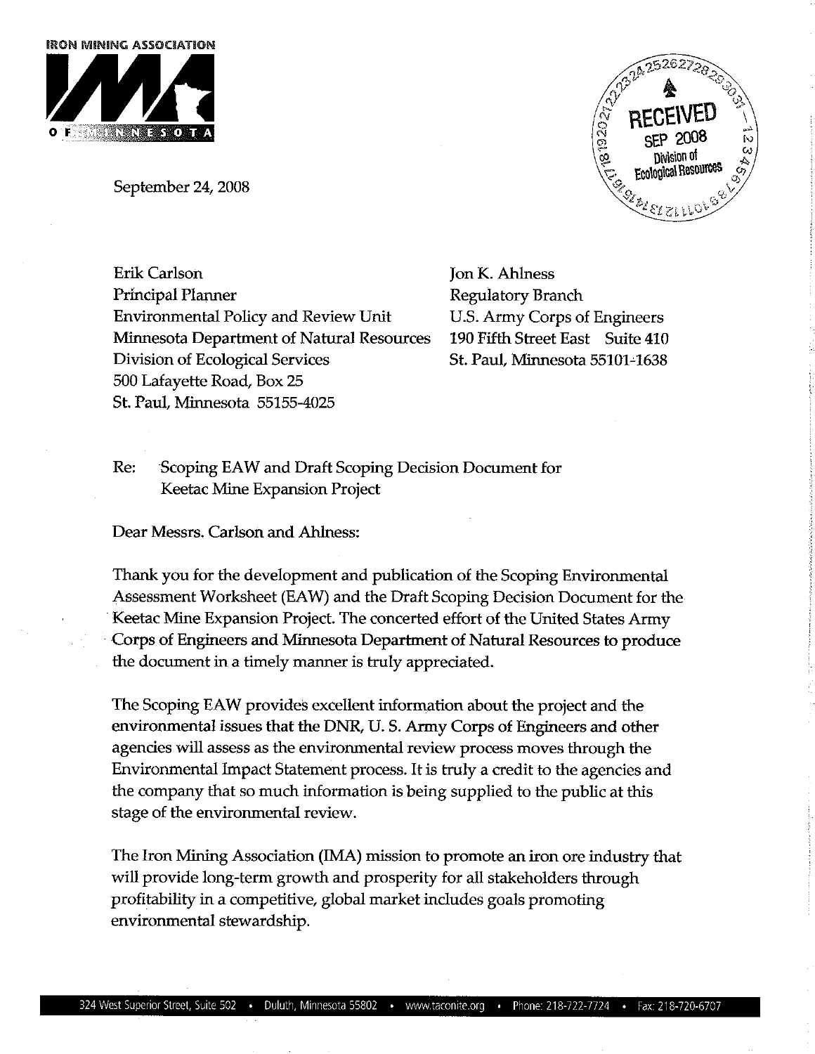IRON MINING ASSOCIATION OF MINNESOTA

September 24, 2008

RECEIVED
SEP 2008
Division of Ecological Resources

Erik Carlson
Principal Planner
Environmental Policy and Review Unit
Minnesota Department of Natural Resources
Division of Ecological Services
500 Lafayette Road, Box 25
St. Paul, Minnesota 55155-4025

Jon K. Ahlness
Regulatory Branch
U.S. Army Corps of Engineers
190 Fifth Street East Suite 410
St. Paul, Minnesota 55101-1638

Re: Scoping EAW and Draft Scoping Decision Document for Keetac Mine Expansion Project

Dear Messrs. Carlson and Ahlness:

Thank you for the development and publication of the Scoping Environmental Assessment Worksheet (EAW) and the Draft Scoping Decision Document for the Keetac Mine Expansion Project. The concerted effort of the United States Army Corps of Engineers and Minnesota Department of Natural Resources to produce the document in a timely manner is truly appreciated.

The Scoping EAW provides excellent information about the project and the environmental issues that the DNR, U. S. Army Corps of Engineers and other agencies will assess as the environmental review process moves through the Environmental Impact Statement process. It is truly a credit to the agencies and the company that so much information is being supplied to the public at this stage of the environmental review.

The Iron Mining Association (IMA) mission to promote an iron ore industry that will provide long-term growth and prosperity for all stakeholders through profitability in a competitive, global market includes goals promoting environmental stewardship.

324 West Superior Street, Suite 502 • Duluth, Minnesota 55802 • www.taconite.org • Phone: 218-722-7724 • Fax: 218-720-6707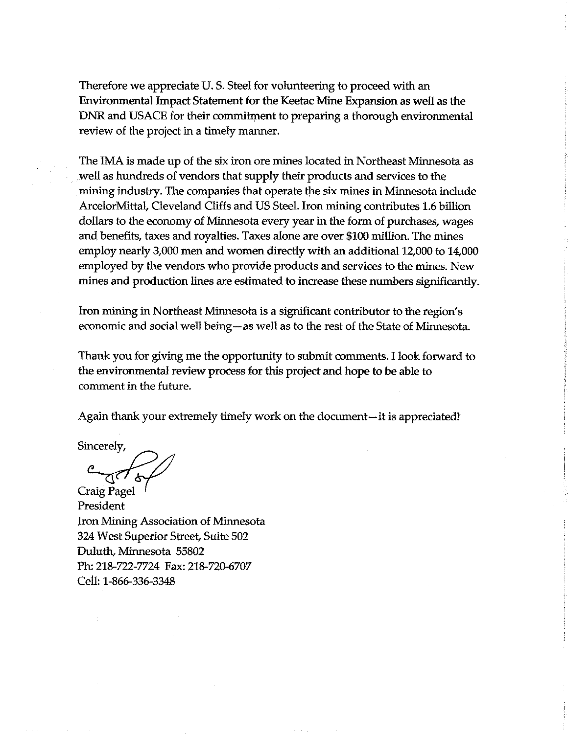Therefore we appreciate U. S. Steel for volunteering to proceed with an Environmental Impact Statement for the Keetac Mine Expansion as well as the DNR and USACE for their commitment to preparing a thorough environmental review of the project in a timely manner.

The IMA is made up of the six iron ore mines located in Northeast Minnesota as well as hundreds of vendors that supply their products and services to the mining industry. The companies that operate the six mines in Minnesota include ArcelorMittal, Cleveland Cliffs and US Steel. Iron mining contributes 1.6 billion dollars to the economy of Minnesota every year in the form of purchases, wages and benefits, taxes and royalties. Taxes alone are over $100 million. The mines employ nearly 3,000 men and women directly with an additional 12,000 to 14,000 employed by the vendors who provide products and services to the mines. New mines and production lines are estimated to increase these numbers significantly.

Iron mining in Northeast Minnesota is a significant contributor to the region's economic and social well being—as well as to the rest of the State of Minnesota.

Thank you for giving me the opportunity to submit comments. I look forward to the environmental review process for this project and hope to be able to comment in the future.

Again thank your extremely timely work on the document—it is appreciated!

Sincerely,

Craig Pagel
President
Iron Mining Association of Minnesota
324 West Superior Street, Suite 502
Duluth, Minnesota 55802
Ph: 218-722-7724 Fax: 218-720-6707
Cell: 1-866-336-3348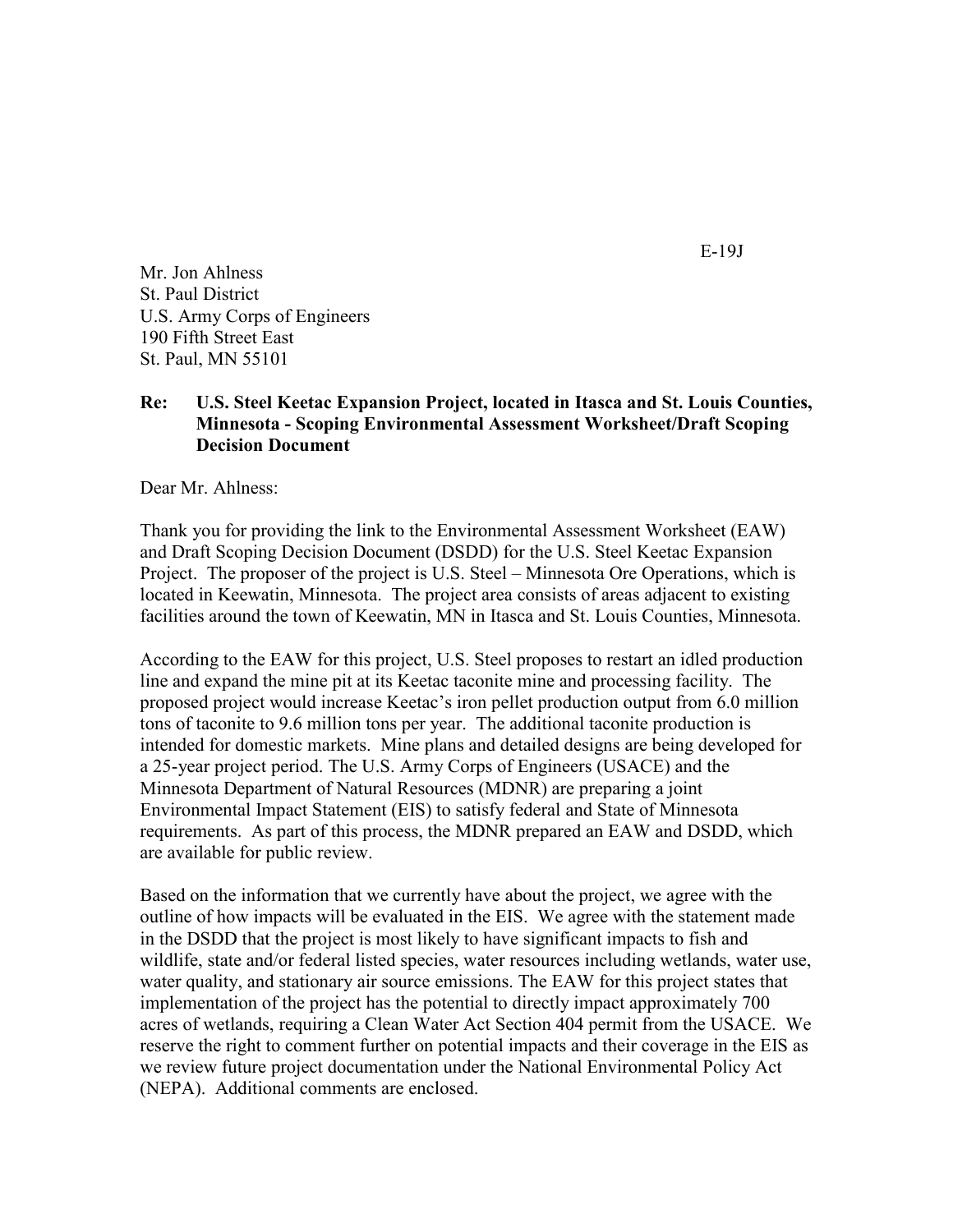E-19J

Mr. Jon Ahlness
St. Paul District
U.S. Army Corps of Engineers
190 Fifth Street East
St. Paul, MN 55101

**Re: U.S. Steel Keetac Expansion Project, located in Itasca and St. Louis Counties, Minnesota - Scoping Environmental Assessment Worksheet/Draft Scoping Decision Document**

Dear Mr. Ahlness:

Thank you for providing the link to the Environmental Assessment Worksheet (EAW) and Draft Scoping Decision Document (DSDD) for the U.S. Steel Keetac Expansion Project. The proposer of the project is U.S. Steel – Minnesota Ore Operations, which is located in Keewatin, Minnesota. The project area consists of areas adjacent to existing facilities around the town of Keewatin, MN in Itasca and St. Louis Counties, Minnesota.

According to the EAW for this project, U.S. Steel proposes to restart an idled production line and expand the mine pit at its Keetac taconite mine and processing facility. The proposed project would increase Keetac's iron pellet production output from 6.0 million tons of taconite to 9.6 million tons per year. The additional taconite production is intended for domestic markets. Mine plans and detailed designs are being developed for a 25-year project period. The U.S. Army Corps of Engineers (USACE) and the Minnesota Department of Natural Resources (MDNR) are preparing a joint Environmental Impact Statement (EIS) to satisfy federal and State of Minnesota requirements. As part of this process, the MDNR prepared an EAW and DSDD, which are available for public review.

Based on the information that we currently have about the project, we agree with the outline of how impacts will be evaluated in the EIS. We agree with the statement made in the DSDD that the project is most likely to have significant impacts to fish and wildlife, state and/or federal listed species, water resources including wetlands, water use, water quality, and stationary air source emissions. The EAW for this project states that implementation of the project has the potential to directly impact approximately 700 acres of wetlands, requiring a Clean Water Act Section 404 permit from the USACE. We reserve the right to comment further on potential impacts and their coverage in the EIS as we review future project documentation under the National Environmental Policy Act (NEPA). Additional comments are enclosed.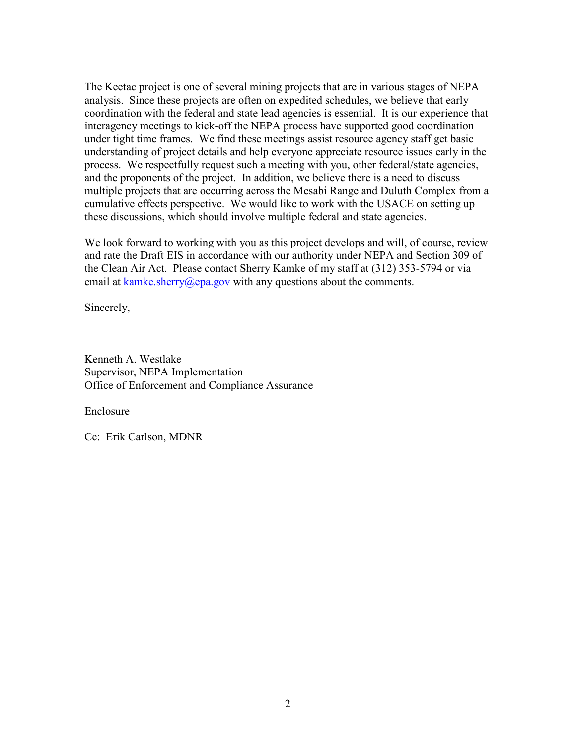The Keetac project is one of several mining projects that are in various stages of NEPA analysis. Since these projects are often on expedited schedules, we believe that early coordination with the federal and state lead agencies is essential. It is our experience that interagency meetings to kick-off the NEPA process have supported good coordination under tight time frames. We find these meetings assist resource agency staff get basic understanding of project details and help everyone appreciate resource issues early in the process. We respectfully request such a meeting with you, other federal/state agencies, and the proponents of the project. In addition, we believe there is a need to discuss multiple projects that are occurring across the Mesabi Range and Duluth Complex from a cumulative effects perspective. We would like to work with the USACE on setting up these discussions, which should involve multiple federal and state agencies.

We look forward to working with you as this project develops and will, of course, review and rate the Draft EIS in accordance with our authority under NEPA and Section 309 of the Clean Air Act. Please contact Sherry Kamke of my staff at (312) 353-5794 or via email at kamke.sherry@epa.gov with any questions about the comments.

Sincerely,

Kenneth A. Westlake
Supervisor, NEPA Implementation
Office of Enforcement and Compliance Assurance

Enclosure

Cc: Erik Carlson, MDNR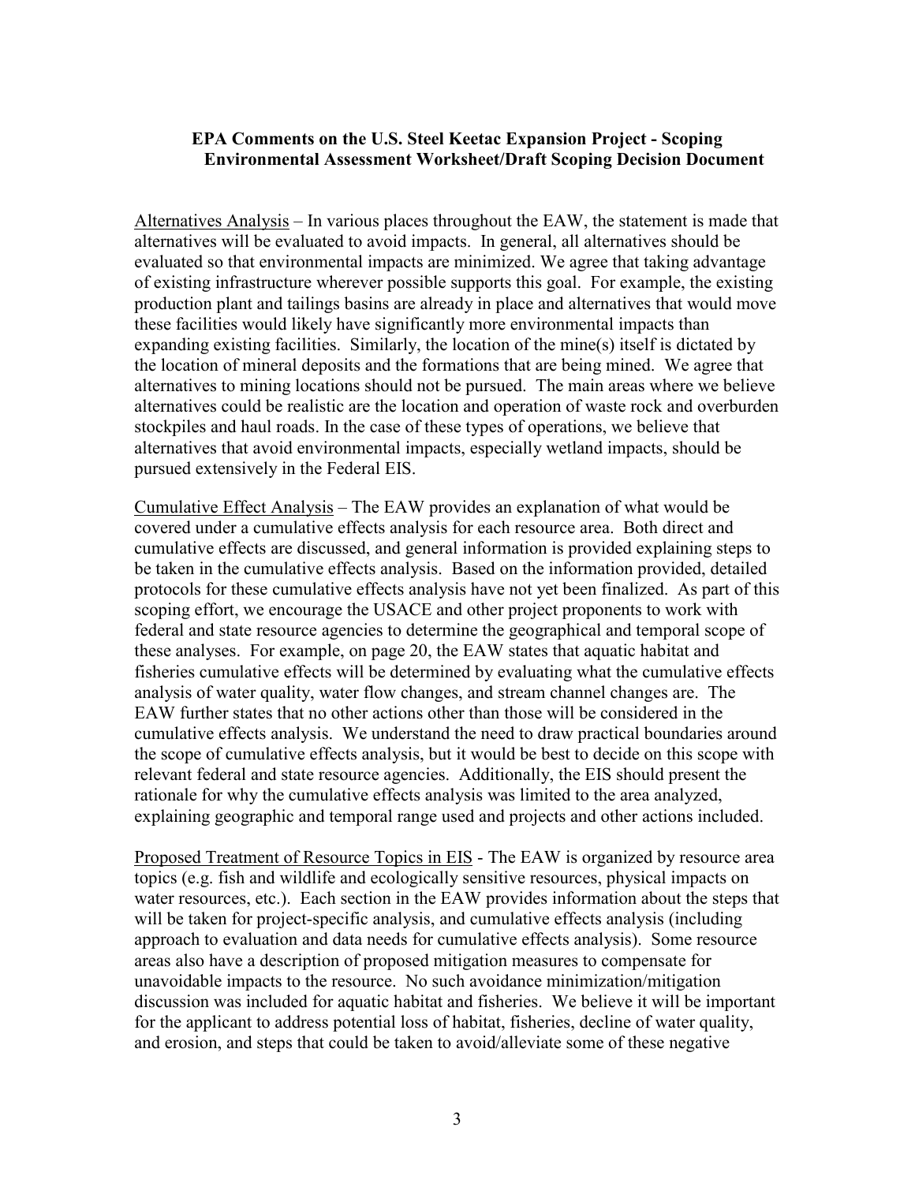## EPA Comments on the U.S. Steel Keetac Expansion Project - Scoping Environmental Assessment Worksheet/Draft Scoping Decision Document

Alternatives Analysis – In various places throughout the EAW, the statement is made that alternatives will be evaluated to avoid impacts. In general, all alternatives should be evaluated so that environmental impacts are minimized. We agree that taking advantage of existing infrastructure wherever possible supports this goal. For example, the existing production plant and tailings basins are already in place and alternatives that would move these facilities would likely have significantly more environmental impacts than expanding existing facilities. Similarly, the location of the mine(s) itself is dictated by the location of mineral deposits and the formations that are being mined. We agree that alternatives to mining locations should not be pursued. The main areas where we believe alternatives could be realistic are the location and operation of waste rock and overburden stockpiles and haul roads. In the case of these types of operations, we believe that alternatives that avoid environmental impacts, especially wetland impacts, should be pursued extensively in the Federal EIS.

Cumulative Effect Analysis – The EAW provides an explanation of what would be covered under a cumulative effects analysis for each resource area. Both direct and cumulative effects are discussed, and general information is provided explaining steps to be taken in the cumulative effects analysis. Based on the information provided, detailed protocols for these cumulative effects analysis have not yet been finalized. As part of this scoping effort, we encourage the USACE and other project proponents to work with federal and state resource agencies to determine the geographical and temporal scope of these analyses. For example, on page 20, the EAW states that aquatic habitat and fisheries cumulative effects will be determined by evaluating what the cumulative effects analysis of water quality, water flow changes, and stream channel changes are. The EAW further states that no other actions other than those will be considered in the cumulative effects analysis. We understand the need to draw practical boundaries around the scope of cumulative effects analysis, but it would be best to decide on this scope with relevant federal and state resource agencies. Additionally, the EIS should present the rationale for why the cumulative effects analysis was limited to the area analyzed, explaining geographic and temporal range used and projects and other actions included.

Proposed Treatment of Resource Topics in EIS - The EAW is organized by resource area topics (e.g. fish and wildlife and ecologically sensitive resources, physical impacts on water resources, etc.). Each section in the EAW provides information about the steps that will be taken for project-specific analysis, and cumulative effects analysis (including approach to evaluation and data needs for cumulative effects analysis). Some resource areas also have a description of proposed mitigation measures to compensate for unavoidable impacts to the resource. No such avoidance minimization/mitigation discussion was included for aquatic habitat and fisheries. We believe it will be important for the applicant to address potential loss of habitat, fisheries, decline of water quality, and erosion, and steps that could be taken to avoid/alleviate some of these negative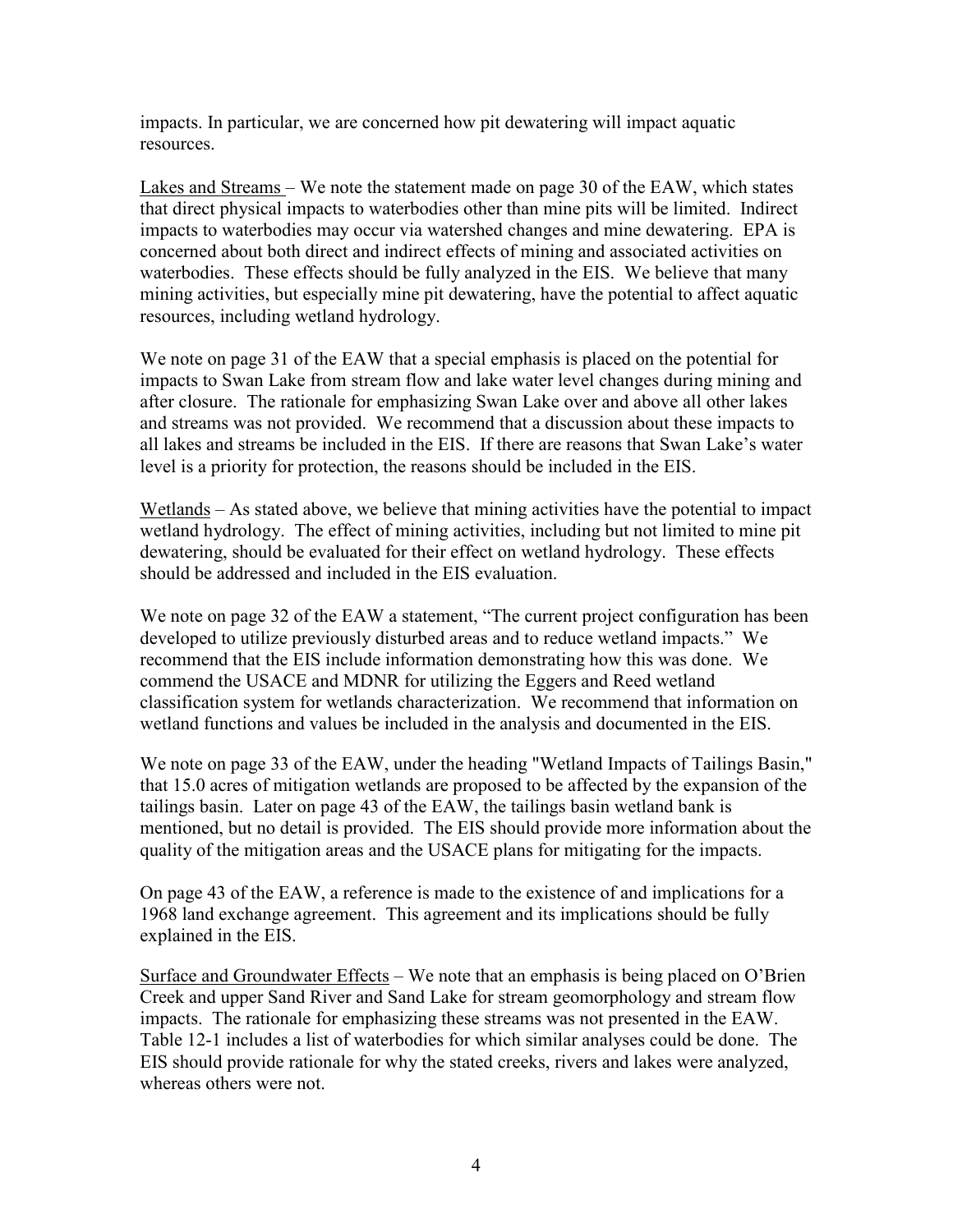impacts. In particular, we are concerned how pit dewatering will impact aquatic resources.

Lakes and Streams – We note the statement made on page 30 of the EAW, which states that direct physical impacts to waterbodies other than mine pits will be limited. Indirect impacts to waterbodies may occur via watershed changes and mine dewatering. EPA is concerned about both direct and indirect effects of mining and associated activities on waterbodies. These effects should be fully analyzed in the EIS. We believe that many mining activities, but especially mine pit dewatering, have the potential to affect aquatic resources, including wetland hydrology.

We note on page 31 of the EAW that a special emphasis is placed on the potential for impacts to Swan Lake from stream flow and lake water level changes during mining and after closure. The rationale for emphasizing Swan Lake over and above all other lakes and streams was not provided. We recommend that a discussion about these impacts to all lakes and streams be included in the EIS. If there are reasons that Swan Lake's water level is a priority for protection, the reasons should be included in the EIS.

Wetlands – As stated above, we believe that mining activities have the potential to impact wetland hydrology. The effect of mining activities, including but not limited to mine pit dewatering, should be evaluated for their effect on wetland hydrology. These effects should be addressed and included in the EIS evaluation.

We note on page 32 of the EAW a statement, "The current project configuration has been developed to utilize previously disturbed areas and to reduce wetland impacts." We recommend that the EIS include information demonstrating how this was done. We commend the USACE and MDNR for utilizing the Eggers and Reed wetland classification system for wetlands characterization. We recommend that information on wetland functions and values be included in the analysis and documented in the EIS.

We note on page 33 of the EAW, under the heading "Wetland Impacts of Tailings Basin," that 15.0 acres of mitigation wetlands are proposed to be affected by the expansion of the tailings basin. Later on page 43 of the EAW, the tailings basin wetland bank is mentioned, but no detail is provided. The EIS should provide more information about the quality of the mitigation areas and the USACE plans for mitigating for the impacts.

On page 43 of the EAW, a reference is made to the existence of and implications for a 1968 land exchange agreement. This agreement and its implications should be fully explained in the EIS.

Surface and Groundwater Effects – We note that an emphasis is being placed on O'Brien Creek and upper Sand River and Sand Lake for stream geomorphology and stream flow impacts. The rationale for emphasizing these streams was not presented in the EAW. Table 12-1 includes a list of waterbodies for which similar analyses could be done. The EIS should provide rationale for why the stated creeks, rivers and lakes were analyzed, whereas others were not.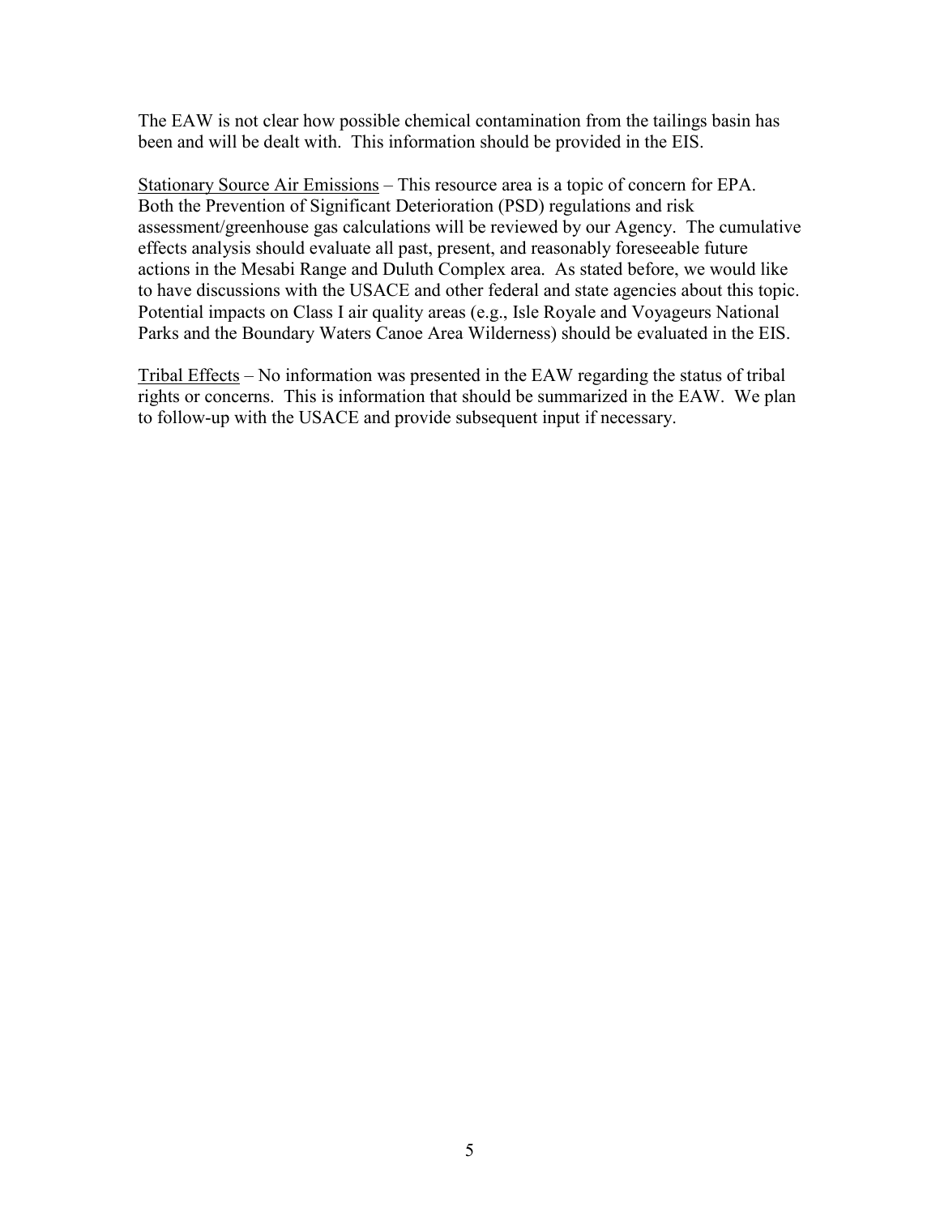The EAW is not clear how possible chemical contamination from the tailings basin has been and will be dealt with. This information should be provided in the EIS.

<u>Stationary Source Air Emissions</u> – This resource area is a topic of concern for EPA. Both the Prevention of Significant Deterioration (PSD) regulations and risk assessment/greenhouse gas calculations will be reviewed by our Agency. The cumulative effects analysis should evaluate all past, present, and reasonably foreseeable future actions in the Mesabi Range and Duluth Complex area. As stated before, we would like to have discussions with the USACE and other federal and state agencies about this topic. Potential impacts on Class I air quality areas (e.g., Isle Royale and Voyageurs National Parks and the Boundary Waters Canoe Area Wilderness) should be evaluated in the EIS.

<u>Tribal Effects</u> – No information was presented in the EAW regarding the status of tribal rights or concerns. This is information that should be summarized in the EAW. We plan to follow-up with the USACE and provide subsequent input if necessary.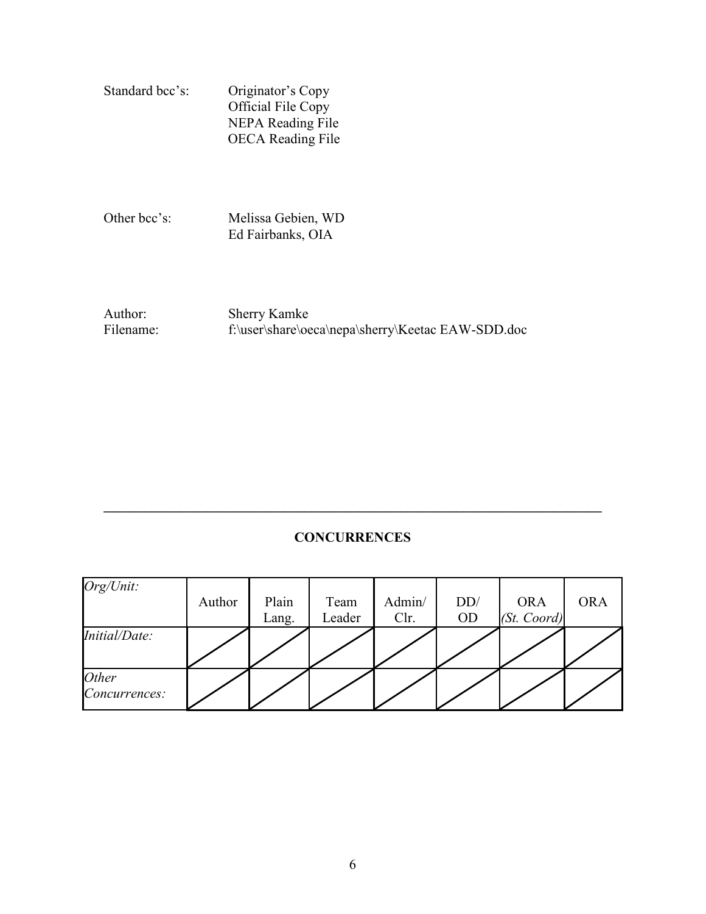Standard bcc's: Originator's Copy
Official File Copy
NEPA Reading File
OECA Reading File

Other bcc's: Melissa Gebien, WD
Ed Fairbanks, OIA

Author: Sherry Kamke
Filename: f:\user\share\oeca\nepa\sherry\Keetac EAW-SDD.doc

---

**CONCURRENCES**

| *Org/Unit:* | Author | Plain Lang. | Team Leader | Admin/ Clr. | DD/ OD | ORA *(St. Coord)* | ORA |
|---|---|---|---|---|---|---|---|
| *Initial/Date:* | | | | | | | |
| *Other Concurrences:* | | | | | | | |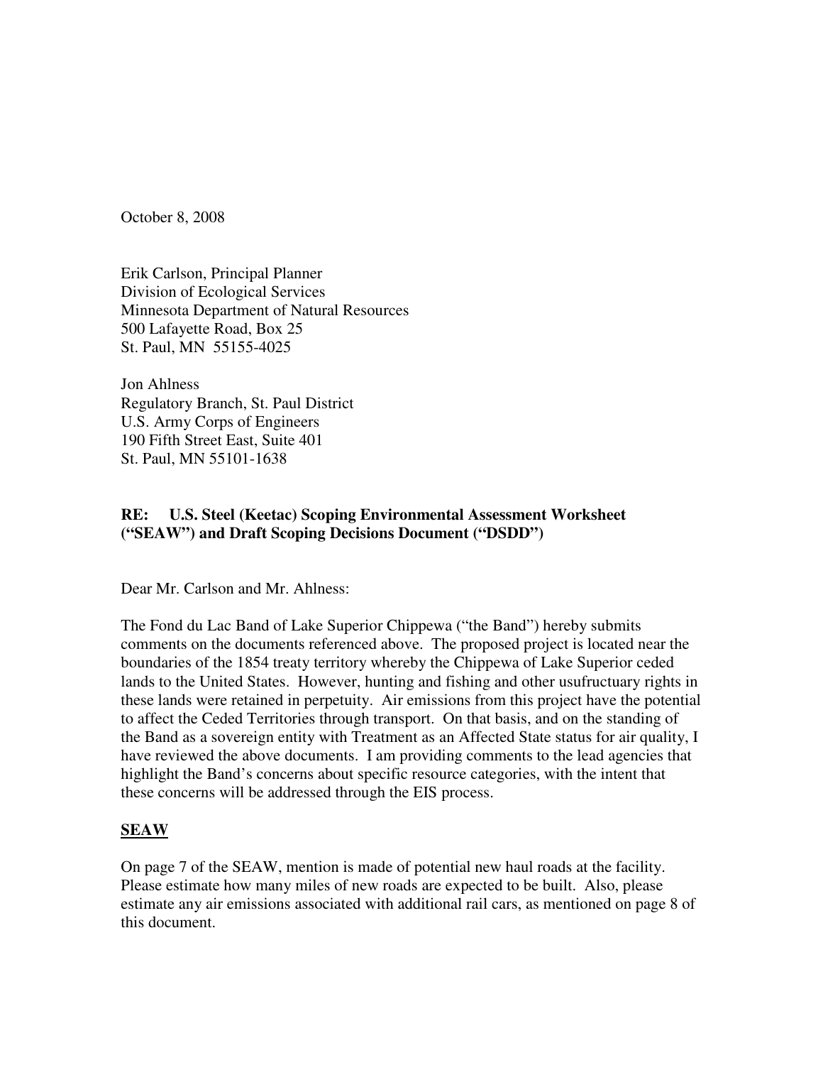October 8, 2008

Erik Carlson, Principal Planner
Division of Ecological Services
Minnesota Department of Natural Resources
500 Lafayette Road, Box 25
St. Paul, MN 55155-4025

Jon Ahlness
Regulatory Branch, St. Paul District
U.S. Army Corps of Engineers
190 Fifth Street East, Suite 401
St. Paul, MN 55101-1638

**RE: U.S. Steel (Keetac) Scoping Environmental Assessment Worksheet ("SEAW") and Draft Scoping Decisions Document ("DSDD")**

Dear Mr. Carlson and Mr. Ahlness:

The Fond du Lac Band of Lake Superior Chippewa ("the Band") hereby submits comments on the documents referenced above. The proposed project is located near the boundaries of the 1854 treaty territory whereby the Chippewa of Lake Superior ceded lands to the United States. However, hunting and fishing and other usufructuary rights in these lands were retained in perpetuity. Air emissions from this project have the potential to affect the Ceded Territories through transport. On that basis, and on the standing of the Band as a sovereign entity with Treatment as an Affected State status for air quality, I have reviewed the above documents. I am providing comments to the lead agencies that highlight the Band's concerns about specific resource categories, with the intent that these concerns will be addressed through the EIS process.

**<u>SEAW</u>**

On page 7 of the SEAW, mention is made of potential new haul roads at the facility. Please estimate how many miles of new roads are expected to be built. Also, please estimate any air emissions associated with additional rail cars, as mentioned on page 8 of this document.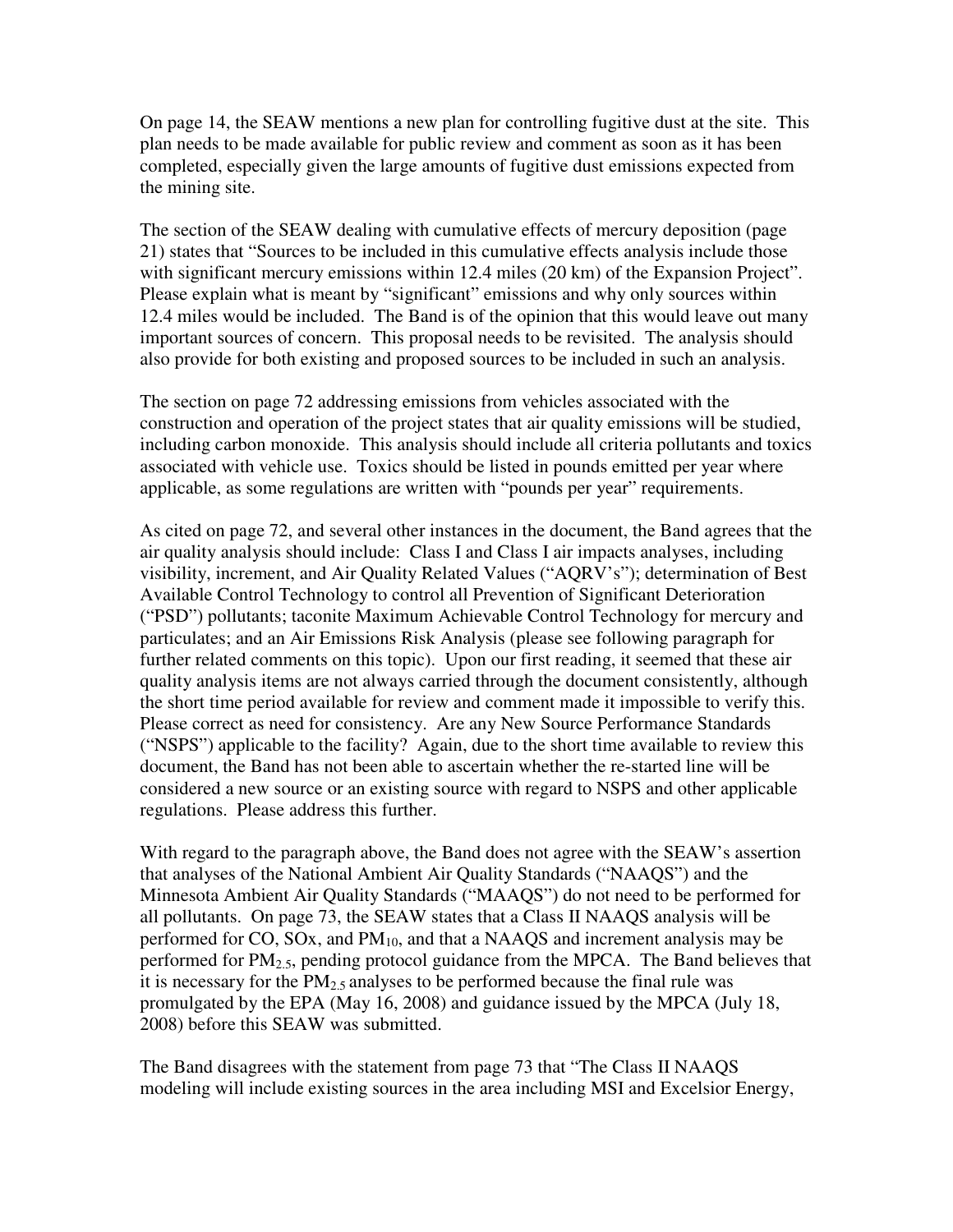On page 14, the SEAW mentions a new plan for controlling fugitive dust at the site. This plan needs to be made available for public review and comment as soon as it has been completed, especially given the large amounts of fugitive dust emissions expected from the mining site.

The section of the SEAW dealing with cumulative effects of mercury deposition (page 21) states that "Sources to be included in this cumulative effects analysis include those with significant mercury emissions within 12.4 miles (20 km) of the Expansion Project". Please explain what is meant by "significant" emissions and why only sources within 12.4 miles would be included. The Band is of the opinion that this would leave out many important sources of concern. This proposal needs to be revisited. The analysis should also provide for both existing and proposed sources to be included in such an analysis.

The section on page 72 addressing emissions from vehicles associated with the construction and operation of the project states that air quality emissions will be studied, including carbon monoxide. This analysis should include all criteria pollutants and toxics associated with vehicle use. Toxics should be listed in pounds emitted per year where applicable, as some regulations are written with "pounds per year" requirements.

As cited on page 72, and several other instances in the document, the Band agrees that the air quality analysis should include: Class I and Class I air impacts analyses, including visibility, increment, and Air Quality Related Values ("AQRV's"); determination of Best Available Control Technology to control all Prevention of Significant Deterioration ("PSD") pollutants; taconite Maximum Achievable Control Technology for mercury and particulates; and an Air Emissions Risk Analysis (please see following paragraph for further related comments on this topic). Upon our first reading, it seemed that these air quality analysis items are not always carried through the document consistently, although the short time period available for review and comment made it impossible to verify this. Please correct as need for consistency. Are any New Source Performance Standards ("NSPS") applicable to the facility? Again, due to the short time available to review this document, the Band has not been able to ascertain whether the re-started line will be considered a new source or an existing source with regard to NSPS and other applicable regulations. Please address this further.

With regard to the paragraph above, the Band does not agree with the SEAW's assertion that analyses of the National Ambient Air Quality Standards ("NAAQS") and the Minnesota Ambient Air Quality Standards ("MAAQS") do not need to be performed for all pollutants. On page 73, the SEAW states that a Class II NAAQS analysis will be performed for CO, SOx, and $PM_{10}$, and that a NAAQS and increment analysis may be performed for $PM_{2.5}$, pending protocol guidance from the MPCA. The Band believes that it is necessary for the $PM_{2.5}$ analyses to be performed because the final rule was promulgated by the EPA (May 16, 2008) and guidance issued by the MPCA (July 18, 2008) before this SEAW was submitted.

The Band disagrees with the statement from page 73 that "The Class II NAAQS modeling will include existing sources in the area including MSI and Excelsior Energy,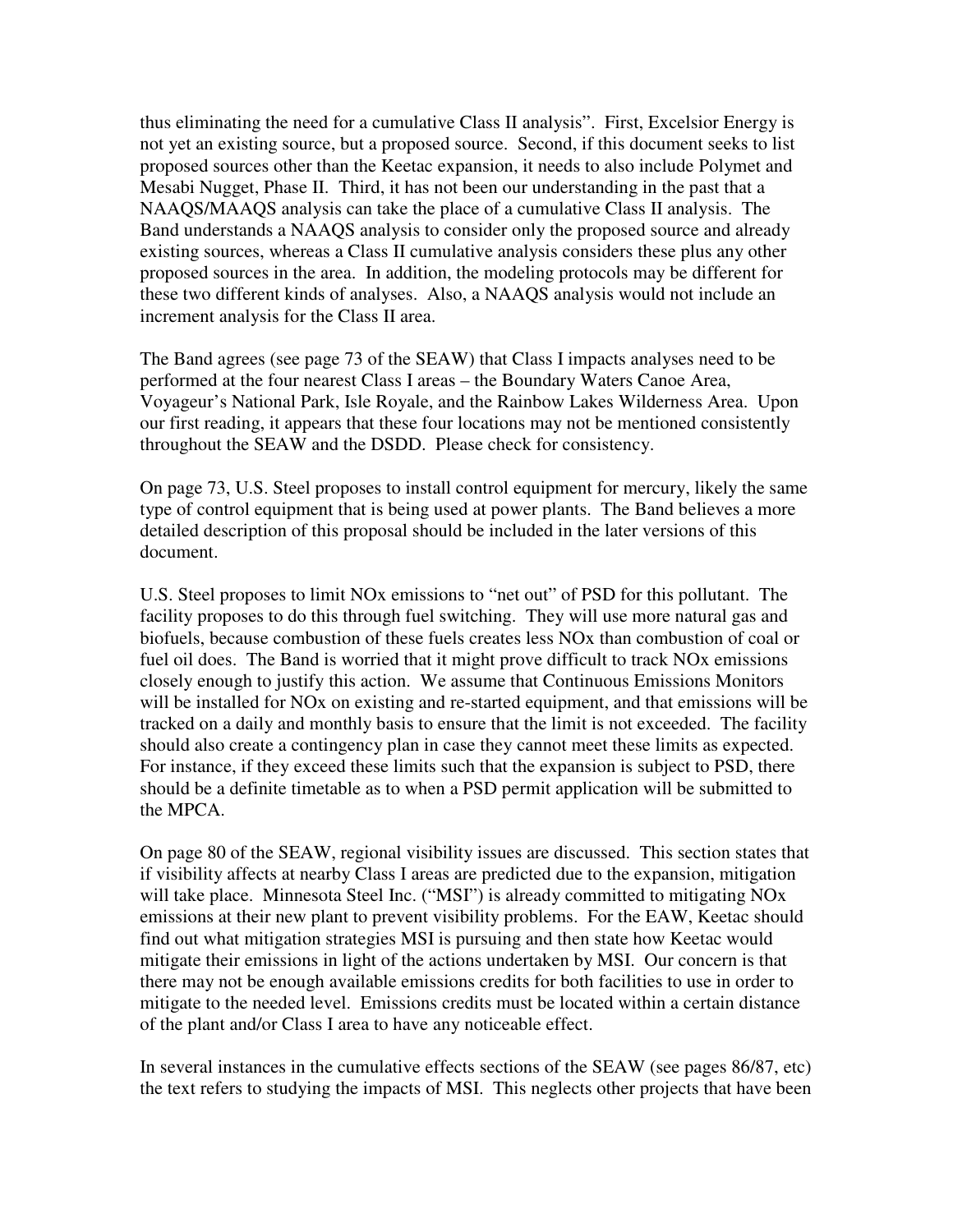thus eliminating the need for a cumulative Class II analysis". First, Excelsior Energy is not yet an existing source, but a proposed source. Second, if this document seeks to list proposed sources other than the Keetac expansion, it needs to also include Polymet and Mesabi Nugget, Phase II. Third, it has not been our understanding in the past that a NAAQS/MAAQS analysis can take the place of a cumulative Class II analysis. The Band understands a NAAQS analysis to consider only the proposed source and already existing sources, whereas a Class II cumulative analysis considers these plus any other proposed sources in the area. In addition, the modeling protocols may be different for these two different kinds of analyses. Also, a NAAQS analysis would not include an increment analysis for the Class II area.

The Band agrees (see page 73 of the SEAW) that Class I impacts analyses need to be performed at the four nearest Class I areas – the Boundary Waters Canoe Area, Voyageur's National Park, Isle Royale, and the Rainbow Lakes Wilderness Area. Upon our first reading, it appears that these four locations may not be mentioned consistently throughout the SEAW and the DSDD. Please check for consistency.

On page 73, U.S. Steel proposes to install control equipment for mercury, likely the same type of control equipment that is being used at power plants. The Band believes a more detailed description of this proposal should be included in the later versions of this document.

U.S. Steel proposes to limit NOx emissions to "net out" of PSD for this pollutant. The facility proposes to do this through fuel switching. They will use more natural gas and biofuels, because combustion of these fuels creates less NOx than combustion of coal or fuel oil does. The Band is worried that it might prove difficult to track NOx emissions closely enough to justify this action. We assume that Continuous Emissions Monitors will be installed for NOx on existing and re-started equipment, and that emissions will be tracked on a daily and monthly basis to ensure that the limit is not exceeded. The facility should also create a contingency plan in case they cannot meet these limits as expected. For instance, if they exceed these limits such that the expansion is subject to PSD, there should be a definite timetable as to when a PSD permit application will be submitted to the MPCA.

On page 80 of the SEAW, regional visibility issues are discussed. This section states that if visibility affects at nearby Class I areas are predicted due to the expansion, mitigation will take place. Minnesota Steel Inc. ("MSI") is already committed to mitigating NOx emissions at their new plant to prevent visibility problems. For the EAW, Keetac should find out what mitigation strategies MSI is pursuing and then state how Keetac would mitigate their emissions in light of the actions undertaken by MSI. Our concern is that there may not be enough available emissions credits for both facilities to use in order to mitigate to the needed level. Emissions credits must be located within a certain distance of the plant and/or Class I area to have any noticeable effect.

In several instances in the cumulative effects sections of the SEAW (see pages 86/87, etc) the text refers to studying the impacts of MSI. This neglects other projects that have been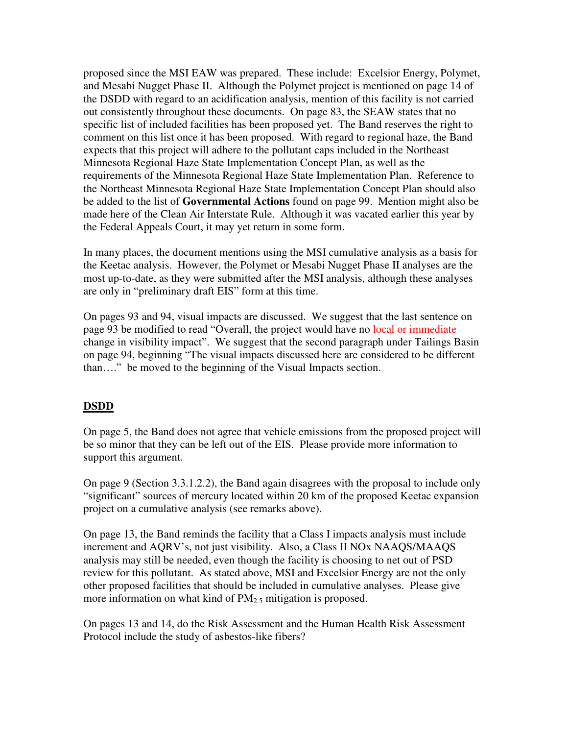proposed since the MSI EAW was prepared. These include: Excelsior Energy, Polymet, and Mesabi Nugget Phase II. Although the Polymet project is mentioned on page 14 of the DSDD with regard to an acidification analysis, mention of this facility is not carried out consistently throughout these documents. On page 83, the SEAW states that no specific list of included facilities has been proposed yet. The Band reserves the right to comment on this list once it has been proposed. With regard to regional haze, the Band expects that this project will adhere to the pollutant caps included in the Northeast Minnesota Regional Haze State Implementation Concept Plan, as well as the requirements of the Minnesota Regional Haze State Implementation Plan. Reference to the Northeast Minnesota Regional Haze State Implementation Concept Plan should also be added to the list of **Governmental Actions** found on page 99. Mention might also be made here of the Clean Air Interstate Rule. Although it was vacated earlier this year by the Federal Appeals Court, it may yet return in some form.

In many places, the document mentions using the MSI cumulative analysis as a basis for the Keetac analysis. However, the Polymet or Mesabi Nugget Phase II analyses are the most up-to-date, as they were submitted after the MSI analysis, although these analyses are only in "preliminary draft EIS" form at this time.

On pages 93 and 94, visual impacts are discussed. We suggest that the last sentence on page 93 be modified to read "Overall, the project would have no local or immediate change in visibility impact". We suggest that the second paragraph under Tailings Basin on page 94, beginning "The visual impacts discussed here are considered to be different than…." be moved to the beginning of the Visual Impacts section.

## DSDD

On page 5, the Band does not agree that vehicle emissions from the proposed project will be so minor that they can be left out of the EIS. Please provide more information to support this argument.

On page 9 (Section 3.3.1.2.2), the Band again disagrees with the proposal to include only "significant" sources of mercury located within 20 km of the proposed Keetac expansion project on a cumulative analysis (see remarks above).

On page 13, the Band reminds the facility that a Class I impacts analysis must include increment and AQRV's, not just visibility. Also, a Class II NOx NAAQS/MAAQS analysis may still be needed, even though the facility is choosing to net out of PSD review for this pollutant. As stated above, MSI and Excelsior Energy are not the only other proposed facilities that should be included in cumulative analyses. Please give more information on what kind of $PM_{2.5}$ mitigation is proposed.

On pages 13 and 14, do the Risk Assessment and the Human Health Risk Assessment Protocol include the study of asbestos-like fibers?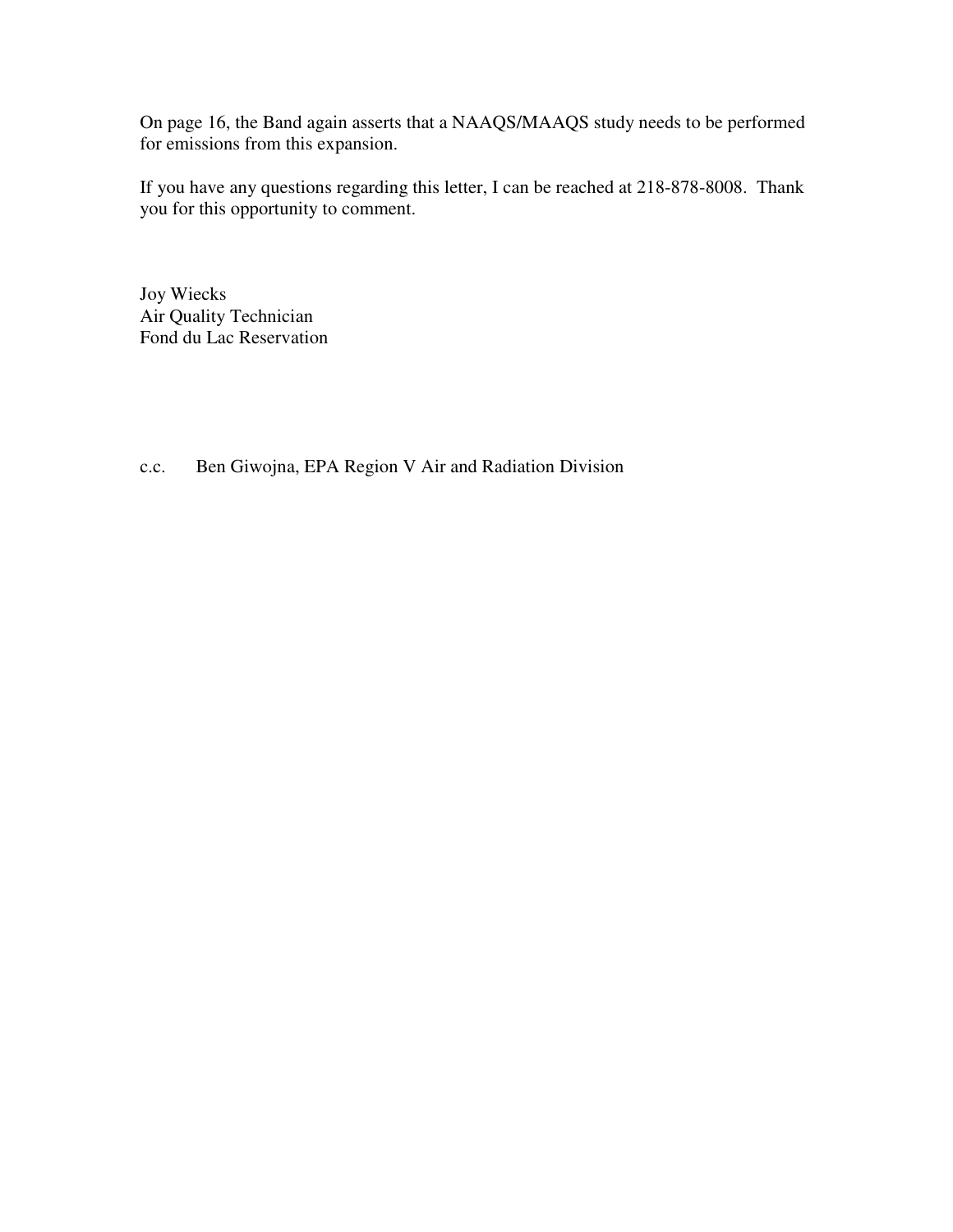On page 16, the Band again asserts that a NAAQS/MAAQS study needs to be performed for emissions from this expansion.

If you have any questions regarding this letter, I can be reached at 218-878-8008. Thank you for this opportunity to comment.

Joy Wiecks  
Air Quality Technician  
Fond du Lac Reservation

c.c. Ben Giwojna, EPA Region V Air and Radiation Division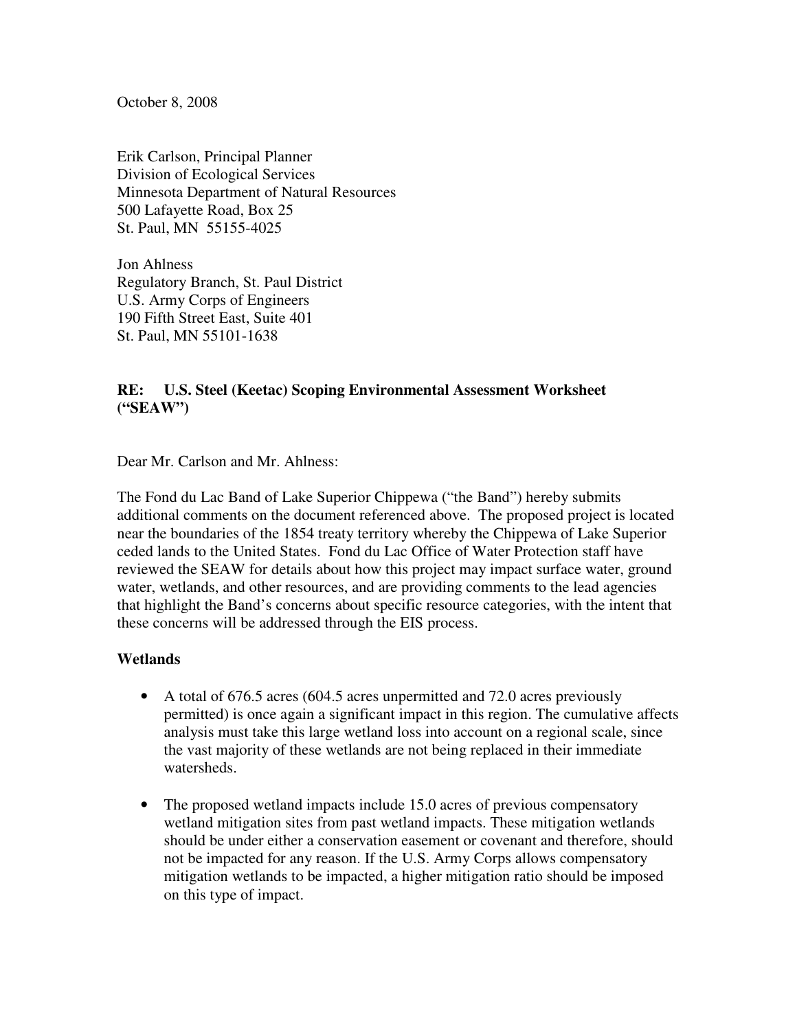October 8, 2008

Erik Carlson, Principal Planner
Division of Ecological Services
Minnesota Department of Natural Resources
500 Lafayette Road, Box 25
St. Paul, MN 55155-4025

Jon Ahlness
Regulatory Branch, St. Paul District
U.S. Army Corps of Engineers
190 Fifth Street East, Suite 401
St. Paul, MN 55101-1638

**RE: U.S. Steel (Keetac) Scoping Environmental Assessment Worksheet ("SEAW")**

Dear Mr. Carlson and Mr. Ahlness:

The Fond du Lac Band of Lake Superior Chippewa ("the Band") hereby submits additional comments on the document referenced above. The proposed project is located near the boundaries of the 1854 treaty territory whereby the Chippewa of Lake Superior ceded lands to the United States. Fond du Lac Office of Water Protection staff have reviewed the SEAW for details about how this project may impact surface water, ground water, wetlands, and other resources, and are providing comments to the lead agencies that highlight the Band's concerns about specific resource categories, with the intent that these concerns will be addressed through the EIS process.

**Wetlands**

- A total of 676.5 acres (604.5 acres unpermitted and 72.0 acres previously permitted) is once again a significant impact in this region. The cumulative affects analysis must take this large wetland loss into account on a regional scale, since the vast majority of these wetlands are not being replaced in their immediate watersheds.
- The proposed wetland impacts include 15.0 acres of previous compensatory wetland mitigation sites from past wetland impacts. These mitigation wetlands should be under either a conservation easement or covenant and therefore, should not be impacted for any reason. If the U.S. Army Corps allows compensatory mitigation wetlands to be impacted, a higher mitigation ratio should be imposed on this type of impact.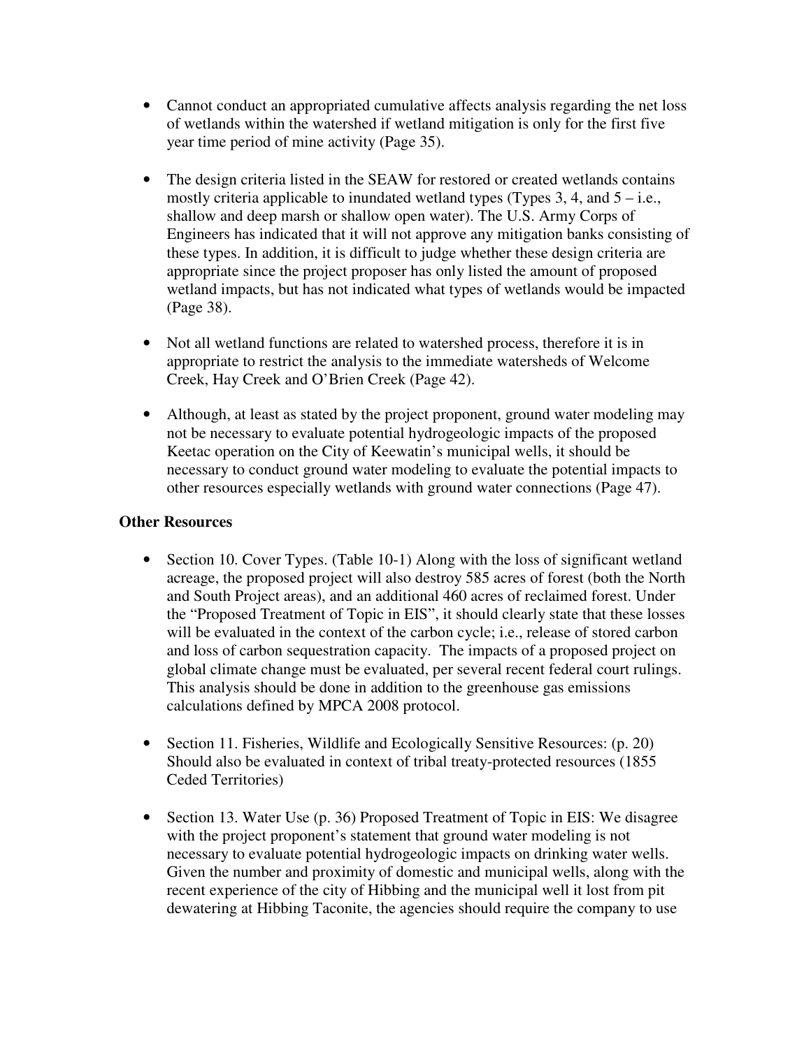- Cannot conduct an appropriated cumulative affects analysis regarding the net loss of wetlands within the watershed if wetland mitigation is only for the first five year time period of mine activity (Page 35).

- The design criteria listed in the SEAW for restored or created wetlands contains mostly criteria applicable to inundated wetland types (Types 3, 4, and 5 – i.e., shallow and deep marsh or shallow open water). The U.S. Army Corps of Engineers has indicated that it will not approve any mitigation banks consisting of these types. In addition, it is difficult to judge whether these design criteria are appropriate since the project proposer has only listed the amount of proposed wetland impacts, but has not indicated what types of wetlands would be impacted (Page 38).

- Not all wetland functions are related to watershed process, therefore it is in appropriate to restrict the analysis to the immediate watersheds of Welcome Creek, Hay Creek and O'Brien Creek (Page 42).

- Although, at least as stated by the project proponent, ground water modeling may not be necessary to evaluate potential hydrogeologic impacts of the proposed Keetac operation on the City of Keewatin's municipal wells, it should be necessary to conduct ground water modeling to evaluate the potential impacts to other resources especially wetlands with ground water connections (Page 47).

**Other Resources**

- Section 10. Cover Types. (Table 10-1) Along with the loss of significant wetland acreage, the proposed project will also destroy 585 acres of forest (both the North and South Project areas), and an additional 460 acres of reclaimed forest. Under the "Proposed Treatment of Topic in EIS", it should clearly state that these losses will be evaluated in the context of the carbon cycle; i.e., release of stored carbon and loss of carbon sequestration capacity. The impacts of a proposed project on global climate change must be evaluated, per several recent federal court rulings. This analysis should be done in addition to the greenhouse gas emissions calculations defined by MPCA 2008 protocol.

- Section 11. Fisheries, Wildlife and Ecologically Sensitive Resources: (p. 20) Should also be evaluated in context of tribal treaty-protected resources (1855 Ceded Territories)

- Section 13. Water Use (p. 36) Proposed Treatment of Topic in EIS: We disagree with the project proponent's statement that ground water modeling is not necessary to evaluate potential hydrogeologic impacts on drinking water wells. Given the number and proximity of domestic and municipal wells, along with the recent experience of the city of Hibbing and the municipal well it lost from pit dewatering at Hibbing Taconite, the agencies should require the company to use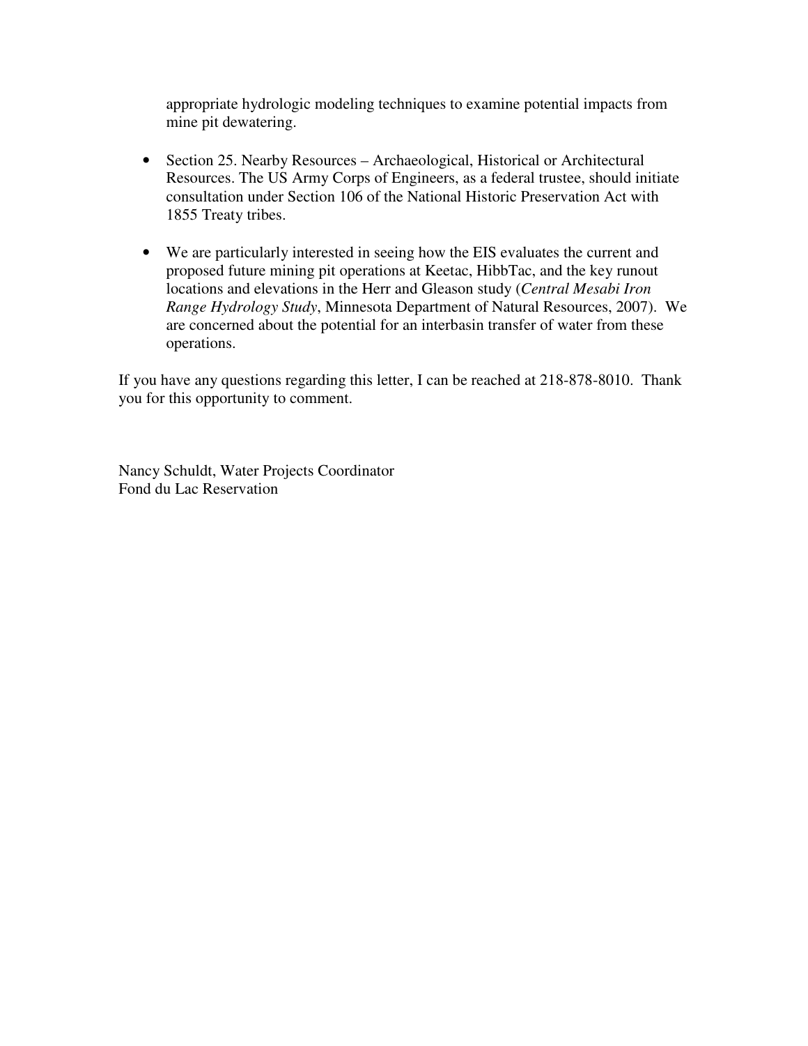appropriate hydrologic modeling techniques to examine potential impacts from mine pit dewatering.

- Section 25. Nearby Resources – Archaeological, Historical or Architectural Resources. The US Army Corps of Engineers, as a federal trustee, should initiate consultation under Section 106 of the National Historic Preservation Act with 1855 Treaty tribes.

- We are particularly interested in seeing how the EIS evaluates the current and proposed future mining pit operations at Keetac, HibbTac, and the key runout locations and elevations in the Herr and Gleason study (*Central Mesabi Iron Range Hydrology Study*, Minnesota Department of Natural Resources, 2007). We are concerned about the potential for an interbasin transfer of water from these operations.

If you have any questions regarding this letter, I can be reached at 218-878-8010. Thank you for this opportunity to comment.

Nancy Schuldt, Water Projects Coordinator
Fond du Lac Reservation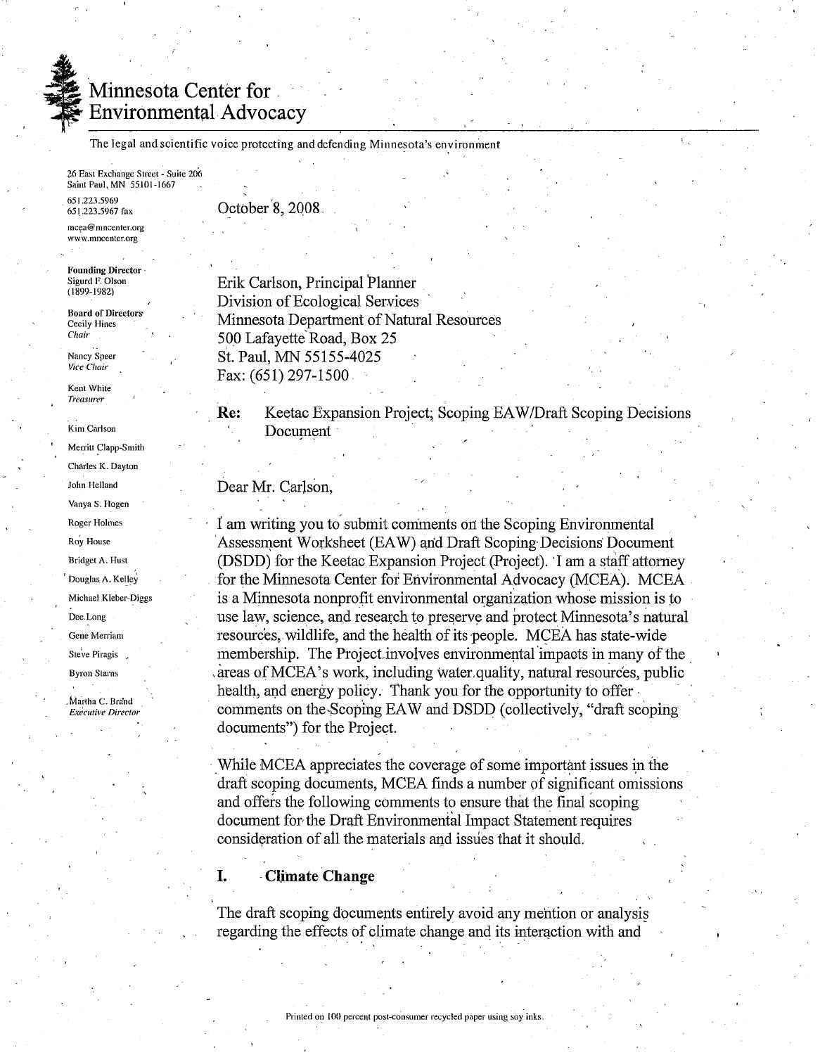# Minnesota Center for Environmental Advocacy

The legal and scientific voice protecting and defending Minnesota's environment

26 East Exchange Street - Suite 206
Saint Paul, MN 55101-1667
651.223.5969
651.223.5967 fax
mcea@mncenter.org
www.mncenter.org

**Founding Director**
Sigurd F. Olson
(1899-1982)

**Board of Directors**
Cecily Hines
*Chair*

Nancy Speer
*Vice Chair*

Kent White
*Treasurer*

Kim Carlson
Merritt Clapp-Smith
Charles K. Dayton
John Helland
Vanya S. Hogen
Roger Holmes
Roy House
Bridget A. Hust
Douglas A. Kelley
Michael Kleber-Diggs
Dee Long
Gene Merriam
Steve Piragis
Byron Starns

Martha C. Brand
*Executive Director*

October 8, 2008

Erik Carlson, Principal Planner
Division of Ecological Services
Minnesota Department of Natural Resources
500 Lafayette Road, Box 25
St. Paul, MN 55155-4025
Fax: (651) 297-1500

**Re:** Keetac Expansion Project; Scoping EAW/Draft Scoping Decisions Document

Dear Mr. Carlson,

I am writing you to submit comments on the Scoping Environmental Assessment Worksheet (EAW) and Draft Scoping Decisions Document (DSDD) for the Keetac Expansion Project (Project). I am a staff attorney for the Minnesota Center for Environmental Advocacy (MCEA). MCEA is a Minnesota nonprofit environmental organization whose mission is to use law, science, and research to preserve and protect Minnesota's natural resources, wildlife, and the health of its people. MCEA has state-wide membership. The Project involves environmental impacts in many of the areas of MCEA's work, including water quality, natural resources, public health, and energy policy. Thank you for the opportunity to offer comments on the Scoping EAW and DSDD (collectively, "draft scoping documents") for the Project.

While MCEA appreciates the coverage of some important issues in the draft scoping documents, MCEA finds a number of significant omissions and offers the following comments to ensure that the final scoping document for the Draft Environmental Impact Statement requires consideration of all the materials and issues that it should.

## I. Climate Change

The draft scoping documents entirely avoid any mention or analysis regarding the effects of climate change and its interaction with and

Printed on 100 percent post-consumer recycled paper using soy inks.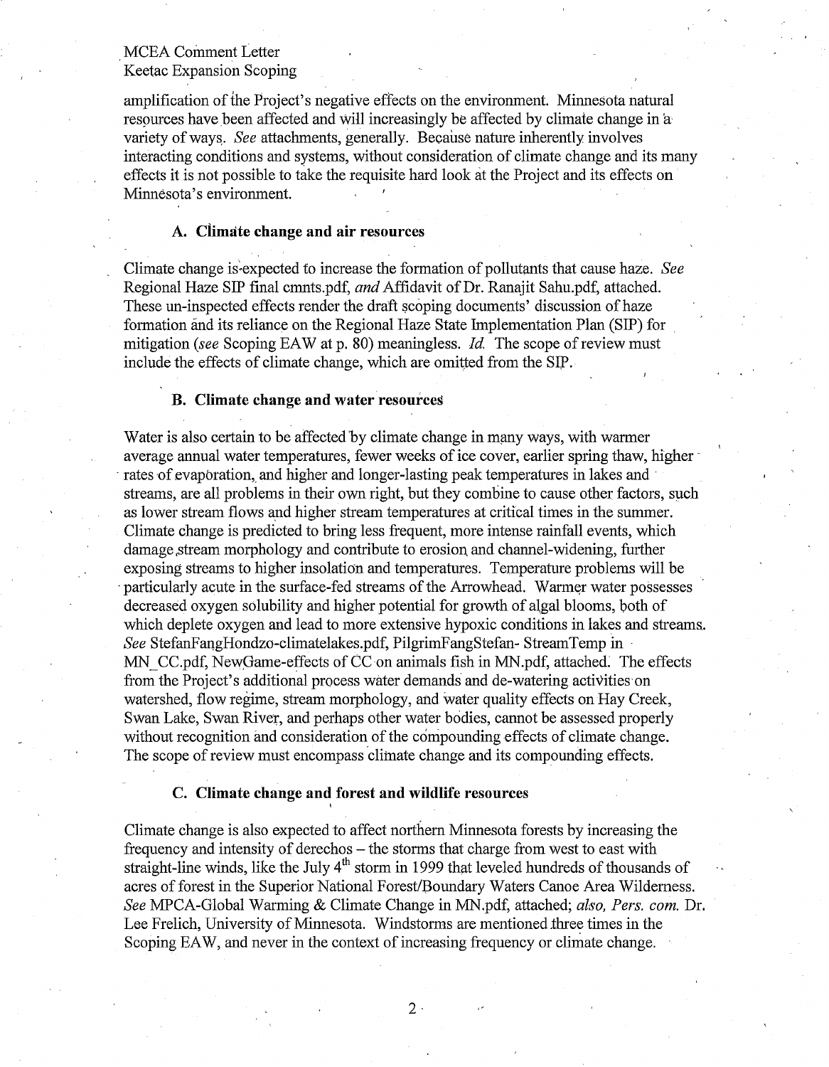amplification of the Project's negative effects on the environment. Minnesota natural resources have been affected and will increasingly be affected by climate change in a variety of ways. *See* attachments, generally. Because nature inherently involves interacting conditions and systems, without consideration of climate change and its many effects it is not possible to take the requisite hard look at the Project and its effects on Minnesota's environment.

### A. Climate change and air resources

Climate change is expected to increase the formation of pollutants that cause haze. *See* Regional Haze SIP final cmnts.pdf, *and* Affidavit of Dr. Ranajit Sahu.pdf, attached. These un-inspected effects render the draft scoping documents' discussion of haze formation and its reliance on the Regional Haze State Implementation Plan (SIP) for mitigation (*see* Scoping EAW at p. 80) meaningless. *Id.* The scope of review must include the effects of climate change, which are omitted from the SIP.

### B. Climate change and water resources

Water is also certain to be affected by climate change in many ways, with warmer average annual water temperatures, fewer weeks of ice cover, earlier spring thaw, higher rates of evaporation, and higher and longer-lasting peak temperatures in lakes and streams, are all problems in their own right, but they combine to cause other factors, such as lower stream flows and higher stream temperatures at critical times in the summer. Climate change is predicted to bring less frequent, more intense rainfall events, which damage stream morphology and contribute to erosion and channel-widening, further exposing streams to higher insolation and temperatures. Temperature problems will be particularly acute in the surface-fed streams of the Arrowhead. Warmer water possesses decreased oxygen solubility and higher potential for growth of algal blooms, both of which deplete oxygen and lead to more extensive hypoxic conditions in lakes and streams. *See* StefanFangHondzo-climatelakes.pdf, PilgrimFangStefan- StreamTemp in MN_CC.pdf, NewGame-effects of CC on animals fish in MN.pdf, attached. The effects from the Project's additional process water demands and de-watering activities on watershed, flow regime, stream morphology, and water quality effects on Hay Creek, Swan Lake, Swan River, and perhaps other water bodies, cannot be assessed properly without recognition and consideration of the compounding effects of climate change. The scope of review must encompass climate change and its compounding effects.

### C. Climate change and forest and wildlife resources

Climate change is also expected to affect northern Minnesota forests by increasing the frequency and intensity of derechos – the storms that charge from west to east with straight-line winds, like the July 4th storm in 1999 that leveled hundreds of thousands of acres of forest in the Superior National Forest/Boundary Waters Canoe Area Wilderness. *See* MPCA-Global Warming & Climate Change in MN.pdf, attached; *also, Pers. com.* Dr. Lee Frelich, University of Minnesota. Windstorms are mentioned three times in the Scoping EAW, and never in the context of increasing frequency or climate change.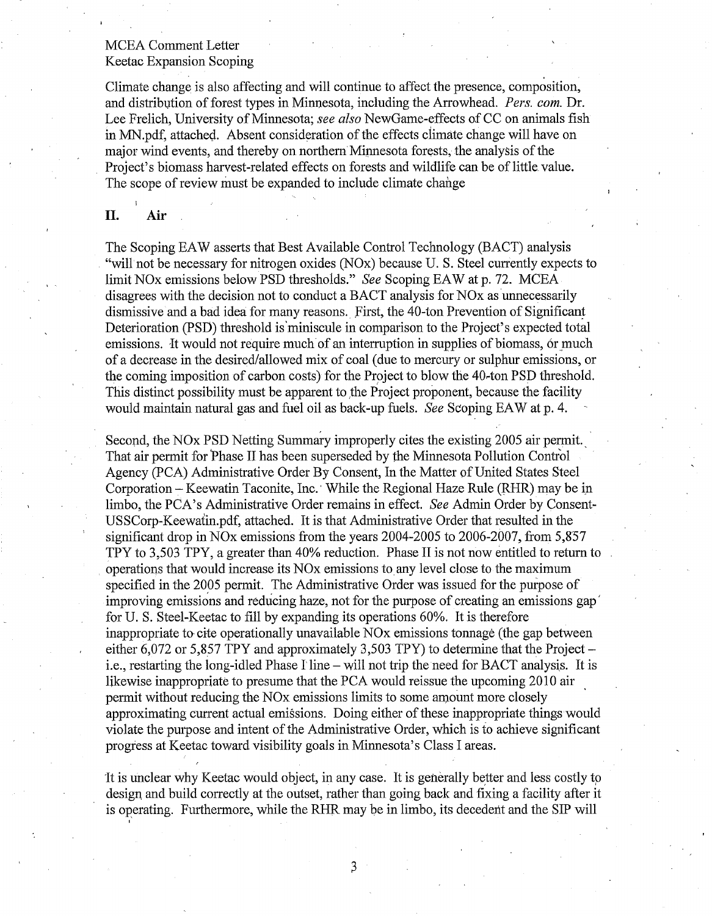Climate change is also affecting and will continue to affect the presence, composition, and distribution of forest types in Minnesota, including the Arrowhead. *Pers. com.* Dr. Lee Frelich, University of Minnesota; *see also* NewGame-effects of CC on animals fish in MN.pdf, attached. Absent consideration of the effects climate change will have on major wind events, and thereby on northern Minnesota forests, the analysis of the Project's biomass harvest-related effects on forests and wildlife can be of little value. The scope of review must be expanded to include climate change

## II. Air

The Scoping EAW asserts that Best Available Control Technology (BACT) analysis "will not be necessary for nitrogen oxides (NOx) because U. S. Steel currently expects to limit NOx emissions below PSD thresholds." *See* Scoping EAW at p. 72. MCEA disagrees with the decision not to conduct a BACT analysis for NOx as unnecessarily dismissive and a bad idea for many reasons. First, the 40-ton Prevention of Significant Deterioration (PSD) threshold is miniscule in comparison to the Project's expected total emissions. It would not require much of an interruption in supplies of biomass, or much of a decrease in the desired/allowed mix of coal (due to mercury or sulphur emissions, or the coming imposition of carbon costs) for the Project to blow the 40-ton PSD threshold. This distinct possibility must be apparent to the Project proponent, because the facility would maintain natural gas and fuel oil as back-up fuels. *See* Scoping EAW at p. 4.

Second, the NOx PSD Netting Summary improperly cites the existing 2005 air permit. That air permit for Phase II has been superseded by the Minnesota Pollution Control Agency (PCA) Administrative Order By Consent, In the Matter of United States Steel Corporation – Keewatin Taconite, Inc. While the Regional Haze Rule (RHR) may be in limbo, the PCA's Administrative Order remains in effect. *See* Admin Order by Consent-USSCorp-Keewatin.pdf, attached. It is that Administrative Order that resulted in the significant drop in NOx emissions from the years 2004-2005 to 2006-2007, from 5,857 TPY to 3,503 TPY, a greater than 40% reduction. Phase II is not now entitled to return to operations that would increase its NOx emissions to any level close to the maximum specified in the 2005 permit. The Administrative Order was issued for the purpose of improving emissions and reducing haze, not for the purpose of creating an emissions gap for U. S. Steel-Keetac to fill by expanding its operations 60%. It is therefore inappropriate to cite operationally unavailable NOx emissions tonnage (the gap between either 6,072 or 5,857 TPY and approximately 3,503 TPY) to determine that the Project – i.e., restarting the long-idled Phase I line – will not trip the need for BACT analysis. It is likewise inappropriate to presume that the PCA would reissue the upcoming 2010 air permit without reducing the NOx emissions limits to some amount more closely approximating current actual emissions. Doing either of these inappropriate things would violate the purpose and intent of the Administrative Order, which is to achieve significant progress at Keetac toward visibility goals in Minnesota's Class I areas.

It is unclear why Keetac would object, in any case. It is generally better and less costly to design and build correctly at the outset, rather than going back and fixing a facility after it is operating. Furthermore, while the RHR may be in limbo, its decedent and the SIP will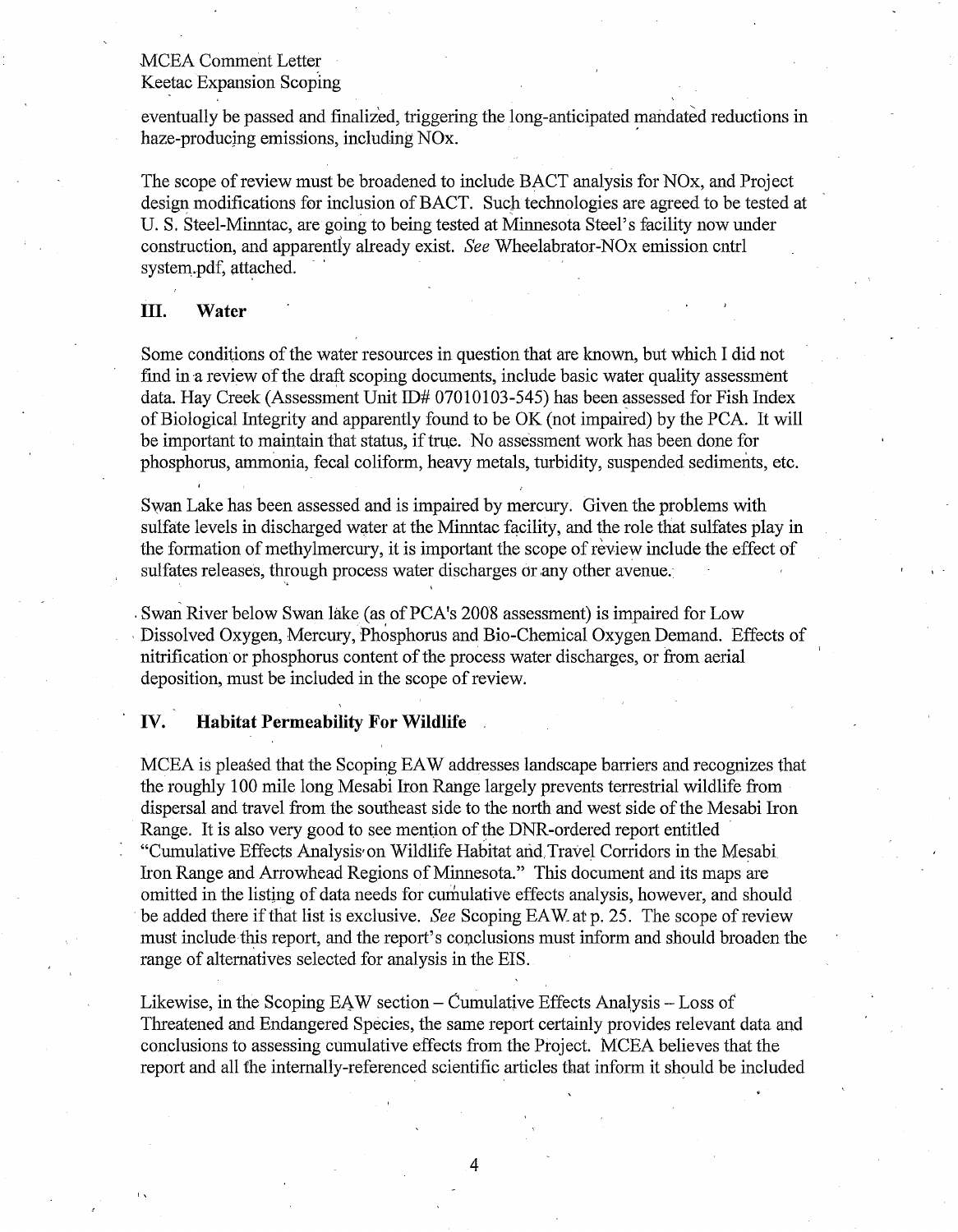eventually be passed and finalized, triggering the long-anticipated mandated reductions in haze-producing emissions, including NOx.

The scope of review must be broadened to include BACT analysis for NOx, and Project design modifications for inclusion of BACT. Such technologies are agreed to be tested at U. S. Steel-Minntac, are going to being tested at Minnesota Steel's facility now under construction, and apparently already exist. *See* Wheelabrator-NOx emission cntrl system.pdf, attached.

## III. Water

Some conditions of the water resources in question that are known, but which I did not find in a review of the draft scoping documents, include basic water quality assessment data. Hay Creek (Assessment Unit ID# 07010103-545) has been assessed for Fish Index of Biological Integrity and apparently found to be OK (not impaired) by the PCA. It will be important to maintain that status, if true. No assessment work has been done for phosphorus, ammonia, fecal coliform, heavy metals, turbidity, suspended sediments, etc.

Swan Lake has been assessed and is impaired by mercury. Given the problems with sulfate levels in discharged water at the Minntac facility, and the role that sulfates play in the formation of methylmercury, it is important the scope of review include the effect of sulfates releases, through process water discharges or any other avenue.

Swan River below Swan lake (as of PCA's 2008 assessment) is impaired for Low Dissolved Oxygen, Mercury, Phosphorus and Bio-Chemical Oxygen Demand. Effects of nitrification or phosphorus content of the process water discharges, or from aerial deposition, must be included in the scope of review.

## IV. Habitat Permeability For Wildlife

MCEA is pleased that the Scoping EAW addresses landscape barriers and recognizes that the roughly 100 mile long Mesabi Iron Range largely prevents terrestrial wildlife from dispersal and travel from the southeast side to the north and west side of the Mesabi Iron Range. It is also very good to see mention of the DNR-ordered report entitled "Cumulative Effects Analysis on Wildlife Habitat and Travel Corridors in the Mesabi Iron Range and Arrowhead Regions of Minnesota." This document and its maps are omitted in the listing of data needs for cumulative effects analysis, however, and should be added there if that list is exclusive. *See* Scoping EAW at p. 25. The scope of review must include this report, and the report's conclusions must inform and should broaden the range of alternatives selected for analysis in the EIS.

Likewise, in the Scoping EAW section – Cumulative Effects Analysis – Loss of Threatened and Endangered Species, the same report certainly provides relevant data and conclusions to assessing cumulative effects from the Project. MCEA believes that the report and all the internally-referenced scientific articles that inform it should be included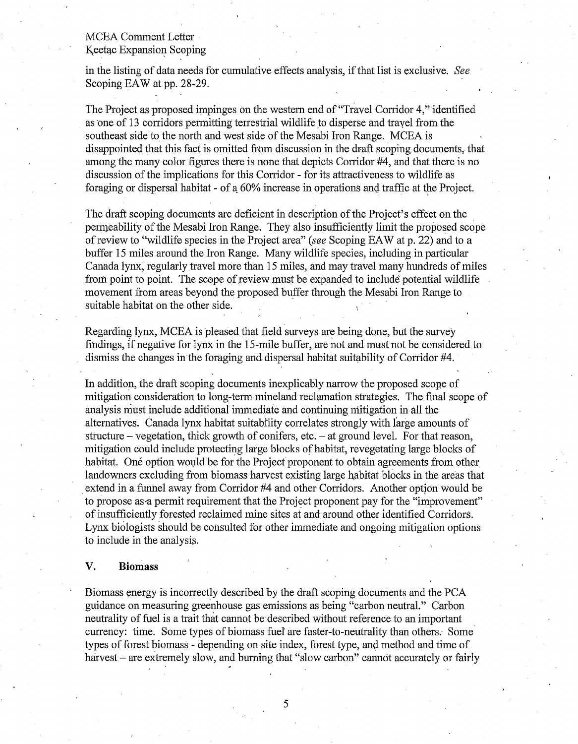in the listing of data needs for cumulative effects analysis, if that list is exclusive. *See* Scoping EAW at pp. 28-29.

The Project as proposed impinges on the western end of "Travel Corridor 4," identified as one of 13 corridors permitting terrestrial wildlife to disperse and travel from the southeast side to the north and west side of the Mesabi Iron Range. MCEA is disappointed that this fact is omitted from discussion in the draft scoping documents, that among the many color figures there is none that depicts Corridor #4, and that there is no discussion of the implications for this Corridor - for its attractiveness to wildlife as foraging or dispersal habitat - of a 60% increase in operations and traffic at the Project.

The draft scoping documents are deficient in description of the Project's effect on the permeability of the Mesabi Iron Range. They also insufficiently limit the proposed scope of review to "wildlife species in the Project area" (*see* Scoping EAW at p. 22) and to a buffer 15 miles around the Iron Range. Many wildlife species, including in particular Canada lynx, regularly travel more than 15 miles, and may travel many hundreds of miles from point to point. The scope of review must be expanded to include potential wildlife movement from areas beyond the proposed buffer through the Mesabi Iron Range to suitable habitat on the other side.

Regarding lynx, MCEA is pleased that field surveys are being done, but the survey findings, if negative for lynx in the 15-mile buffer, are not and must not be considered to dismiss the changes in the foraging and dispersal habitat suitability of Corridor #4.

In addition, the draft scoping documents inexplicably narrow the proposed scope of mitigation consideration to long-term mineland reclamation strategies. The final scope of analysis must include additional immediate and continuing mitigation in all the alternatives. Canada lynx habitat suitability correlates strongly with large amounts of structure – vegetation, thick growth of conifers, etc. – at ground level. For that reason, mitigation could include protecting large blocks of habitat, revegetating large blocks of habitat. One option would be for the Project proponent to obtain agreements from other landowners excluding from biomass harvest existing large habitat blocks in the areas that extend in a funnel away from Corridor #4 and other Corridors. Another option would be to propose as a permit requirement that the Project proponent pay for the "improvement" of insufficiently forested reclaimed mine sites at and around other identified Corridors. Lynx biologists should be consulted for other immediate and ongoing mitigation options to include in the analysis.

## V. Biomass

Biomass energy is incorrectly described by the draft scoping documents and the PCA guidance on measuring greenhouse gas emissions as being "carbon neutral." Carbon neutrality of fuel is a trait that cannot be described without reference to an important currency: time. Some types of biomass fuel are faster-to-neutrality than others. Some types of forest biomass - depending on site index, forest type, and method and time of harvest – are extremely slow, and burning that "slow carbon" cannot accurately or fairly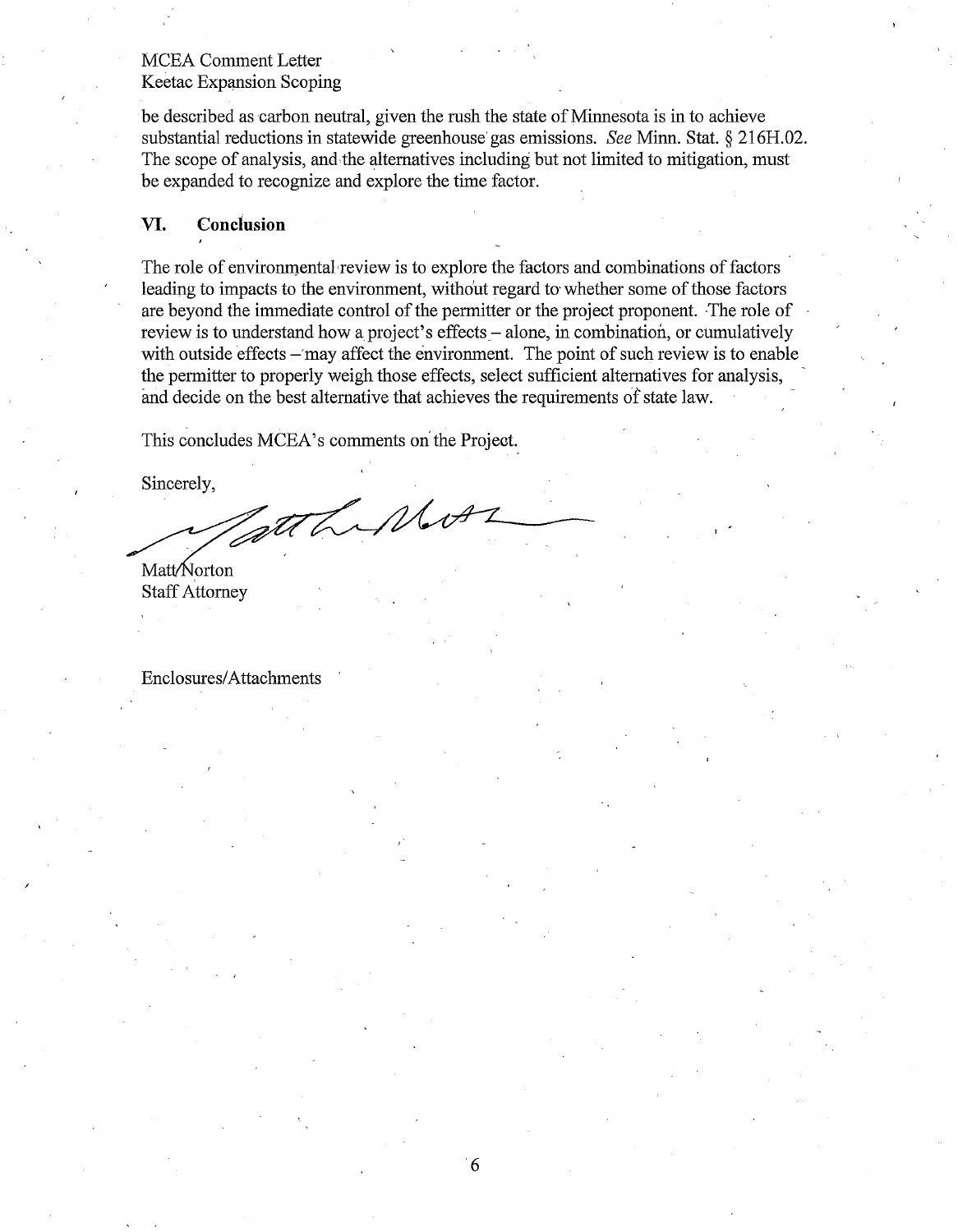be described as carbon neutral, given the rush the state of Minnesota is in to achieve substantial reductions in statewide greenhouse gas emissions. *See* Minn. Stat. § 216H.02. The scope of analysis, and the alternatives including but not limited to mitigation, must be expanded to recognize and explore the time factor.

## VI. Conclusion

The role of environmental review is to explore the factors and combinations of factors leading to impacts to the environment, without regard to whether some of those factors are beyond the immediate control of the permitter or the project proponent. The role of review is to understand how a project's effects – alone, in combination, or cumulatively with outside effects – may affect the environment. The point of such review is to enable the permitter to properly weigh those effects, select sufficient alternatives for analysis, and decide on the best alternative that achieves the requirements of state law.

This concludes MCEA's comments on the Project.

Sincerely,

Matt Norton
Staff Attorney

Enclosures/Attachments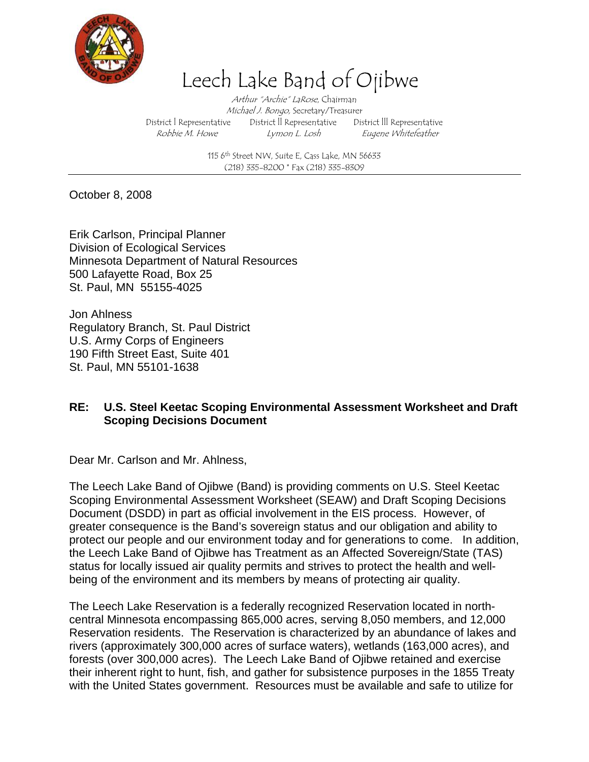# Leech Lake Band of Ojibwe

*Arthur "Archie" LaRose*, Chairman
*Michael J. Bongo*, Secretary/Treasurer

| District I Representative | District II Representative | District III Representative |
|---|---|---|
| *Robbie M. Howe* | *Lymon L. Losh* | *Eugene Whitefeather* |

115 6th Street NW, Suite E, Cass Lake, MN 56633
(218) 335-8200 * Fax (218) 335-8309

---

October 8, 2008

Erik Carlson, Principal Planner
Division of Ecological Services
Minnesota Department of Natural Resources
500 Lafayette Road, Box 25
St. Paul, MN 55155-4025

Jon Ahlness
Regulatory Branch, St. Paul District
U.S. Army Corps of Engineers
190 Fifth Street East, Suite 401
St. Paul, MN 55101-1638

**RE: U.S. Steel Keetac Scoping Environmental Assessment Worksheet and Draft Scoping Decisions Document**

Dear Mr. Carlson and Mr. Ahlness,

The Leech Lake Band of Ojibwe (Band) is providing comments on U.S. Steel Keetac Scoping Environmental Assessment Worksheet (SEAW) and Draft Scoping Decisions Document (DSDD) in part as official involvement in the EIS process. However, of greater consequence is the Band's sovereign status and our obligation and ability to protect our people and our environment today and for generations to come. In addition, the Leech Lake Band of Ojibwe has Treatment as an Affected Sovereign/State (TAS) status for locally issued air quality permits and strives to protect the health and well-being of the environment and its members by means of protecting air quality.

The Leech Lake Reservation is a federally recognized Reservation located in north-central Minnesota encompassing 865,000 acres, serving 8,050 members, and 12,000 Reservation residents. The Reservation is characterized by an abundance of lakes and rivers (approximately 300,000 acres of surface waters), wetlands (163,000 acres), and forests (over 300,000 acres). The Leech Lake Band of Ojibwe retained and exercise their inherent right to hunt, fish, and gather for subsistence purposes in the 1855 Treaty with the United States government. Resources must be available and safe to utilize for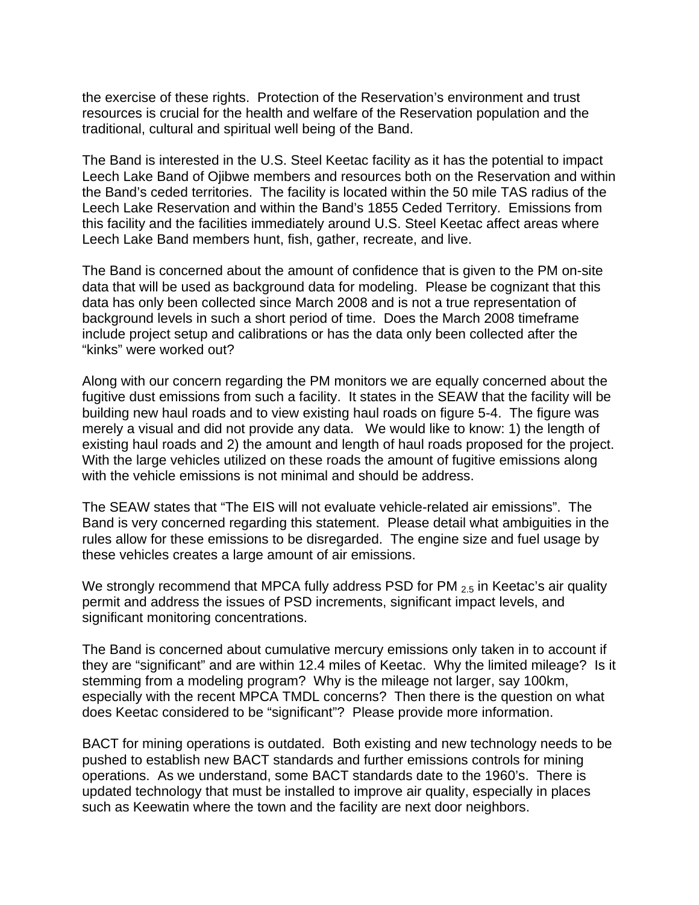the exercise of these rights. Protection of the Reservation's environment and trust resources is crucial for the health and welfare of the Reservation population and the traditional, cultural and spiritual well being of the Band.

The Band is interested in the U.S. Steel Keetac facility as it has the potential to impact Leech Lake Band of Ojibwe members and resources both on the Reservation and within the Band's ceded territories. The facility is located within the 50 mile TAS radius of the Leech Lake Reservation and within the Band's 1855 Ceded Territory. Emissions from this facility and the facilities immediately around U.S. Steel Keetac affect areas where Leech Lake Band members hunt, fish, gather, recreate, and live.

The Band is concerned about the amount of confidence that is given to the PM on-site data that will be used as background data for modeling. Please be cognizant that this data has only been collected since March 2008 and is not a true representation of background levels in such a short period of time. Does the March 2008 timeframe include project setup and calibrations or has the data only been collected after the "kinks" were worked out?

Along with our concern regarding the PM monitors we are equally concerned about the fugitive dust emissions from such a facility. It states in the SEAW that the facility will be building new haul roads and to view existing haul roads on figure 5-4. The figure was merely a visual and did not provide any data. We would like to know: 1) the length of existing haul roads and 2) the amount and length of haul roads proposed for the project. With the large vehicles utilized on these roads the amount of fugitive emissions along with the vehicle emissions is not minimal and should be address.

The SEAW states that "The EIS will not evaluate vehicle-related air emissions". The Band is very concerned regarding this statement. Please detail what ambiguities in the rules allow for these emissions to be disregarded. The engine size and fuel usage by these vehicles creates a large amount of air emissions.

We strongly recommend that MPCA fully address PSD for $PM_{2.5}$ in Keetac's air quality permit and address the issues of PSD increments, significant impact levels, and significant monitoring concentrations.

The Band is concerned about cumulative mercury emissions only taken in to account if they are "significant" and are within 12.4 miles of Keetac. Why the limited mileage? Is it stemming from a modeling program? Why is the mileage not larger, say 100km, especially with the recent MPCA TMDL concerns? Then there is the question on what does Keetac considered to be "significant"? Please provide more information.

BACT for mining operations is outdated. Both existing and new technology needs to be pushed to establish new BACT standards and further emissions controls for mining operations. As we understand, some BACT standards date to the 1960's. There is updated technology that must be installed to improve air quality, especially in places such as Keewatin where the town and the facility are next door neighbors.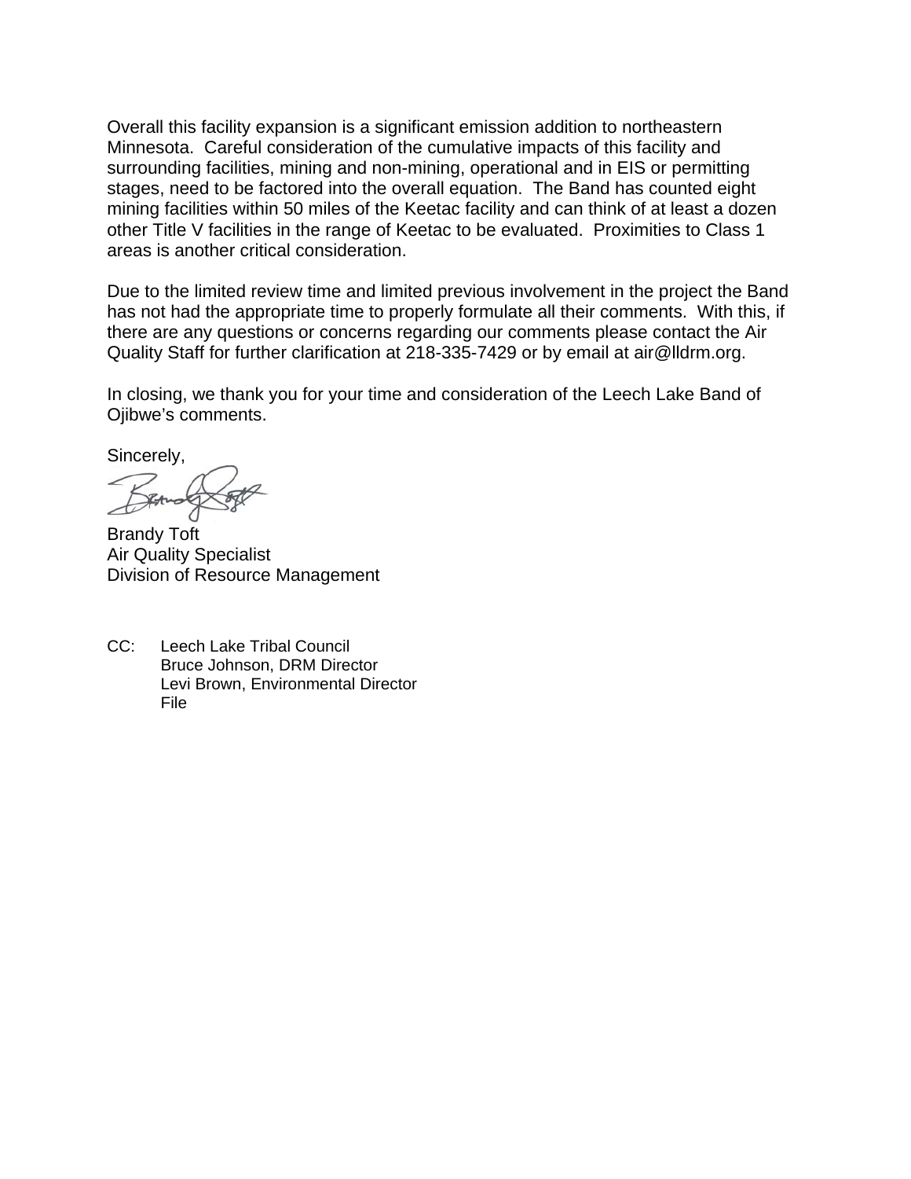Overall this facility expansion is a significant emission addition to northeastern Minnesota. Careful consideration of the cumulative impacts of this facility and surrounding facilities, mining and non-mining, operational and in EIS or permitting stages, need to be factored into the overall equation. The Band has counted eight mining facilities within 50 miles of the Keetac facility and can think of at least a dozen other Title V facilities in the range of Keetac to be evaluated. Proximities to Class 1 areas is another critical consideration.

Due to the limited review time and limited previous involvement in the project the Band has not had the appropriate time to properly formulate all their comments. With this, if there are any questions or concerns regarding our comments please contact the Air Quality Staff for further clarification at 218-335-7429 or by email at air@lldrm.org.

In closing, we thank you for your time and consideration of the Leech Lake Band of Ojibwe's comments.

Sincerely,

Brandy Toft
Air Quality Specialist
Division of Resource Management

CC: Leech Lake Tribal Council
Bruce Johnson, DRM Director
Levi Brown, Environmental Director
File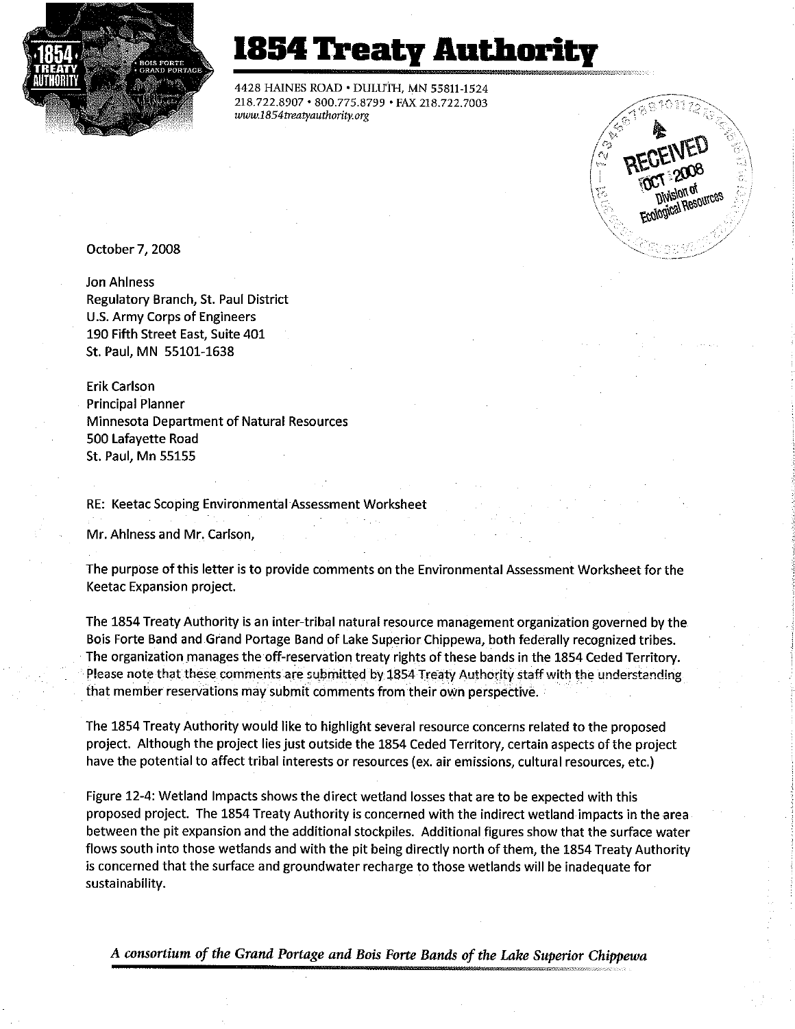# 1854 Treaty Authority

4428 HAINES ROAD • DULUTH, MN 55811-1524
218.722.8907 • 800.775.8799 • FAX 218.722.7003
www.1854treatyauthority.org

RECEIVED OCT 2008 Division of Ecological Resources

October 7, 2008

Jon Ahlness
Regulatory Branch, St. Paul District
U.S. Army Corps of Engineers
190 Fifth Street East, Suite 401
St. Paul, MN 55101-1638

Erik Carlson
Principal Planner
Minnesota Department of Natural Resources
500 Lafayette Road
St. Paul, Mn 55155

RE: Keetac Scoping Environmental Assessment Worksheet

Mr. Ahlness and Mr. Carlson,

The purpose of this letter is to provide comments on the Environmental Assessment Worksheet for the Keetac Expansion project.

The 1854 Treaty Authority is an inter-tribal natural resource management organization governed by the Bois Forte Band and Grand Portage Band of Lake Superior Chippewa, both federally recognized tribes. The organization manages the off-reservation treaty rights of these bands in the 1854 Ceded Territory. Please note that these comments are submitted by 1854 Treaty Authority staff with the understanding that member reservations may submit comments from their own perspective.

The 1854 Treaty Authority would like to highlight several resource concerns related to the proposed project. Although the project lies just outside the 1854 Ceded Territory, certain aspects of the project have the potential to affect tribal interests or resources (ex. air emissions, cultural resources, etc.)

Figure 12-4: Wetland Impacts shows the direct wetland losses that are to be expected with this proposed project. The 1854 Treaty Authority is concerned with the indirect wetland impacts in the area between the pit expansion and the additional stockpiles. Additional figures show that the surface water flows south into those wetlands and with the pit being directly north of them, the 1854 Treaty Authority is concerned that the surface and groundwater recharge to those wetlands will be inadequate for sustainability.

*A consortium of the Grand Portage and Bois Forte Bands of the Lake Superior Chippewa*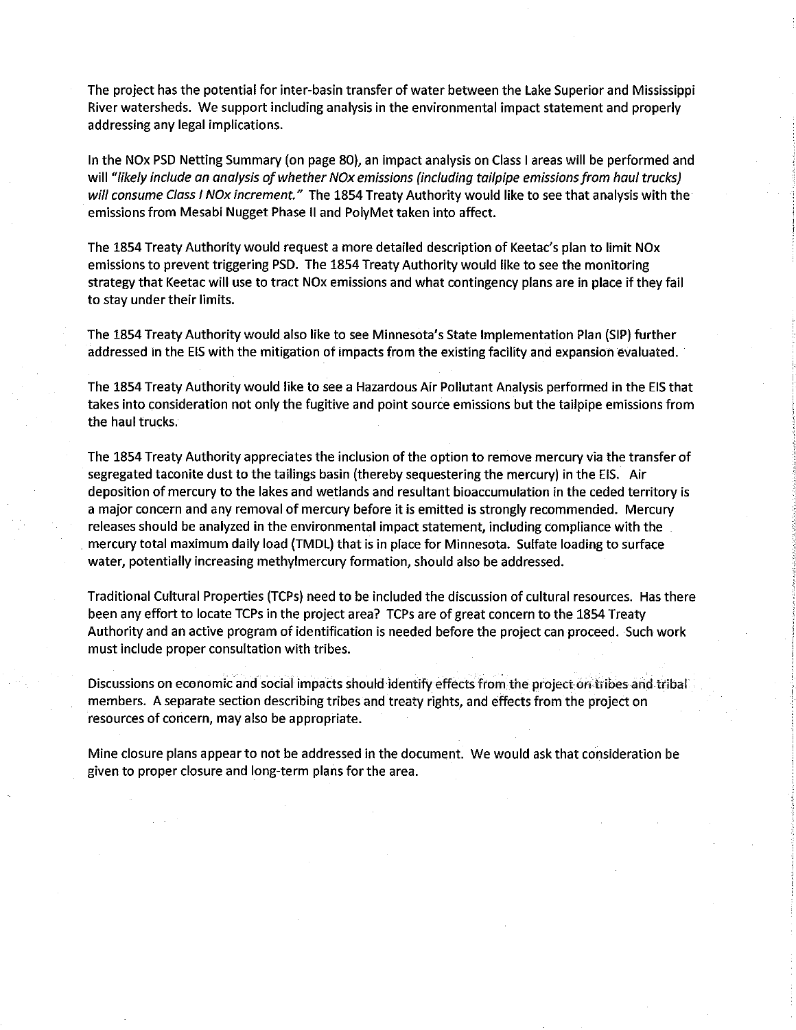The project has the potential for inter-basin transfer of water between the Lake Superior and Mississippi River watersheds. We support including analysis in the environmental impact statement and properly addressing any legal implications.

In the NOx PSD Netting Summary (on page 80), an impact analysis on Class I areas will be performed and will *"likely include an analysis of whether NOx emissions (including tailpipe emissions from haul trucks) will consume Class I NOx increment."* The 1854 Treaty Authority would like to see that analysis with the emissions from Mesabi Nugget Phase II and PolyMet taken into affect.

The 1854 Treaty Authority would request a more detailed description of Keetac's plan to limit NOx emissions to prevent triggering PSD. The 1854 Treaty Authority would like to see the monitoring strategy that Keetac will use to tract NOx emissions and what contingency plans are in place if they fail to stay under their limits.

The 1854 Treaty Authority would also like to see Minnesota's State Implementation Plan (SIP) further addressed in the EIS with the mitigation of impacts from the existing facility and expansion evaluated.

The 1854 Treaty Authority would like to see a Hazardous Air Pollutant Analysis performed in the EIS that takes into consideration not only the fugitive and point source emissions but the tailpipe emissions from the haul trucks.

The 1854 Treaty Authority appreciates the inclusion of the option to remove mercury via the transfer of segregated taconite dust to the tailings basin (thereby sequestering the mercury) in the EIS. Air deposition of mercury to the lakes and wetlands and resultant bioaccumulation in the ceded territory is a major concern and any removal of mercury before it is emitted is strongly recommended. Mercury releases should be analyzed in the environmental impact statement, including compliance with the mercury total maximum daily load (TMDL) that is in place for Minnesota. Sulfate loading to surface water, potentially increasing methylmercury formation, should also be addressed.

Traditional Cultural Properties (TCPs) need to be included the discussion of cultural resources. Has there been any effort to locate TCPs in the project area? TCPs are of great concern to the 1854 Treaty Authority and an active program of identification is needed before the project can proceed. Such work must include proper consultation with tribes.

Discussions on economic and social impacts should identify effects from the project on tribes and tribal members. A separate section describing tribes and treaty rights, and effects from the project on resources of concern, may also be appropriate.

Mine closure plans appear to not be addressed in the document. We would ask that consideration be given to proper closure and long-term plans for the area.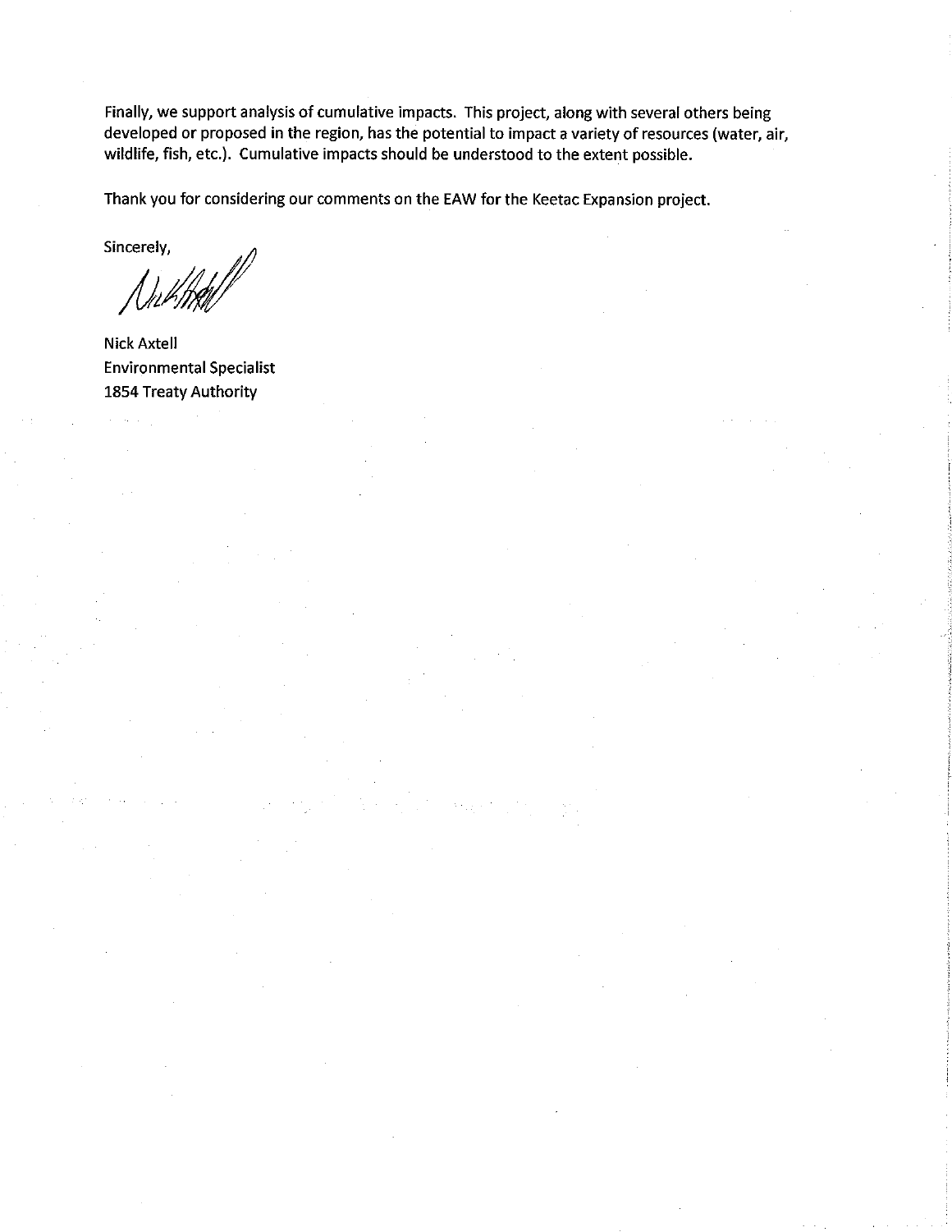Finally, we support analysis of cumulative impacts. This project, along with several others being developed or proposed in the region, has the potential to impact a variety of resources (water, air, wildlife, fish, etc.). Cumulative impacts should be understood to the extent possible.

Thank you for considering our comments on the EAW for the Keetac Expansion project.

Sincerely,

Nick Axtell
Environmental Specialist
1854 Treaty Authority